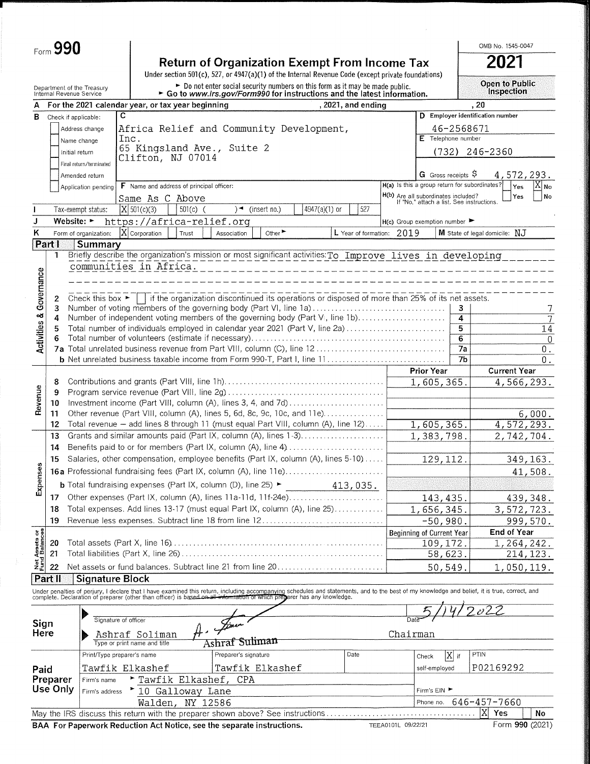Form **990**

# Return of Organization Exempt From Income Tax

**2021**

Under section 501(c), 527, or 4947(a)(1) of the Internal Revenue Code (except private foundations)

► Do not enter social security numbers on this form as it may be made public.
► Go to *www.irs.gov/Form990* for instructions and the latest information.

Department of the Treasury
Internal Revenue Service

OMB No. 1545-0047

**Open to Public Inspection**

**A** For the 2021 calendar year, or tax year beginning , 2021, and ending , 20

**B** Check if applicable:
- [ ] Address change
- [ ] Name change
- [ ] Initial return
- [ ] Final return/terminated
- [ ] Amended return
- [ ] Application pending

**C** Africa Relief and Community Development, Inc.
65 Kingsland Ave., Suite 2
Clifton, NJ 07014

**D** Employer identification number: 46-2568671

**E** Telephone number: (732) 246-2360

**G** Gross receipts $ 4,572,293.

**F** Name and address of principal officer: Same As C Above

**H(a)** Is this a group return for subordinates? [ ] Yes [X] No

**H(b)** Are all subordinates included? [ ] Yes [ ] No
If "No," attach a list. See instructions.

**I** Tax-exempt status: [X] 501(c)(3) [ ] 501(c) ( ) ◄ (insert no.) [ ] 4947(a)(1) or [ ] 527

**J** Website: ► https://africa-relief.org

**H(c)** Group exemption number ►

**K** Form of organization: [X] Corporation [ ] Trust [ ] Association [ ] Other ►

**L** Year of formation: 2019

**M** State of legal domicile: NJ

## Part I Summary

### Activities & Governance

1 Briefly describe the organization's mission or most significant activities: To Improve lives in developing communities in Africa.

2 Check this box ► [ ] if the organization discontinued its operations or disposed of more than 25% of its net assets.

| Line | Description | No. | Value |
|---|---|---|---|
| 3 | Number of voting members of the governing body (Part VI, line 1a) | 3 | 7 |
| 4 | Number of independent voting members of the governing body (Part VI, line 1b) | 4 | 7 |
| 5 | Total number of individuals employed in calendar year 2021 (Part V, line 2a) | 5 | 14 |
| 6 | Total number of volunteers (estimate if necessary) | 6 | 0 |
| 7a | Total unrelated business revenue from Part VIII, column (C), line 12 | 7a | 0. |
| b | Net unrelated business taxable income from Form 990-T, Part I, line 11 | 7b | 0. |

### Revenue / Expenses / Net Assets

| Line | Description | Prior Year | Current Year |
|---|---|---|---|
| 8 | Contributions and grants (Part VIII, line 1h) | 1,605,365. | 4,566,293. |
| 9 | Program service revenue (Part VIII, line 2g) | | |
| 10 | Investment income (Part VIII, column (A), lines 3, 4, and 7d) | | |
| 11 | Other revenue (Part VIII, column (A), lines 5, 6d, 8c, 9c, 10c, and 11e) | | 6,000. |
| 12 | Total revenue – add lines 8 through 11 (must equal Part VIII, column (A), line 12) | 1,605,365. | 4,572,293. |
| 13 | Grants and similar amounts paid (Part IX, column (A), lines 1-3) | 1,383,798. | 2,742,704. |
| 14 | Benefits paid to or for members (Part IX, column (A), line 4) | | |
| 15 | Salaries, other compensation, employee benefits (Part IX, column (A), lines 5-10) | 129,112. | 349,163. |
| 16a | Professional fundraising fees (Part IX, column (A), line 11e) | | 41,508. |
| b | Total fundraising expenses (Part IX, column (D), line 25) ► 413,035. | | |
| 17 | Other expenses (Part IX, column (A), lines 11a-11d, 11f-24e) | 143,435. | 439,348. |
| 18 | Total expenses. Add lines 13-17 (must equal Part IX, column (A), line 25) | 1,656,345. | 3,572,723. |
| 19 | Revenue less expenses. Subtract line 18 from line 12 | -50,980. | 999,570. |

| Line | Description | Beginning of Current Year | End of Year |
|---|---|---|---|
| 20 | Total assets (Part X, line 16) | 109,172. | 1,264,242. |
| 21 | Total liabilities (Part X, line 26) | 58,623. | 214,123. |
| 22 | Net assets or fund balances. Subtract line 21 from line 20 | 50,549. | 1,050,119. |

## Part II Signature Block

Under penalties of perjury, I declare that I have examined this return, including accompanying schedules and statements, and to the best of my knowledge and belief, it is true, correct, and complete. Declaration of preparer (other than officer) is based on all information of which preparer has any knowledge.

**Sign Here**

Signature of officer: A. Soliman — Date: 5/14/2022

Ashraf Soliman — Chairman
Type or print name and title

**Paid Preparer Use Only**

| Print/Type preparer's name | Preparer's signature | Date | Check [X] if self-employed | PTIN |
|---|---|---|---|---|
| Tawfik Elkashef | Tawfik Elkashef | | | P02169292 |

Firm's name ► Tawfik Elkashef, CPA
Firm's address ► 10 Galloway Lane, Walden, NY 12586
Firm's EIN ►
Phone no. 646-457-7660

May the IRS discuss this return with the preparer shown above? See instructions [X] Yes [ ] No

BAA For Paperwork Reduction Act Notice, see the separate instructions. TEEA0101L 09/22/21 Form **990** (2021)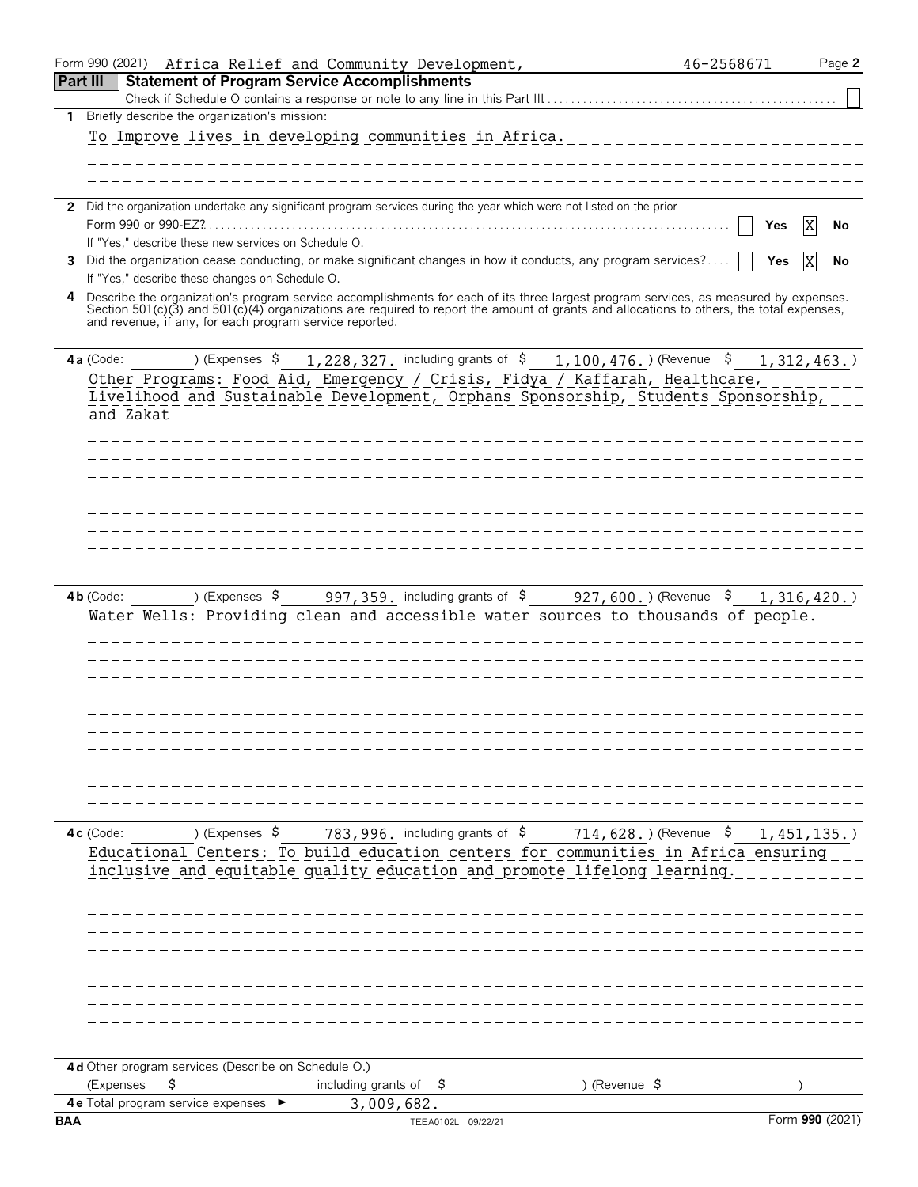Form 990 (2021) Africa Relief and Community Development, 46-2568671

## Part III Statement of Program Service Accomplishments

Check if Schedule O contains a response or note to any line in this Part III . . . . . . . . ☐

**1** Briefly describe the organization's mission:

To Improve lives in developing communities in Africa.

**2** Did the organization undertake any significant program services during the year which were not listed on the prior Form 990 or 990-EZ? . . . . . ☐ Yes ☒ No

If "Yes," describe these new services on Schedule O.

**3** Did the organization cease conducting, or make significant changes in how it conducts, any program services? . . . . ☐ Yes ☒ No

If "Yes," describe these changes on Schedule O.

**4** Describe the organization's program service accomplishments for each of its three largest program services, as measured by expenses. Section 501(c)(3) and 501(c)(4) organizations are required to report the amount of grants and allocations to others, the total expenses, and revenue, if any, for each program service reported.

**4a** (Code: ) (Expenses $ 1,228,327. including grants of $ 1,100,476.) (Revenue $ 1,312,463.)

Other Programs: Food Aid, Emergency / Crisis, Fidya / Kaffarah, Healthcare, Livelihood and Sustainable Development, Orphans Sponsorship, Students Sponsorship, and Zakat

**4b** (Code: ) (Expenses $ 997,359. including grants of $ 927,600.) (Revenue $ 1,316,420.)

Water Wells: Providing clean and accessible water sources to thousands of people.

**4c** (Code: ) (Expenses $ 783,996. including grants of $ 714,628.) (Revenue $ 1,451,135.)

Educational Centers: To build education centers for communities in Africa ensuring inclusive and equitable quality education and promote lifelong learning.

**4d** Other program services (Describe on Schedule O.)

(Expenses $ including grants of $ ) (Revenue $ )

**4e** Total program service expenses ► 3,009,682.

BAA TEEA0102L 09/22/21 Form **990** (2021)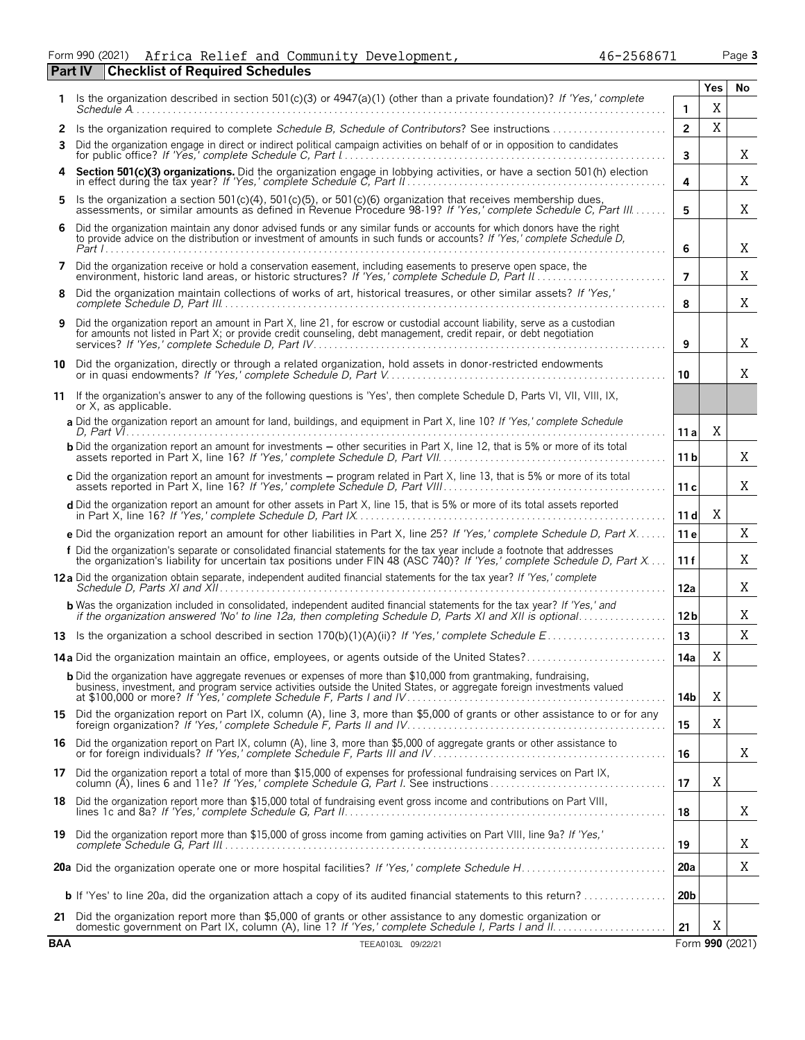Form 990 (2021) Africa Relief and Community Development, 46-2568671 Page 3

## Part IV Checklist of Required Schedules

| | Question | Line | Yes | No |
|---|---|---|---|---|
| 1 | Is the organization described in section 501(c)(3) or 4947(a)(1) (other than a private foundation)? *If 'Yes,' complete Schedule A* | 1 | X | |
| 2 | Is the organization required to complete *Schedule B, Schedule of Contributors*? See instructions | 2 | X | |
| 3 | Did the organization engage in direct or indirect political campaign activities on behalf of or in opposition to candidates for public office? *If 'Yes,' complete Schedule C, Part I* | 3 | | X |
| 4 | **Section 501(c)(3) organizations.** Did the organization engage in lobbying activities, or have a section 501(h) election in effect during the tax year? *If 'Yes,' complete Schedule C, Part II* | 4 | | X |
| 5 | Is the organization a section 501(c)(4), 501(c)(5), or 501(c)(6) organization that receives membership dues, assessments, or similar amounts as defined in Revenue Procedure 98-19? *If 'Yes,' complete Schedule C, Part III* | 5 | | X |
| 6 | Did the organization maintain any donor advised funds or any similar funds or accounts for which donors have the right to provide advice on the distribution or investment of amounts in such funds or accounts? *If 'Yes,' complete Schedule D, Part I* | 6 | | X |
| 7 | Did the organization receive or hold a conservation easement, including easements to preserve open space, the environment, historic land areas, or historic structures? *If 'Yes,' complete Schedule D, Part II* | 7 | | X |
| 8 | Did the organization maintain collections of works of art, historical treasures, or other similar assets? *If 'Yes,' complete Schedule D, Part III* | 8 | | X |
| 9 | Did the organization report an amount in Part X, line 21, for escrow or custodial account liability, serve as a custodian for amounts not listed in Part X; or provide credit counseling, debt management, credit repair, or debt negotiation services? *If 'Yes,' complete Schedule D, Part IV* | 9 | | X |
| 10 | Did the organization, directly or through a related organization, hold assets in donor-restricted endowments or in quasi endowments? *If 'Yes,' complete Schedule D, Part V* | 10 | | X |
| 11 | If the organization's answer to any of the following questions is 'Yes', then complete Schedule D, Parts VI, VII, VIII, IX, or X, as applicable. | | | |
| | **a** Did the organization report an amount for land, buildings, and equipment in Part X, line 10? *If 'Yes,' complete Schedule D, Part VI* | 11a | X | |
| | **b** Did the organization report an amount for investments – other securities in Part X, line 12, that is 5% or more of its total assets reported in Part X, line 16? *If 'Yes,' complete Schedule D, Part VII* | 11b | | X |
| | **c** Did the organization report an amount for investments – program related in Part X, line 13, that is 5% or more of its total assets reported in Part X, line 16? *If 'Yes,' complete Schedule D, Part VIII* | 11c | | X |
| | **d** Did the organization report an amount for other assets in Part X, line 15, that is 5% or more of its total assets reported in Part X, line 16? *If 'Yes,' complete Schedule D, Part IX* | 11d | X | |
| | **e** Did the organization report an amount for other liabilities in Part X, line 25? *If 'Yes,' complete Schedule D, Part X* | 11e | | X |
| | **f** Did the organization's separate or consolidated financial statements for the tax year include a footnote that addresses the organization's liability for uncertain tax positions under FIN 48 (ASC 740)? *If 'Yes,' complete Schedule D, Part X* | 11f | | X |
| 12a | Did the organization obtain separate, independent audited financial statements for the tax year? *If 'Yes,' complete Schedule D, Parts XI and XII* | 12a | | X |
| | **b** Was the organization included in consolidated, independent audited financial statements for the tax year? *If 'Yes,' and if the organization answered 'No' to line 12a, then completing Schedule D, Parts XI and XII is optional* | 12b | | X |
| 13 | Is the organization a school described in section 170(b)(1)(A)(ii)? *If 'Yes,' complete Schedule E* | 13 | | X |
| 14a | Did the organization maintain an office, employees, or agents outside of the United States? | 14a | X | |
| | **b** Did the organization have aggregate revenues or expenses of more than $10,000 from grantmaking, fundraising, business, investment, and program service activities outside the United States, or aggregate foreign investments valued at $100,000 or more? *If 'Yes,' complete Schedule F, Parts I and IV* | 14b | X | |
| 15 | Did the organization report on Part IX, column (A), line 3, more than $5,000 of grants or other assistance to or for any foreign organization? *If 'Yes,' complete Schedule F, Parts II and IV* | 15 | X | |
| 16 | Did the organization report on Part IX, column (A), line 3, more than $5,000 of aggregate grants or other assistance to or for foreign individuals? *If 'Yes,' complete Schedule F, Parts III and IV* | 16 | | X |
| 17 | Did the organization report a total of more than $15,000 of expenses for professional fundraising services on Part IX, column (A), lines 6 and 11e? *If 'Yes,' complete Schedule G, Part I.* See instructions | 17 | X | |
| 18 | Did the organization report more than $15,000 total of fundraising event gross income and contributions on Part VIII, lines 1c and 8a? *If 'Yes,' complete Schedule G, Part II* | 18 | | X |
| 19 | Did the organization report more than $15,000 of gross income from gaming activities on Part VIII, line 9a? *If 'Yes,' complete Schedule G, Part III* | 19 | | X |
| 20a | Did the organization operate one or more hospital facilities? *If 'Yes,' complete Schedule H* | 20a | | X |
| | **b** If 'Yes' to line 20a, did the organization attach a copy of its audited financial statements to this return? | 20b | | |
| 21 | Did the organization report more than $5,000 of grants or other assistance to any domestic organization or domestic government on Part IX, column (A), line 1? *If 'Yes,' complete Schedule I, Parts I and II* | 21 | X | |

BAA TEEA0103L 09/22/21 Form **990** (2021)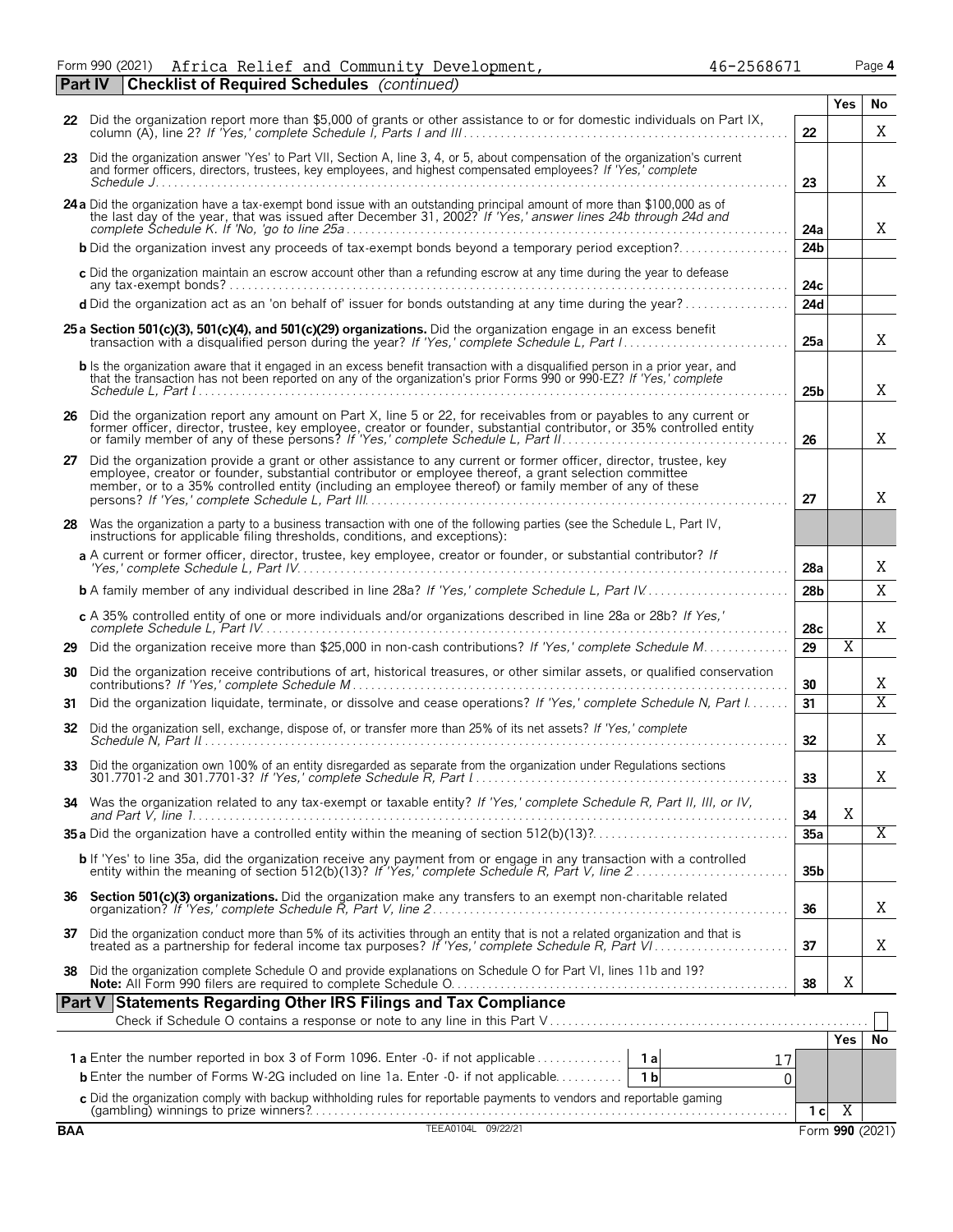Form 990 (2021) Africa Relief and Community Development, 46-2568671 Page 4

## Part IV Checklist of Required Schedules *(continued)*

| | | | Yes | No |
|---|---|---|---|---|
| 22 | Did the organization report more than $5,000 of grants or other assistance to or for domestic individuals on Part IX, column (A), line 2? *If 'Yes,' complete Schedule I, Parts I and III* | 22 | | X |
| 23 | Did the organization answer 'Yes' to Part VII, Section A, line 3, 4, or 5, about compensation of the organization's current and former officers, directors, trustees, key employees, and highest compensated employees? *If 'Yes,' complete Schedule J* | 23 | | X |
| 24a | Did the organization have a tax-exempt bond issue with an outstanding principal amount of more than $100,000 as of the last day of the year, that was issued after December 31, 2002? *If 'Yes,' answer lines 24b through 24d and complete Schedule K. If 'No,' go to line 25a* | 24a | | X |
| b | Did the organization invest any proceeds of tax-exempt bonds beyond a temporary period exception? | 24b | | |
| c | Did the organization maintain an escrow account other than a refunding escrow at any time during the year to defease any tax-exempt bonds? | 24c | | |
| d | Did the organization act as an 'on behalf of' issuer for bonds outstanding at any time during the year? | 24d | | |
| 25a | **Section 501(c)(3), 501(c)(4), and 501(c)(29) organizations.** Did the organization engage in an excess benefit transaction with a disqualified person during the year? *If 'Yes,' complete Schedule L, Part I* | 25a | | X |
| b | Is the organization aware that it engaged in an excess benefit transaction with a disqualified person in a prior year, and that the transaction has not been reported on any of the organization's prior Forms 990 or 990-EZ? *If 'Yes,' complete Schedule L, Part I* | 25b | | X |
| 26 | Did the organization report any amount on Part X, line 5 or 22, for receivables from or payables to any current or former officer, director, trustee, key employee, creator or founder, substantial contributor, or 35% controlled entity or family member of any of these persons? *If 'Yes,' complete Schedule L, Part II* | 26 | | X |
| 27 | Did the organization provide a grant or other assistance to any current or former officer, director, trustee, key employee, creator or founder, substantial contributor or employee thereof, a grant selection committee member, or to a 35% controlled entity (including an employee thereof) or family member of any of these persons? *If 'Yes,' complete Schedule L, Part III* | 27 | | X |
| 28 | Was the organization a party to a business transaction with one of the following parties (see the Schedule L, Part IV, instructions for applicable filing thresholds, conditions, and exceptions): | | | |
| a | A current or former officer, director, trustee, key employee, creator or founder, or substantial contributor? *If 'Yes,' complete Schedule L, Part IV* | 28a | | X |
| b | A family member of any individual described in line 28a? *If 'Yes,' complete Schedule L, Part IV* | 28b | | X |
| c | A 35% controlled entity of one or more individuals and/or organizations described in line 28a or 28b? *If 'Yes,' complete Schedule L, Part IV* | 28c | | X |
| 29 | Did the organization receive more than $25,000 in non-cash contributions? *If 'Yes,' complete Schedule M* | 29 | X | |
| 30 | Did the organization receive contributions of art, historical treasures, or other similar assets, or qualified conservation contributions? *If 'Yes,' complete Schedule M* | 30 | | X |
| 31 | Did the organization liquidate, terminate, or dissolve and cease operations? *If 'Yes,' complete Schedule N, Part I* | 31 | | X |
| 32 | Did the organization sell, exchange, dispose of, or transfer more than 25% of its net assets? *If 'Yes,' complete Schedule N, Part II* | 32 | | X |
| 33 | Did the organization own 100% of an entity disregarded as separate from the organization under Regulations sections 301.7701-2 and 301.7701-3? *If 'Yes,' complete Schedule R, Part I* | 33 | | X |
| 34 | Was the organization related to any tax-exempt or taxable entity? *If 'Yes,' complete Schedule R, Part II, III, or IV, and Part V, line 1* | 34 | X | |
| 35a | Did the organization have a controlled entity within the meaning of section 512(b)(13)? | 35a | | X |
| b | If 'Yes' to line 35a, did the organization receive any payment from or engage in any transaction with a controlled entity within the meaning of section 512(b)(13)? *If 'Yes,' complete Schedule R, Part V, line 2* | 35b | | |
| 36 | **Section 501(c)(3) organizations.** Did the organization make any transfers to an exempt non-charitable related organization? *If 'Yes,' complete Schedule R, Part V, line 2* | 36 | | X |
| 37 | Did the organization conduct more than 5% of its activities through an entity that is not a related organization and that is treated as a partnership for federal income tax purposes? *If 'Yes,' complete Schedule R, Part VI* | 37 | | X |
| 38 | Did the organization complete Schedule O and provide explanations on Schedule O for Part VI, lines 11b and 19? **Note:** All Form 990 filers are required to complete Schedule O | 38 | X | |

## Part V Statements Regarding Other IRS Filings and Tax Compliance

Check if Schedule O contains a response or note to any line in this Part V ☐

| | | | | | Yes | No |
|---|---|---|---|---|---|---|
| 1a | Enter the number reported in box 3 of Form 1096. Enter -0- if not applicable | 1a | 17 | | | |
| b | Enter the number of Forms W-2G included on line 1a. Enter -0- if not applicable | 1b | 0 | | | |
| c | Did the organization comply with backup withholding rules for reportable payments to vendors and reportable gaming (gambling) winnings to prize winners? | | | 1c | X | |

BAA TEEA0104L 09/22/21 Form **990** (2021)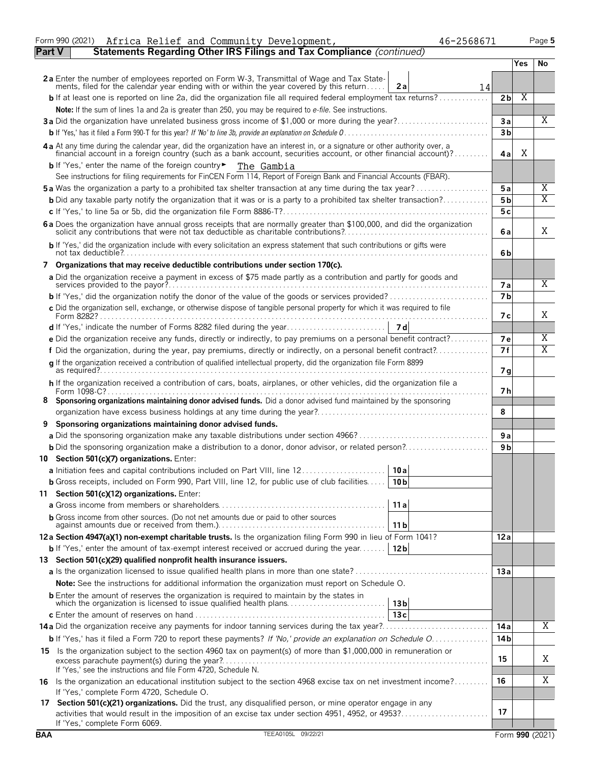Form 990 (2021) Africa Relief and Community Development, 46-2568671 Page 5

**Part V** **Statements Regarding Other IRS Filings and Tax Compliance** *(continued)*

| | | | Yes | No |
|---|---|---|---|---|
| **2a** Enter the number of employees reported on Form W-3, Transmittal of Wage and Tax Statements, filed for the calendar year ending with or within the year covered by this return | **2a** 14 | | | |
| **b** If at least one is reported on line 2a, did the organization file all required federal employment tax returns? | | **2b** | X | |
| **Note:** If the sum of lines 1a and 2a is greater than 250, you may be required to *e-file*. See instructions. | | | | |
| **3a** Did the organization have unrelated business gross income of $1,000 or more during the year? | | **3a** | | X |
| **b** If 'Yes,' has it filed a Form 990-T for this year? *If 'No' to line 3b, provide an explanation on Schedule O* | | **3b** | | |
| **4a** At any time during the calendar year, did the organization have an interest in, or a signature or other authority over, a financial account in a foreign country (such as a bank account, securities account, or other financial account)? | | **4a** | X | |
| **b** If 'Yes,' enter the name of the foreign country ► The Gambia | | | | |
| See instructions for filing requirements for FinCEN Form 114, Report of Foreign Bank and Financial Accounts (FBAR). | | | | |
| **5a** Was the organization a party to a prohibited tax shelter transaction at any time during the tax year? | | **5a** | | X |
| **b** Did any taxable party notify the organization that it was or is a party to a prohibited tax shelter transaction? | | **5b** | | X |
| **c** If 'Yes,' to line 5a or 5b, did the organization file Form 8886-T? | | **5c** | | |
| **6a** Does the organization have annual gross receipts that are normally greater than $100,000, and did the organization solicit any contributions that were not tax deductible as charitable contributions? | | **6a** | | X |
| **b** If 'Yes,' did the organization include with every solicitation an express statement that such contributions or gifts were not tax deductible? | | **6b** | | |
| **7 Organizations that may receive deductible contributions under section 170(c).** | | | | |
| **a** Did the organization receive a payment in excess of $75 made partly as a contribution and partly for goods and services provided to the payor? | | **7a** | | X |
| **b** If 'Yes,' did the organization notify the donor of the value of the goods or services provided? | | **7b** | | |
| **c** Did the organization sell, exchange, or otherwise dispose of tangible personal property for which it was required to file Form 8282? | | **7c** | | X |
| **d** If 'Yes,' indicate the number of Forms 8282 filed during the year | **7d** | | | |
| **e** Did the organization receive any funds, directly or indirectly, to pay premiums on a personal benefit contract? | | **7e** | | X |
| **f** Did the organization, during the year, pay premiums, directly or indirectly, on a personal benefit contract? | | **7f** | | X |
| **g** If the organization received a contribution of qualified intellectual property, did the organization file Form 8899 as required? | | **7g** | | |
| **h** If the organization received a contribution of cars, boats, airplanes, or other vehicles, did the organization file a Form 1098-C? | | **7h** | | |
| **8 Sponsoring organizations maintaining donor advised funds.** Did a donor advised fund maintained by the sponsoring organization have excess business holdings at any time during the year? | | **8** | | |
| **9 Sponsoring organizations maintaining donor advised funds.** | | | | |
| **a** Did the sponsoring organization make any taxable distributions under section 4966? | | **9a** | | |
| **b** Did the sponsoring organization make a distribution to a donor, donor advisor, or related person? | | **9b** | | |
| **10 Section 501(c)(7) organizations.** Enter: | | | | |
| **a** Initiation fees and capital contributions included on Part VIII, line 12 | **10a** | | | |
| **b** Gross receipts, included on Form 990, Part VIII, line 12, for public use of club facilities | **10b** | | | |
| **11 Section 501(c)(12) organizations.** Enter: | | | | |
| **a** Gross income from members or shareholders | **11a** | | | |
| **b** Gross income from other sources. (Do not net amounts due or paid to other sources against amounts due or received from them.) | **11b** | | | |
| **12a Section 4947(a)(1) non-exempt charitable trusts.** Is the organization filing Form 990 in lieu of Form 1041? | | **12a** | | |
| **b** If 'Yes,' enter the amount of tax-exempt interest received or accrued during the year | **12b** | | | |
| **13 Section 501(c)(29) qualified nonprofit health insurance issuers.** | | | | |
| **a** Is the organization licensed to issue qualified health plans in more than one state? | | **13a** | | |
| **Note:** See the instructions for additional information the organization must report on Schedule O. | | | | |
| **b** Enter the amount of reserves the organization is required to maintain by the states in which the organization is licensed to issue qualified health plans | **13b** | | | |
| **c** Enter the amount of reserves on hand | **13c** | | | |
| **14a** Did the organization receive any payments for indoor tanning services during the tax year? | | **14a** | | X |
| **b** If 'Yes,' has it filed a Form 720 to report these payments? *If 'No,' provide an explanation on Schedule O* | | **14b** | | |
| **15** Is the organization subject to the section 4960 tax on payment(s) of more than $1,000,000 in remuneration or excess parachute payment(s) during the year? If 'Yes,' see the instructions and file Form 4720, Schedule N. | | **15** | | X |
| **16** Is the organization an educational institution subject to the section 4968 excise tax on net investment income? If 'Yes,' complete Form 4720, Schedule O. | | **16** | | X |
| **17 Section 501(c)(21) organizations.** Did the trust, any disqualified person, or mine operator engage in any activities that would result in the imposition of an excise tax under section 4951, 4952, or 4953? If 'Yes,' complete Form 6069. | | **17** | | |

BAA TEEA0105L 09/22/21 Form **990** (2021)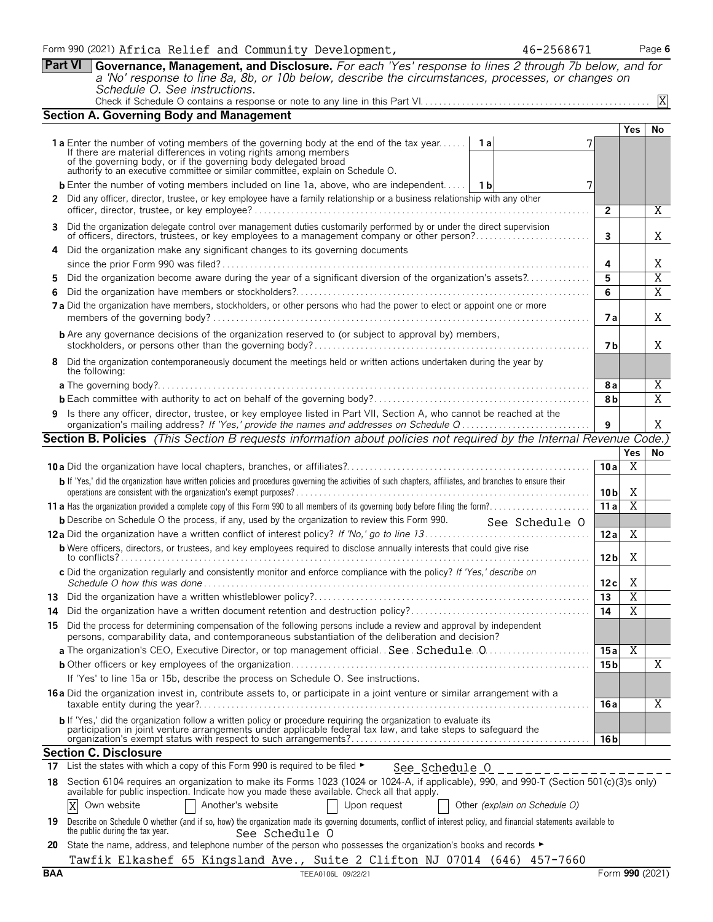Form 990 (2021) Africa Relief and Community Development, 46-2568671 Page 6

## Part VI Governance, Management, and Disclosure.

*For each 'Yes' response to lines 2 through 7b below, and for a 'No' response to line 8a, 8b, or 10b below, describe the circumstances, processes, or changes on Schedule O. See instructions.*

Check if Schedule O contains a response or note to any line in this Part VI. [X]

### Section A. Governing Body and Management

| | | Line | Yes | No |
|---|---|---|---|---|
| **1a** | Enter the number of voting members of the governing body at the end of the tax year. If there are material differences in voting rights among members of the governing body, or if the governing body delegated broad authority to an executive committee or similar committee, explain on Schedule O. — **1a** 7 | | | |
| **b** | Enter the number of voting members included on line 1a, above, who are independent. — **1b** 7 | | | |
| **2** | Did any officer, director, trustee, or key employee have a family relationship or a business relationship with any other officer, director, trustee, or key employee? | 2 | | X |
| **3** | Did the organization delegate control over management duties customarily performed by or under the direct supervision of officers, directors, trustees, or key employees to a management company or other person? | 3 | | X |
| **4** | Did the organization make any significant changes to its governing documents since the prior Form 990 was filed? | 4 | | X |
| **5** | Did the organization become aware during the year of a significant diversion of the organization's assets? | 5 | | X |
| **6** | Did the organization have members or stockholders? | 6 | | X |
| **7a** | Did the organization have members, stockholders, or other persons who had the power to elect or appoint one or more members of the governing body? | 7a | | X |
| **b** | Are any governance decisions of the organization reserved to (or subject to approval by) members, stockholders, or persons other than the governing body? | 7b | | X |
| **8** | Did the organization contemporaneously document the meetings held or written actions undertaken during the year by the following: | | | |
| **a** | The governing body? | 8a | | X |
| **b** | Each committee with authority to act on behalf of the governing body? | 8b | | X |
| **9** | Is there any officer, director, trustee, or key employee listed in Part VII, Section A, who cannot be reached at the organization's mailing address? *If 'Yes,' provide the names and addresses on Schedule O* | 9 | | X |

### Section B. Policies *(This Section B requests information about policies not required by the Internal Revenue Code.)*

| | | Line | Yes | No |
|---|---|---|---|---|
| **10a** | Did the organization have local chapters, branches, or affiliates? | 10a | X | |
| **b** | If 'Yes,' did the organization have written policies and procedures governing the activities of such chapters, affiliates, and branches to ensure their operations are consistent with the organization's exempt purposes? | 10b | X | |
| **11a** | Has the organization provided a complete copy of this Form 990 to all members of its governing body before filing the form? | 11a | X | |
| **b** | Describe on Schedule O the process, if any, used by the organization to review this Form 990. See Schedule O | | | |
| **12a** | Did the organization have a written conflict of interest policy? *If 'No,' go to line 13* | 12a | X | |
| **b** | Were officers, directors, or trustees, and key employees required to disclose annually interests that could give rise to conflicts? | 12b | X | |
| **c** | Did the organization regularly and consistently monitor and enforce compliance with the policy? *If 'Yes,' describe on Schedule O how this was done* | 12c | X | |
| **13** | Did the organization have a written whistleblower policy? | 13 | X | |
| **14** | Did the organization have a written document retention and destruction policy? | 14 | X | |
| **15** | Did the process for determining compensation of the following persons include a review and approval by independent persons, comparability data, and contemporaneous substantiation of the deliberation and decision? | | | |
| **a** | The organization's CEO, Executive Director, or top management official. See Schedule O | 15a | X | |
| **b** | Other officers or key employees of the organization | 15b | | X |
| | If 'Yes' to line 15a or 15b, describe the process on Schedule O. See instructions. | | | |
| **16a** | Did the organization invest in, contribute assets to, or participate in a joint venture or similar arrangement with a taxable entity during the year? | 16a | | X |
| **b** | If 'Yes,' did the organization follow a written policy or procedure requiring the organization to evaluate its participation in joint venture arrangements under applicable federal tax law, and take steps to safeguard the organization's exempt status with respect to such arrangements? | 16b | | |

### Section C. Disclosure

**17** List the states with which a copy of this Form 990 is required to be filed ► See Schedule O

**18** Section 6104 requires an organization to make its Forms 1023 (1024 or 1024-A, if applicable), 990, and 990-T (Section 501(c)(3)s only) available for public inspection. Indicate how you made these available. Check all that apply.

[X] Own website [ ] Another's website [ ] Upon request [ ] Other *(explain on Schedule O)*

**19** Describe on Schedule O whether (and if so, how) the organization made its governing documents, conflict of interest policy, and financial statements available to the public during the tax year. See Schedule O

**20** State the name, address, and telephone number of the person who possesses the organization's books and records ►

Tawfik Elkashef 65 Kingsland Ave., Suite 2 Clifton NJ 07014 (646) 457-7660

BAA TEEA0106L 09/22/21 Form **990** (2021)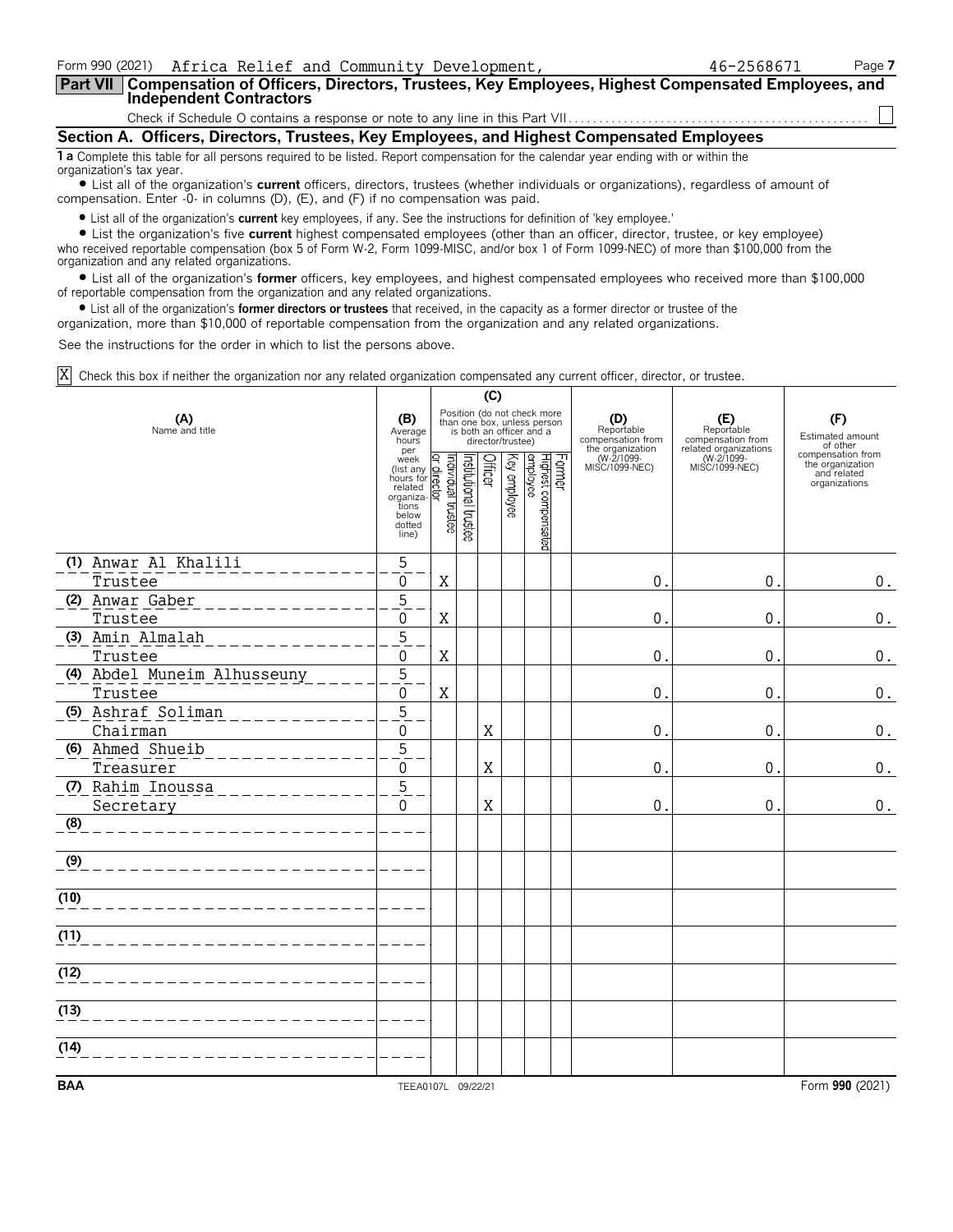Form 990 (2021) Africa Relief and Community Development, 46-2568671 Page 7

**Part VII Compensation of Officers, Directors, Trustees, Key Employees, Highest Compensated Employees, and Independent Contractors**

Check if Schedule O contains a response or note to any line in this Part VII . . . . . ☐

## Section A. Officers, Directors, Trustees, Key Employees, and Highest Compensated Employees

**1 a** Complete this table for all persons required to be listed. Report compensation for the calendar year ending with or within the organization's tax year.

- List all of the organization's **current** officers, directors, trustees (whether individuals or organizations), regardless of amount of compensation. Enter -0- in columns (D), (E), and (F) if no compensation was paid.
- List all of the organization's **current** key employees, if any. See the instructions for definition of 'key employee.'
- List the organization's five **current** highest compensated employees (other than an officer, director, trustee, or key employee) who received reportable compensation (box 5 of Form W-2, Form 1099-MISC, and/or box 1 of Form 1099-NEC) of more than $100,000 from the organization and any related organizations.
- List all of the organization's **former** officers, key employees, and highest compensated employees who received more than $100,000 of reportable compensation from the organization and any related organizations.
- List all of the organization's **former directors or trustees** that received, in the capacity as a former director or trustee of the organization, more than $10,000 of reportable compensation from the organization and any related organizations.

See the instructions for the order in which to list the persons above.

☒ Check this box if neither the organization nor any related organization compensated any current officer, director, or trustee.

| (A) Name and title | (B) Average hours per week (list any hours for related organizations below dotted line) | (C) Individual trustee or director | Institutional trustee | Officer | Key employee | Highest compensated employee | Former | (D) Reportable compensation from the organization (W-2/1099-MISC/1099-NEC) | (E) Reportable compensation from related organizations (W-2/1099-MISC/1099-NEC) | (F) Estimated amount of other compensation from the organization and related organizations |
|---|---|---|---|---|---|---|---|---|---|---|
| (1) Anwar Al Khalili<br>Trustee | 5<br>0 | X | | | | | | 0. | 0. | 0. |
| (2) Anwar Gaber<br>Trustee | 5<br>0 | X | | | | | | 0. | 0. | 0. |
| (3) Amin Almalah<br>Trustee | 5<br>0 | X | | | | | | 0. | 0. | 0. |
| (4) Abdel Muneim Alhusseuny<br>Trustee | 5<br>0 | X | | | | | | 0. | 0. | 0. |
| (5) Ashraf Soliman<br>Chairman | 5<br>0 | | | X | | | | 0. | 0. | 0. |
| (6) Ahmed Shueib<br>Treasurer | 5<br>0 | | | X | | | | 0. | 0. | 0. |
| (7) Rahim Inoussa<br>Secretary | 5<br>0 | | | X | | | | 0. | 0. | 0. |
| (8) | | | | | | | | | | |
| (9) | | | | | | | | | | |
| (10) | | | | | | | | | | |
| (11) | | | | | | | | | | |
| (12) | | | | | | | | | | |
| (13) | | | | | | | | | | |
| (14) | | | | | | | | | | |

BAA TEEA0107L 09/22/21 Form **990** (2021)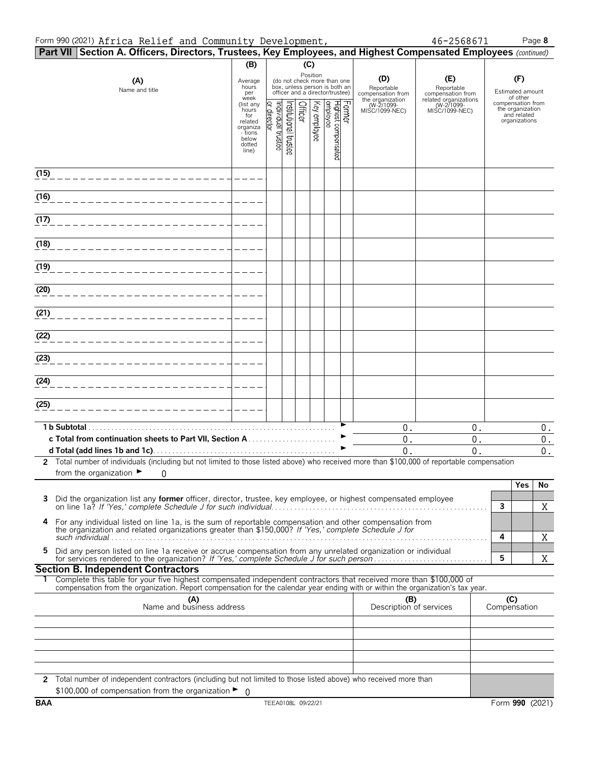Form 990 (2021) Africa Relief and Community Development, 46-2568671

**Part VII Section A. Officers, Directors, Trustees, Key Employees, and Highest Compensated Employees** *(continued)*

| (A) Name and title | (B) Average hours per week (list any hours for related organizations below dotted line) | (C) Position: Individual trustee or director | Institutional trustee | Officer | Key employee | Highest compensated employee | Former | (D) Reportable compensation from the organization (W-2/1099-MISC/1099-NEC) | (E) Reportable compensation from related organizations (W-2/1099-MISC/1099-NEC) | (F) Estimated amount of other compensation from the organization and related organizations |
|---|---|---|---|---|---|---|---|---|---|---|
| (15) | | | | | | | | | | |
| (16) | | | | | | | | | | |
| (17) | | | | | | | | | | |
| (18) | | | | | | | | | | |
| (19) | | | | | | | | | | |
| (20) | | | | | | | | | | |
| (21) | | | | | | | | | | |
| (22) | | | | | | | | | | |
| (23) | | | | | | | | | | |
| (24) | | | | | | | | | | |
| (25) | | | | | | | | | | |
| **1 b Subtotal** | | | | | | | | 0. | 0. | 0. |
| **c Total from continuation sheets to Part VII, Section A** | | | | | | | | 0. | 0. | 0. |
| **d Total (add lines 1b and 1c)** | | | | | | | | 0. | 0. | 0. |

**2** Total number of individuals (including but not limited to those listed above) who received more than $100,000 of reportable compensation from the organization ► 0

| | | | Yes | No |
|---|---|---|---|---|
| **3** | Did the organization list any **former** officer, director, trustee, key employee, or highest compensated employee on line 1a? *If 'Yes,' complete Schedule J for such individual* | 3 | | X |
| **4** | For any individual listed on line 1a, is the sum of reportable compensation and other compensation from the organization and related organizations greater than $150,000? *If 'Yes,' complete Schedule J for such individual* | 4 | | X |
| **5** | Did any person listed on line 1a receive or accrue compensation from any unrelated organization or individual for services rendered to the organization? *If 'Yes,' complete Schedule J for such person* | 5 | | X |

**Section B. Independent Contractors**

**1** Complete this table for your five highest compensated independent contractors that received more than $100,000 of compensation from the organization. Report compensation for the calendar year ending with or within the organization's tax year.

| (A) Name and business address | (B) Description of services | (C) Compensation |
|---|---|---|
| | | |
| | | |
| | | |
| | | |
| | | |

**2** Total number of independent contractors (including but not limited to those listed above) who received more than $100,000 of compensation from the organization ► 0

BAA TEEA0108L 09/22/21 Form **990** (2021)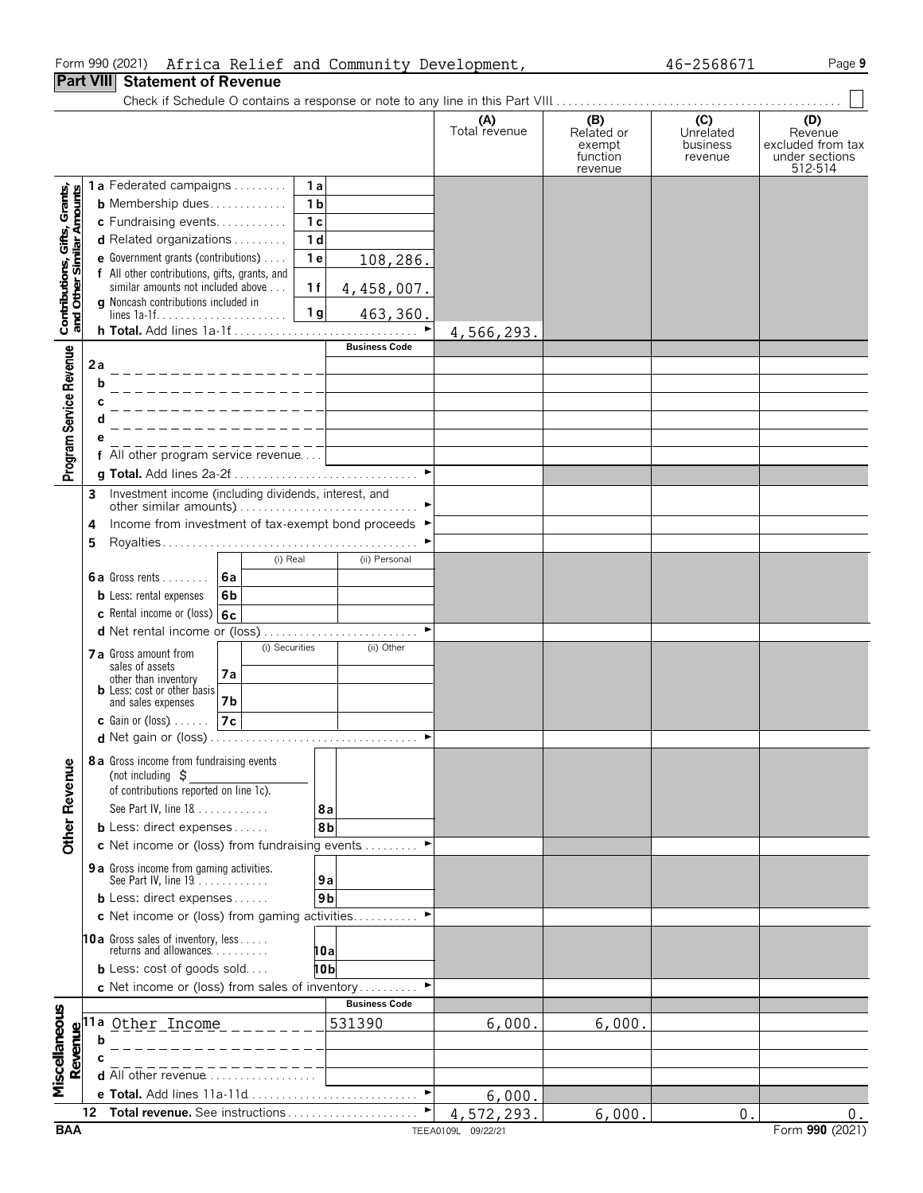Form 990 (2021) Africa Relief and Community Development, 46-2568671

## Part VIII Statement of Revenue

Check if Schedule O contains a response or note to any line in this Part VIII ☐

| | | | (A) Total revenue | (B) Related or exempt function revenue | (C) Unrelated business revenue | (D) Revenue excluded from tax under sections 512-514 |
|---|---|---|---|---|---|---|
| **Contributions, Gifts, Grants, and Other Similar Amounts** | 1a Federated campaigns | 1a | | | | |
| | b Membership dues | 1b | | | | |
| | c Fundraising events | 1c | | | | |
| | d Related organizations | 1d | | | | |
| | e Government grants (contributions) | 1e 108,286. | | | | |
| | f All other contributions, gifts, grants, and similar amounts not included above | 1f 4,458,007. | | | | |
| | g Noncash contributions included in lines 1a-1f | 1g 463,360. | | | | |
| | h **Total.** Add lines 1a-1f | ► | 4,566,293. | | | |
| **Program Service Revenue** | | Business Code | | | | |
| | 2a | | | | | |
| | b | | | | | |
| | c | | | | | |
| | d | | | | | |
| | e | | | | | |
| | f All other program service revenue | | | | | |
| | g **Total.** Add lines 2a-2f | ► | | | | |
| **Other Revenue** | 3 Investment income (including dividends, interest, and other similar amounts) | ► | | | | |
| | 4 Income from investment of tax-exempt bond proceeds | ► | | | | |
| | 5 Royalties | ► | | | | |
| | | (i) Real / (ii) Personal | | | | |
| | 6a Gross rents | 6a | | | | |
| | b Less: rental expenses | 6b | | | | |
| | c Rental income or (loss) | 6c | | | | |
| | d Net rental income or (loss) | ► | | | | |
| | | (i) Securities / (ii) Other | | | | |
| | 7a Gross amount from sales of assets other than inventory | 7a | | | | |
| | b Less: cost or other basis and sales expenses | 7b | | | | |
| | c Gain or (loss) | 7c | | | | |
| | d Net gain or (loss) | ► | | | | |
| | 8a Gross income from fundraising events (not including $ of contributions reported on line 1c). See Part IV, line 18 | 8a | | | | |
| | b Less: direct expenses | 8b | | | | |
| | c Net income or (loss) from fundraising events | ► | | | | |
| | 9a Gross income from gaming activities. See Part IV, line 19 | 9a | | | | |
| | b Less: direct expenses | 9b | | | | |
| | c Net income or (loss) from gaming activities | ► | | | | |
| | 10a Gross sales of inventory, less returns and allowances | 10a | | | | |
| | b Less: cost of goods sold | 10b | | | | |
| | c Net income or (loss) from sales of inventory | ► | | | | |
| **Miscellaneous Revenue** | | Business Code | | | | |
| | 11a Other Income | 531390 | 6,000. | 6,000. | | |
| | b | | | | | |
| | c | | | | | |
| | d All other revenue | | | | | |
| | e **Total.** Add lines 11a-11d | ► | 6,000. | | | |
| | 12 **Total revenue.** See instructions | ► | 4,572,293. | 6,000. | 0. | 0. |

BAA TEEA0109L 09/22/21 Form **990** (2021)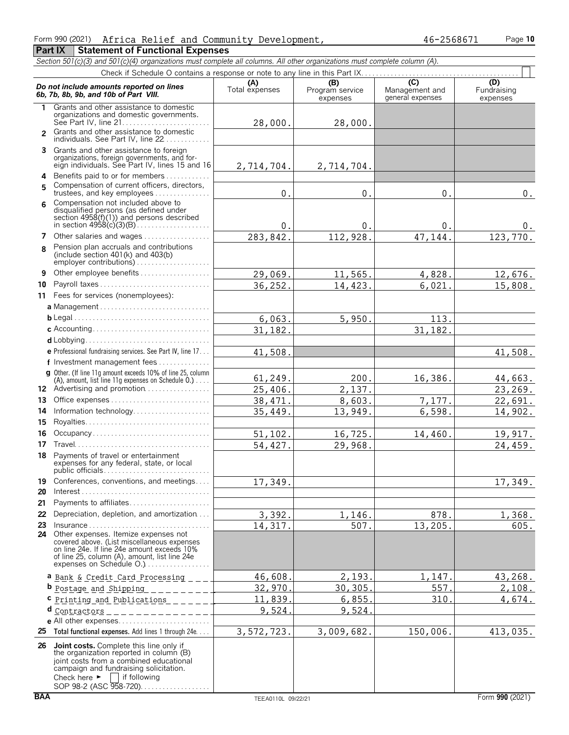Form 990 (2021) Africa Relief and Community Development, 46-2568671

**Part IX Statement of Functional Expenses**

*Section 501(c)(3) and 501(c)(4) organizations must complete all columns. All other organizations must complete column (A).*

Check if Schedule O contains a response or note to any line in this Part IX . . . . . . . . ☐

| *Do not include amounts reported on lines 6b, 7b, 8b, 9b, and 10b of Part VIII.* | (A) Total expenses | (B) Program service expenses | (C) Management and general expenses | (D) Fundraising expenses |
|---|---|---|---|---|
| **1** Grants and other assistance to domestic organizations and domestic governments. See Part IV, line 21 | 28,000. | 28,000. | | |
| **2** Grants and other assistance to domestic individuals. See Part IV, line 22 | | | | |
| **3** Grants and other assistance to foreign organizations, foreign governments, and foreign individuals. See Part IV, lines 15 and 16 | 2,714,704. | 2,714,704. | | |
| **4** Benefits paid to or for members | | | | |
| **5** Compensation of current officers, directors, trustees, and key employees | 0. | 0. | 0. | 0. |
| **6** Compensation not included above to disqualified persons (as defined under section 4958(f)(1)) and persons described in section 4958(c)(3)(B) | 0. | 0. | 0. | 0. |
| **7** Other salaries and wages | 283,842. | 112,928. | 47,144. | 123,770. |
| **8** Pension plan accruals and contributions (include section 401(k) and 403(b) employer contributions) | | | | |
| **9** Other employee benefits | 29,069. | 11,565. | 4,828. | 12,676. |
| **10** Payroll taxes | 36,252. | 14,423. | 6,021. | 15,808. |
| **11** Fees for services (nonemployees): | | | | |
| **a** Management | | | | |
| **b** Legal | 6,063. | 5,950. | 113. | |
| **c** Accounting | 31,182. | | 31,182. | |
| **d** Lobbying | | | | |
| **e** Professional fundraising services. See Part IV, line 17 | 41,508. | | | 41,508. |
| **f** Investment management fees | | | | |
| **g** Other. (If line 11g amount exceeds 10% of line 25, column (A), amount, list line 11g expenses on Schedule O.) | 61,249. | 200. | 16,386. | 44,663. |
| **12** Advertising and promotion | 25,406. | 2,137. | | 23,269. |
| **13** Office expenses | 38,471. | 8,603. | 7,177. | 22,691. |
| **14** Information technology | 35,449. | 13,949. | 6,598. | 14,902. |
| **15** Royalties | | | | |
| **16** Occupancy | 51,102. | 16,725. | 14,460. | 19,917. |
| **17** Travel | 54,427. | 29,968. | | 24,459. |
| **18** Payments of travel or entertainment expenses for any federal, state, or local public officials | | | | |
| **19** Conferences, conventions, and meetings | 17,349. | | | 17,349. |
| **20** Interest | | | | |
| **21** Payments to affiliates | | | | |
| **22** Depreciation, depletion, and amortization | 3,392. | 1,146. | 878. | 1,368. |
| **23** Insurance | 14,317. | 507. | 13,205. | 605. |
| **24** Other expenses. Itemize expenses not covered above. (List miscellaneous expenses on line 24e. If line 24e amount exceeds 10% of line 25, column (A), amount, list line 24e expenses on Schedule O.) | | | | |
| **a** Bank & Credit Card Processing | 46,608. | 2,193. | 1,147. | 43,268. |
| **b** Postage and Shipping | 32,970. | 30,305. | 557. | 2,108. |
| **c** Printing and Publications | 11,839. | 6,855. | 310. | 4,674. |
| **d** Contractors | 9,524. | 9,524. | | |
| **e** All other expenses | | | | |
| **25** **Total functional expenses.** Add lines 1 through 24e | 3,572,723. | 3,009,682. | 150,006. | 413,035. |
| **26** **Joint costs.** Complete this line only if the organization reported in column (B) joint costs from a combined educational campaign and fundraising solicitation. Check here ► ☐ if following SOP 98-2 (ASC 958-720) | | | | |

BAA TEEA0110L 09/22/21 Form **990** (2021)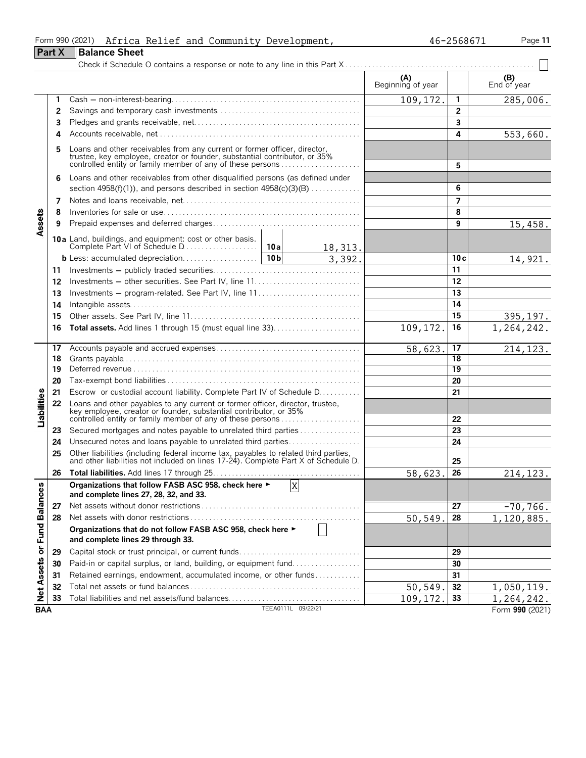Form 990 (2021) Africa Relief and Community Development, 46-2568671

## Part X Balance Sheet

Check if Schedule O contains a response or note to any line in this Part X

| | | | (A) Beginning of year | | (B) End of year |
|---|---|---|---|---|---|
| Assets | 1 | Cash — non-interest-bearing | 109,172. | 1 | 285,006. |
| | 2 | Savings and temporary cash investments | | 2 | |
| | 3 | Pledges and grants receivable, net | | 3 | |
| | 4 | Accounts receivable, net | | 4 | 553,660. |
| | 5 | Loans and other receivables from any current or former officer, director, trustee, key employee, creator or founder, substantial contributor, or 35% controlled entity or family member of any of these persons | | 5 | |
| | 6 | Loans and other receivables from other disqualified persons (as defined under section 4958(f)(1)), and persons described in section 4958(c)(3)(B) | | 6 | |
| | 7 | Notes and loans receivable, net | | 7 | |
| | 8 | Inventories for sale or use | | 8 | |
| | 9 | Prepaid expenses and deferred charges | | 9 | 15,458. |
| | 10a | Land, buildings, and equipment: cost or other basis. Complete Part VI of Schedule D — 10a: 18,313. | | | |
| | b | Less: accumulated depreciation — 10b: 3,392. | | 10c | 14,921. |
| | 11 | Investments — publicly traded securities | | 11 | |
| | 12 | Investments — other securities. See Part IV, line 11 | | 12 | |
| | 13 | Investments — program-related. See Part IV, line 11 | | 13 | |
| | 14 | Intangible assets | | 14 | |
| | 15 | Other assets. See Part IV, line 11 | | 15 | 395,197. |
| | 16 | **Total assets.** Add lines 1 through 15 (must equal line 33) | 109,172. | 16 | 1,264,242. |
| Liabilities | 17 | Accounts payable and accrued expenses | 58,623. | 17 | 214,123. |
| | 18 | Grants payable | | 18 | |
| | 19 | Deferred revenue | | 19 | |
| | 20 | Tax-exempt bond liabilities | | 20 | |
| | 21 | Escrow or custodial account liability. Complete Part IV of Schedule D | | 21 | |
| | 22 | Loans and other payables to any current or former officer, director, trustee, key employee, creator or founder, substantial contributor, or 35% controlled entity or family member of any of these persons | | 22 | |
| | 23 | Secured mortgages and notes payable to unrelated third parties | | 23 | |
| | 24 | Unsecured notes and loans payable to unrelated third parties | | 24 | |
| | 25 | Other liabilities (including federal income tax, payables to related third parties, and other liabilities not included on lines 17-24). Complete Part X of Schedule D | | 25 | |
| | 26 | **Total liabilities.** Add lines 17 through 25 | 58,623. | 26 | 214,123. |
| Net Assets or Fund Balances | | **Organizations that follow FASB ASC 958, check here ►** [X] **and complete lines 27, 28, 32, and 33.** | | | |
| | 27 | Net assets without donor restrictions | | 27 | -70,766. |
| | 28 | Net assets with donor restrictions | 50,549. | 28 | 1,120,885. |
| | | **Organizations that do not follow FASB ASC 958, check here ►** [ ] **and complete lines 29 through 33.** | | | |
| | 29 | Capital stock or trust principal, or current funds | | 29 | |
| | 30 | Paid-in or capital surplus, or land, building, or equipment fund | | 30 | |
| | 31 | Retained earnings, endowment, accumulated income, or other funds | | 31 | |
| | 32 | Total net assets or fund balances | 50,549. | 32 | 1,050,119. |
| | 33 | Total liabilities and net assets/fund balances | 109,172. | 33 | 1,264,242. |

BAA TEEA0111L 09/22/21 Form **990** (2021)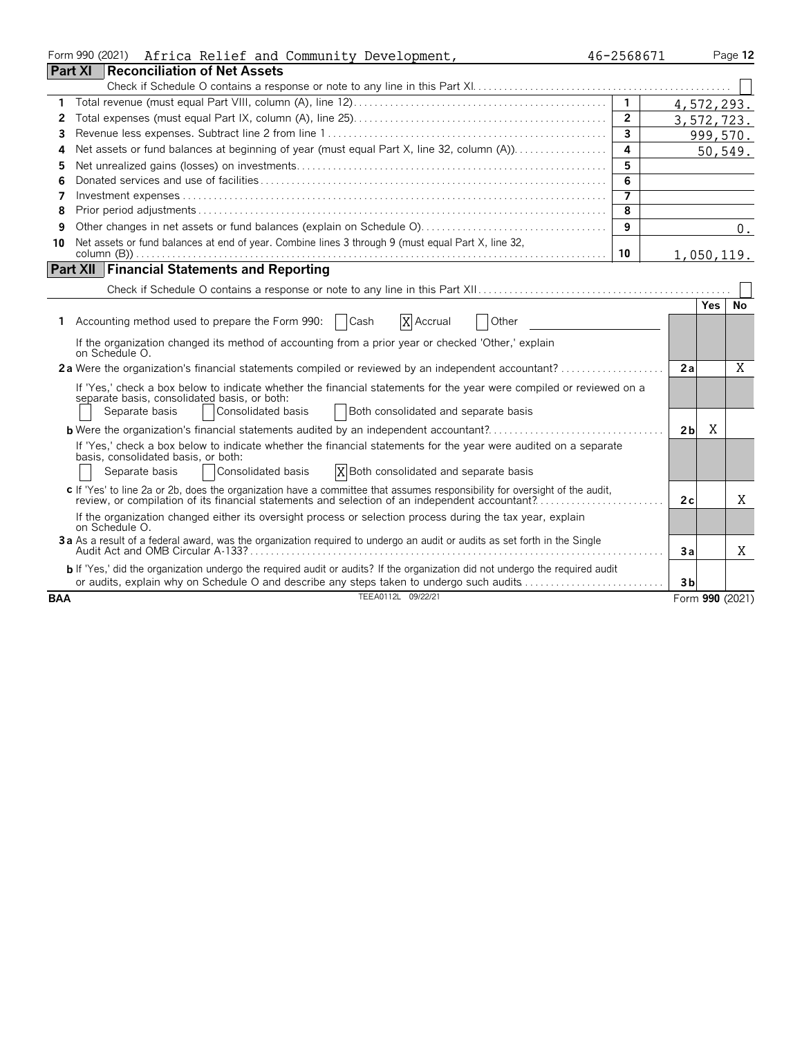Form 990 (2021) Africa Relief and Community Development, 46-2568671

## Part XI Reconciliation of Net Assets

Check if Schedule O contains a response or note to any line in this Part XI ☐

| | | | |
|---|---|---|---|
| 1 | Total revenue (must equal Part VIII, column (A), line 12) | 1 | 4,572,293. |
| 2 | Total expenses (must equal Part IX, column (A), line 25) | 2 | 3,572,723. |
| 3 | Revenue less expenses. Subtract line 2 from line 1 | 3 | 999,570. |
| 4 | Net assets or fund balances at beginning of year (must equal Part X, line 32, column (A)) | 4 | 50,549. |
| 5 | Net unrealized gains (losses) on investments | 5 | |
| 6 | Donated services and use of facilities | 6 | |
| 7 | Investment expenses | 7 | |
| 8 | Prior period adjustments | 8 | |
| 9 | Other changes in net assets or fund balances (explain on Schedule O) | 9 | 0. |
| 10 | Net assets or fund balances at end of year. Combine lines 3 through 9 (must equal Part X, line 32, column (B)) | 10 | 1,050,119. |

## Part XII Financial Statements and Reporting

Check if Schedule O contains a response or note to any line in this Part XII ☐

| | | | Yes | No |
|---|---|---|---|---|
| 1 | Accounting method used to prepare the Form 990: ☐ Cash ☒ Accrual ☐ Other | | | |
| | If the organization changed its method of accounting from a prior year or checked 'Other,' explain on Schedule O. | | | |
| 2a | Were the organization's financial statements compiled or reviewed by an independent accountant? | 2a | | X |
| | If 'Yes,' check a box below to indicate whether the financial statements for the year were compiled or reviewed on a separate basis, consolidated basis, or both: ☐ Separate basis ☐ Consolidated basis ☐ Both consolidated and separate basis | | | |
| b | Were the organization's financial statements audited by an independent accountant? | 2b | X | |
| | If 'Yes,' check a box below to indicate whether the financial statements for the year were audited on a separate basis, consolidated basis, or both: ☐ Separate basis ☐ Consolidated basis ☒ Both consolidated and separate basis | | | |
| c | If 'Yes' to line 2a or 2b, does the organization have a committee that assumes responsibility for oversight of the audit, review, or compilation of its financial statements and selection of an independent accountant? | 2c | | X |
| | If the organization changed either its oversight process or selection process during the tax year, explain on Schedule O. | | | |
| 3a | As a result of a federal award, was the organization required to undergo an audit or audits as set forth in the Single Audit Act and OMB Circular A-133? | 3a | | X |
| b | If 'Yes,' did the organization undergo the required audit or audits? If the organization did not undergo the required audit or audits, explain why on Schedule O and describe any steps taken to undergo such audits | 3b | | |

BAA TEEA0112L 09/22/21 Form 990 (2021)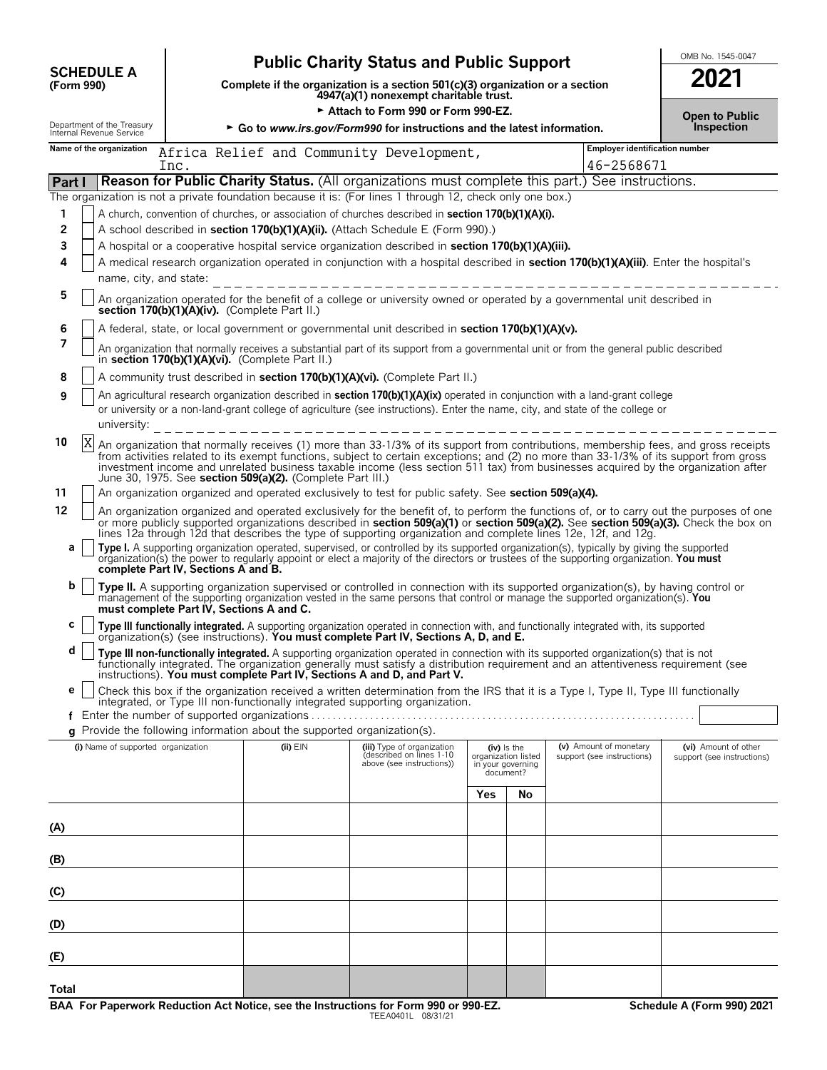**SCHEDULE A (Form 990)**

Department of the Treasury
Internal Revenue Service

# Public Charity Status and Public Support

**Complete if the organization is a section 501(c)(3) organization or a section 4947(a)(1) nonexempt charitable trust.**

► **Attach to Form 990 or Form 990-EZ.**

► **Go to *www.irs.gov/Form990* for instructions and the latest information.**

OMB No. 1545-0047

**2021**

**Open to Public Inspection**

**Name of the organization:** Africa Relief and Community Development, Inc.

**Employer identification number:** 46-2568671

## Part I — Reason for Public Charity Status. (All organizations must complete this part.) See instructions.

The organization is not a private foundation because it is: (For lines 1 through 12, check only one box.)

1. [ ] A church, convention of churches, or association of churches described in **section 170(b)(1)(A)(i).**
2. [ ] A school described in **section 170(b)(1)(A)(ii).** (Attach Schedule E (Form 990).)
3. [ ] A hospital or a cooperative hospital service organization described in **section 170(b)(1)(A)(iii).**
4. [ ] A medical research organization operated in conjunction with a hospital described in **section 170(b)(1)(A)(iii)**. Enter the hospital's name, city, and state:
5. [ ] An organization operated for the benefit of a college or university owned or operated by a governmental unit described in **section 170(b)(1)(A)(iv).** (Complete Part II.)
6. [ ] A federal, state, or local government or governmental unit described in **section 170(b)(1)(A)(v).**
7. [ ] An organization that normally receives a substantial part of its support from a governmental unit or from the general public described in **section 170(b)(1)(A)(vi).** (Complete Part II.)
8. [ ] A community trust described in **section 170(b)(1)(A)(vi).** (Complete Part II.)
9. [ ] An agricultural research organization described in **section 170(b)(1)(A)(ix)** operated in conjunction with a land-grant college or university or a non-land-grant college of agriculture (see instructions). Enter the name, city, and state of the college or university:
10. [X] An organization that normally receives (1) more than 33-1/3% of its support from contributions, membership fees, and gross receipts from activities related to its exempt functions, subject to certain exceptions; and (2) no more than 33-1/3% of its support from gross investment income and unrelated business taxable income (less section 511 tax) from businesses acquired by the organization after June 30, 1975. See **section 509(a)(2).** (Complete Part III.)
11. [ ] An organization organized and operated exclusively to test for public safety. See **section 509(a)(4).**
12. [ ] An organization organized and operated exclusively for the benefit of, to perform the functions of, or to carry out the purposes of one or more publicly supported organizations described in **section 509(a)(1)** or **section 509(a)(2).** See **section 509(a)(3).** Check the box on lines 12a through 12d that describes the type of supporting organization and complete lines 12e, 12f, and 12g.
   - **a** [ ] **Type I.** A supporting organization operated, supervised, or controlled by its supported organization(s), typically by giving the supported organization(s) the power to regularly appoint or elect a majority of the directors or trustees of the supporting organization. **You must complete Part IV, Sections A and B.**
   - **b** [ ] **Type II.** A supporting organization supervised or controlled in connection with its supported organization(s), by having control or management of the supporting organization vested in the same persons that control or manage the supported organization(s). **You must complete Part IV, Sections A and C.**
   - **c** [ ] **Type III functionally integrated.** A supporting organization operated in connection with, and functionally integrated with, its supported organization(s) (see instructions). **You must complete Part IV, Sections A, D, and E.**
   - **d** [ ] **Type III non-functionally integrated.** A supporting organization operated in connection with its supported organization(s) that is not functionally integrated. The organization generally must satisfy a distribution requirement and an attentiveness requirement (see instructions). **You must complete Part IV, Sections A and D, and Part V.**
   - **e** [ ] Check this box if the organization received a written determination from the IRS that it is a Type I, Type II, Type III functionally integrated, or Type III non-functionally integrated supporting organization.
   - **f** Enter the number of supported organizations
   - **g** Provide the following information about the supported organization(s).

| (i) Name of supported organization | (ii) EIN | (iii) Type of organization (described on lines 1-10 above (see instructions)) | (iv) Is the organization listed in your governing document? Yes | No | (v) Amount of monetary support (see instructions) | (vi) Amount of other support (see instructions) |
|---|---|---|---|---|---|---|
| (A) | | | | | | |
| (B) | | | | | | |
| (C) | | | | | | |
| (D) | | | | | | |
| (E) | | | | | | |
| Total | | | | | | |

**BAA For Paperwork Reduction Act Notice, see the Instructions for Form 990 or 990-EZ.** TEEA0401L 08/31/21 **Schedule A (Form 990) 2021**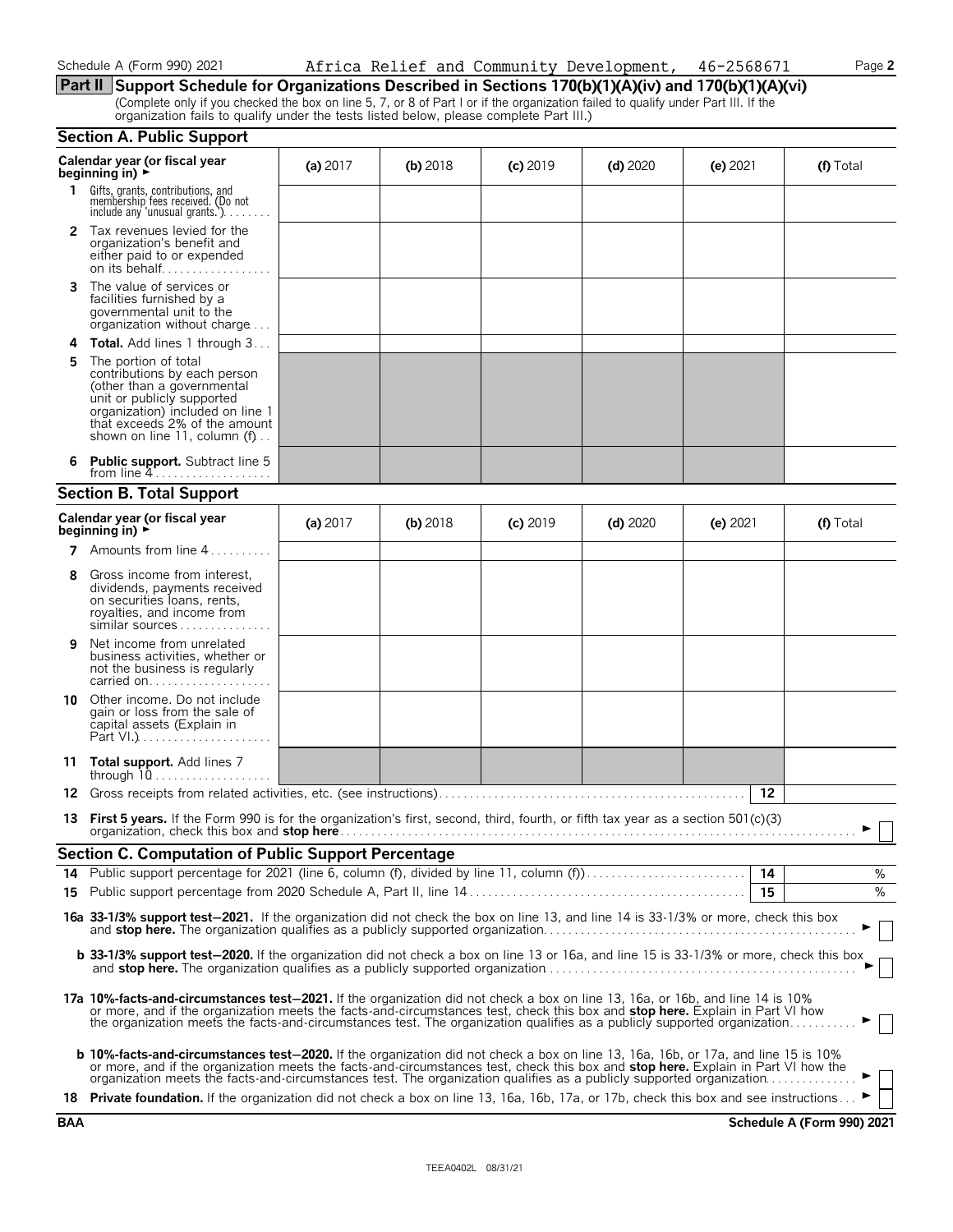Schedule A (Form 990) 2021 Africa Relief and Community Development, 46-2568671

## Part II Support Schedule for Organizations Described in Sections 170(b)(1)(A)(iv) and 170(b)(1)(A)(vi)

(Complete only if you checked the box on line 5, 7, or 8 of Part I or if the organization failed to qualify under Part III. If the organization fails to qualify under the tests listed below, please complete Part III.)

### Section A. Public Support

| Calendar year (or fiscal year beginning in) ► | (a) 2017 | (b) 2018 | (c) 2019 | (d) 2020 | (e) 2021 | (f) Total |
|---|---|---|---|---|---|---|
| 1 Gifts, grants, contributions, and membership fees received. (Do not include any 'unusual grants.') | | | | | | |
| 2 Tax revenues levied for the organization's benefit and either paid to or expended on its behalf | | | | | | |
| 3 The value of services or facilities furnished by a governmental unit to the organization without charge | | | | | | |
| 4 **Total.** Add lines 1 through 3 | | | | | | |
| 5 The portion of total contributions by each person (other than a governmental unit or publicly supported organization) included on line 1 that exceeds 2% of the amount shown on line 11, column (f) | | | | | | |
| 6 **Public support.** Subtract line 5 from line 4 | | | | | | |

### Section B. Total Support

| Calendar year (or fiscal year beginning in) ► | (a) 2017 | (b) 2018 | (c) 2019 | (d) 2020 | (e) 2021 | (f) Total |
|---|---|---|---|---|---|---|
| 7 Amounts from line 4 | | | | | | |
| 8 Gross income from interest, dividends, payments received on securities loans, rents, royalties, and income from similar sources | | | | | | |
| 9 Net income from unrelated business activities, whether or not the business is regularly carried on | | | | | | |
| 10 Other income. Do not include gain or loss from the sale of capital assets (Explain in Part VI.) | | | | | | |
| 11 **Total support.** Add lines 7 through 10 | | | | | | |

12 Gross receipts from related activities, etc. (see instructions) | 12 |

13 **First 5 years.** If the Form 990 is for the organization's first, second, third, fourth, or fifth tax year as a section 501(c)(3) organization, check this box and **stop here** ► ☐

### Section C. Computation of Public Support Percentage

14 Public support percentage for 2021 (line 6, column (f), divided by line 11, column (f)) | 14 | %

15 Public support percentage from 2020 Schedule A, Part II, line 14 | 15 | %

**16a 33-1/3% support test—2021.** If the organization did not check the box on line 13, and line 14 is 33-1/3% or more, check this box and **stop here.** The organization qualifies as a publicly supported organization ► ☐

**b 33-1/3% support test—2020.** If the organization did not check a box on line 13 or 16a, and line 15 is 33-1/3% or more, check this box and **stop here.** The organization qualifies as a publicly supported organization ► ☐

**17a 10%-facts-and-circumstances test—2021.** If the organization did not check a box on line 13, 16a, or 16b, and line 14 is 10% or more, and if the organization meets the facts-and-circumstances test, check this box and **stop here.** Explain in Part VI how the organization meets the facts-and-circumstances test. The organization qualifies as a publicly supported organization ► ☐

**b 10%-facts-and-circumstances test—2020.** If the organization did not check a box on line 13, 16a, 16b, or 17a, and line 15 is 10% or more, and if the organization meets the facts-and-circumstances test, check this box and **stop here.** Explain in Part VI how the organization meets the facts-and-circumstances test. The organization qualifies as a publicly supported organization ► ☐

**18 Private foundation.** If the organization did not check a box on line 13, 16a, 16b, 17a, or 17b, check this box and see instructions ► ☐

BAA Schedule A (Form 990) 2021

TEEA0402L 08/31/21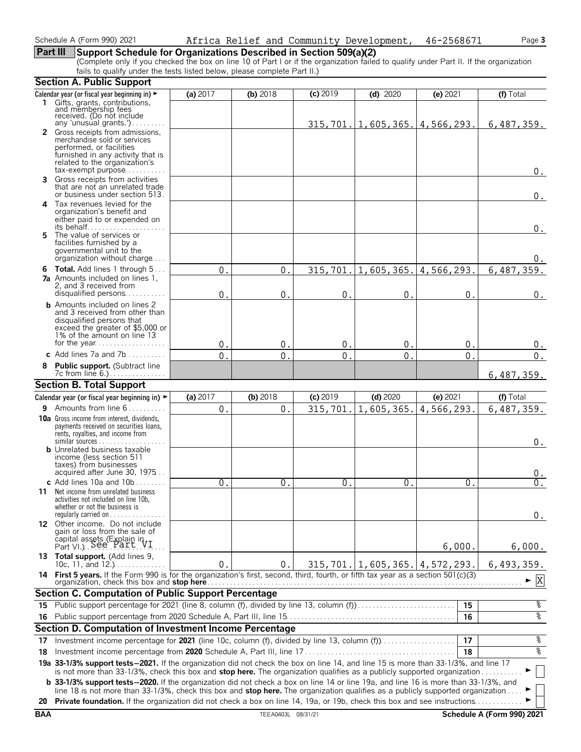Schedule A (Form 990) 2021 Africa Relief and Community Development, 46-2568671

## Part III Support Schedule for Organizations Described in Section 509(a)(2)

(Complete only if you checked the box on line 10 of Part I or if the organization failed to qualify under Part II. If the organization fails to qualify under the tests listed below, please complete Part II.)

### Section A. Public Support

| Calendar year (or fiscal year beginning in) ► | (a) 2017 | (b) 2018 | (c) 2019 | (d) 2020 | (e) 2021 | (f) Total |
|---|---|---|---|---|---|---|
| 1 Gifts, grants, contributions, and membership fees received. (Do not include any 'unusual grants.') | | | 315,701. | 1,605,365. | 4,566,293. | 6,487,359. |
| 2 Gross receipts from admissions, merchandise sold or services performed, or facilities furnished in any activity that is related to the organization's tax-exempt purpose | | | | | | 0. |
| 3 Gross receipts from activities that are not an unrelated trade or business under section 513 | | | | | | 0. |
| 4 Tax revenues levied for the organization's benefit and either paid to or expended on its behalf | | | | | | 0. |
| 5 The value of services or facilities furnished by a governmental unit to the organization without charge | | | | | | 0. |
| 6 **Total.** Add lines 1 through 5 | 0. | 0. | 315,701. | 1,605,365. | 4,566,293. | 6,487,359. |
| 7a Amounts included on lines 1, 2, and 3 received from disqualified persons | 0. | 0. | 0. | 0. | 0. | 0. |
| b Amounts included on lines 2 and 3 received from other than disqualified persons that exceed the greater of $5,000 or 1% of the amount on line 13 for the year | 0. | 0. | 0. | 0. | 0. | 0. |
| c Add lines 7a and 7b | 0. | 0. | 0. | 0. | 0. | 0. |
| 8 **Public support.** (Subtract line 7c from line 6.) | | | | | | 6,487,359. |

### Section B. Total Support

| Calendar year (or fiscal year beginning in) ► | (a) 2017 | (b) 2018 | (c) 2019 | (d) 2020 | (e) 2021 | (f) Total |
|---|---|---|---|---|---|---|
| 9 Amounts from line 6 | 0. | 0. | 315,701. | 1,605,365. | 4,566,293. | 6,487,359. |
| 10a Gross income from interest, dividends, payments received on securities loans, rents, royalties, and income from similar sources | | | | | | 0. |
| b Unrelated business taxable income (less section 511 taxes) from businesses acquired after June 30, 1975 | | | | | | 0. |
| c Add lines 10a and 10b | 0. | 0. | 0. | 0. | 0. | 0. |
| 11 Net income from unrelated business activities not included on line 10b, whether or not the business is regularly carried on | | | | | | 0. |
| 12 Other income. Do not include gain or loss from the sale of capital assets (Explain in Part VI.) See Part VI | | | | | 6,000. | 6,000. |
| 13 **Total support.** (Add lines 9, 10c, 11, and 12.) | 0. | 0. | 315,701. | 1,605,365. | 4,572,293. | 6,493,359. |

14 **First 5 years.** If the Form 990 is for the organization's first, second, third, fourth, or fifth tax year as a section 501(c)(3) organization, check this box and **stop here** ► [X]

### Section C. Computation of Public Support Percentage

| | | | |
|---|---|---|---|
| 15 | Public support percentage for 2021 (line 8, column (f), divided by line 13, column (f)) | 15 | % |
| 16 | Public support percentage from 2020 Schedule A, Part III, line 15 | 16 | % |

### Section D. Computation of Investment Income Percentage

| | | | |
|---|---|---|---|
| 17 | Investment income percentage for **2021** (line 10c, column (f), divided by line 13, column (f)) | 17 | % |
| 18 | Investment income percentage from **2020** Schedule A, Part III, line 17 | 18 | % |

**19a 33-1/3% support tests—2021.** If the organization did not check the box on line 14, and line 15 is more than 33-1/3%, and line 17 is not more than 33-1/3%, check this box and **stop here.** The organization qualifies as a publicly supported organization ► [ ]

**b 33-1/3% support tests—2020.** If the organization did not check a box on line 14 or line 19a, and line 16 is more than 33-1/3%, and line 18 is not more than 33-1/3%, check this box and **stop here.** The organization qualifies as a publicly supported organization ► [ ]

**20 Private foundation.** If the organization did not check a box on line 14, 19a, or 19b, check this box and see instructions ► [ ]

BAA TEEA0403L 08/31/21 **Schedule A (Form 990) 2021**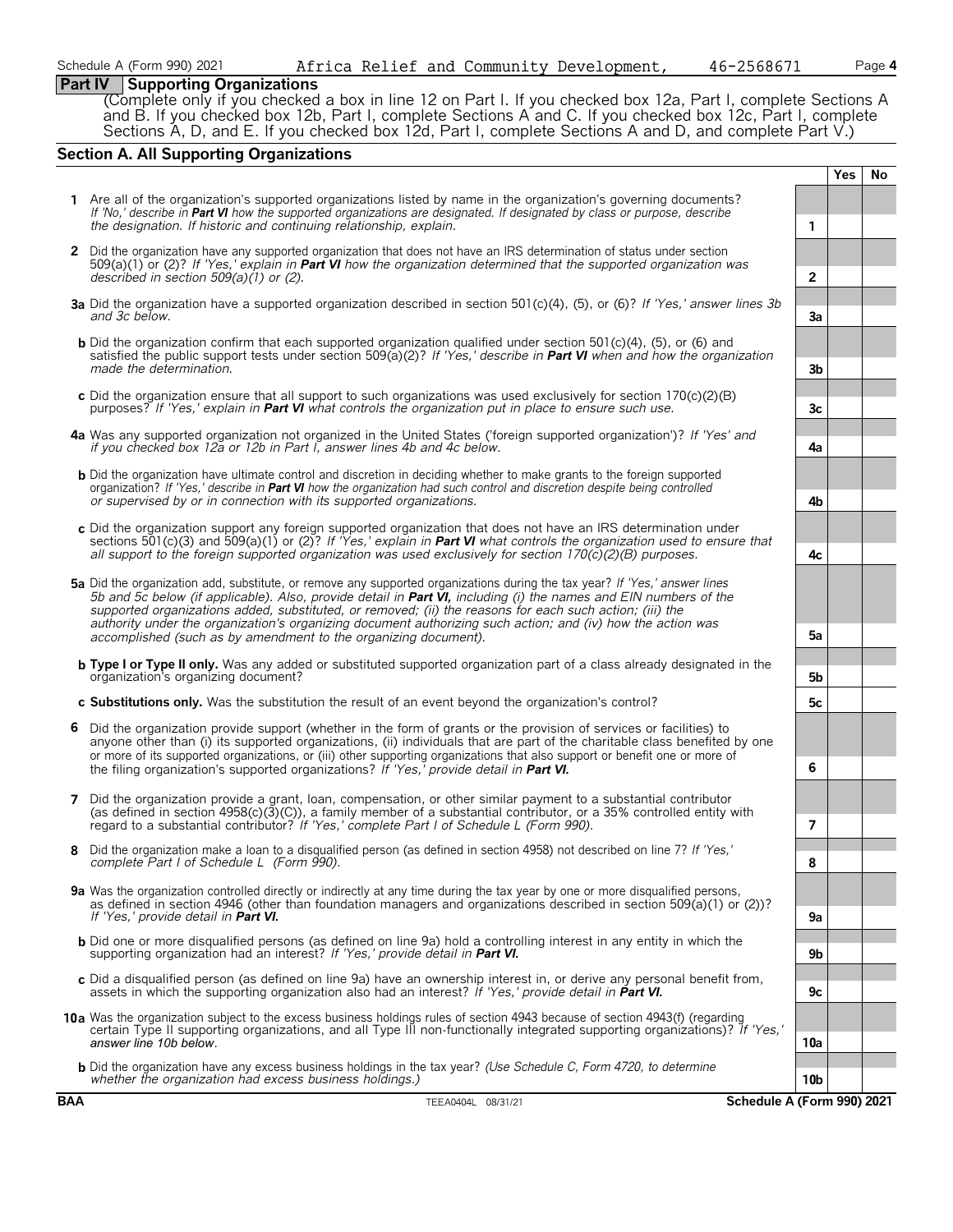## Part IV Supporting Organizations

(Complete only if you checked a box in line 12 on Part I. If you checked box 12a, Part I, complete Sections A and B. If you checked box 12b, Part I, complete Sections A and C. If you checked box 12c, Part I, complete Sections A, D, and E. If you checked box 12d, Part I, complete Sections A and D, and complete Part V.)

### Section A. All Supporting Organizations

| | | Yes | No |
|---|---|---|---|
| **1** Are all of the organization's supported organizations listed by name in the organization's governing documents? *If 'No,' describe in **Part VI** how the supported organizations are designated. If designated by class or purpose, describe the designation. If historic and continuing relationship, explain.* | 1 | | |
| **2** Did the organization have any supported organization that does not have an IRS determination of status under section 509(a)(1) or (2)? *If 'Yes,' explain in **Part VI** how the organization determined that the supported organization was described in section 509(a)(1) or (2).* | 2 | | |
| **3a** Did the organization have a supported organization described in section 501(c)(4), (5), or (6)? *If 'Yes,' answer lines 3b and 3c below.* | 3a | | |
| **b** Did the organization confirm that each supported organization qualified under section 501(c)(4), (5), or (6) and satisfied the public support tests under section 509(a)(2)? *If 'Yes,' describe in **Part VI** when and how the organization made the determination.* | 3b | | |
| **c** Did the organization ensure that all support to such organizations was used exclusively for section 170(c)(2)(B) purposes? *If 'Yes,' explain in **Part VI** what controls the organization put in place to ensure such use.* | 3c | | |
| **4a** Was any supported organization not organized in the United States ('foreign supported organization')? *If 'Yes' and if you checked box 12a or 12b in Part I, answer lines 4b and 4c below.* | 4a | | |
| **b** Did the organization have ultimate control and discretion in deciding whether to make grants to the foreign supported organization? *If 'Yes,' describe in **Part VI** how the organization had such control and discretion despite being controlled or supervised by or in connection with its supported organizations.* | 4b | | |
| **c** Did the organization support any foreign supported organization that does not have an IRS determination under sections 501(c)(3) and 509(a)(1) or (2)? *If 'Yes,' explain in **Part VI** what controls the organization used to ensure that all support to the foreign supported organization was used exclusively for section 170(c)(2)(B) purposes.* | 4c | | |
| **5a** Did the organization add, substitute, or remove any supported organizations during the tax year? *If 'Yes,' answer lines 5b and 5c below (if applicable). Also, provide detail in **Part VI,** including (i) the names and EIN numbers of the supported organizations added, substituted, or removed; (ii) the reasons for each such action; (iii) the authority under the organization's organizing document authorizing such action; and (iv) how the action was accomplished (such as by amendment to the organizing document).* | 5a | | |
| **b Type I or Type II only.** Was any added or substituted supported organization part of a class already designated in the organization's organizing document? | 5b | | |
| **c Substitutions only.** Was the substitution the result of an event beyond the organization's control? | 5c | | |
| **6** Did the organization provide support (whether in the form of grants or the provision of services or facilities) to anyone other than (i) its supported organizations, (ii) individuals that are part of the charitable class benefited by one or more of its supported organizations, or (iii) other supporting organizations that also support or benefit one or more of the filing organization's supported organizations? *If 'Yes,' provide detail in **Part VI.*** | 6 | | |
| **7** Did the organization provide a grant, loan, compensation, or other similar payment to a substantial contributor (as defined in section 4958(c)(3)(C)), a family member of a substantial contributor, or a 35% controlled entity with regard to a substantial contributor? *If 'Yes,' complete Part I of Schedule L (Form 990).* | 7 | | |
| **8** Did the organization make a loan to a disqualified person (as defined in section 4958) not described on line 7? *If 'Yes,' complete Part I of Schedule L (Form 990).* | 8 | | |
| **9a** Was the organization controlled directly or indirectly at any time during the tax year by one or more disqualified persons, as defined in section 4946 (other than foundation managers and organizations described in section 509(a)(1) or (2))? *If 'Yes,' provide detail in **Part VI.*** | 9a | | |
| **b** Did one or more disqualified persons (as defined on line 9a) hold a controlling interest in any entity in which the supporting organization had an interest? *If 'Yes,' provide detail in **Part VI.*** | 9b | | |
| **c** Did a disqualified person (as defined on line 9a) have an ownership interest in, or derive any personal benefit from, assets in which the supporting organization also had an interest? *If 'Yes,' provide detail in **Part VI.*** | 9c | | |
| **10a** Was the organization subject to the excess business holdings rules of section 4943 because of section 4943(f) (regarding certain Type II supporting organizations, and all Type III non-functionally integrated supporting organizations)? *If 'Yes,' answer line 10b below.* | 10a | | |
| **b** Did the organization have any excess business holdings in the tax year? *(Use Schedule C, Form 4720, to determine whether the organization had excess business holdings.)* | 10b | | |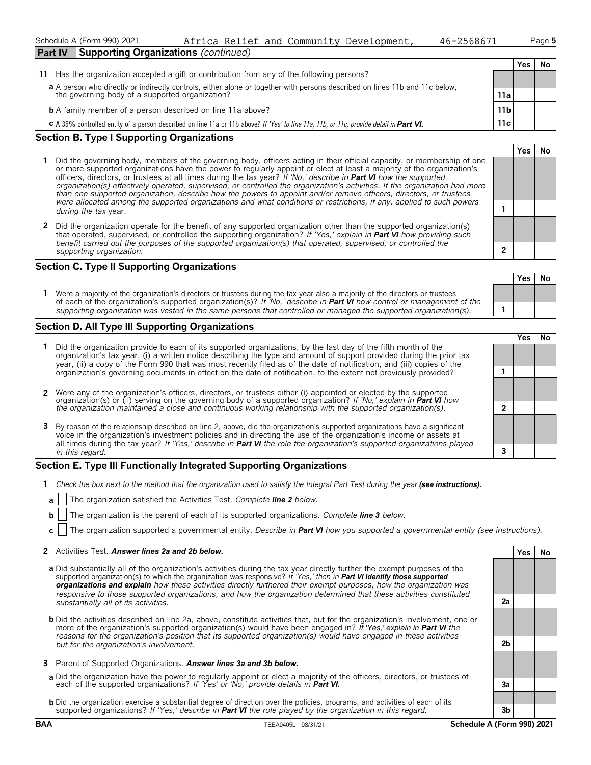Schedule A (Form 990) 2021 Africa Relief and Community Development, 46-2568671 Page 5

## Part IV Supporting Organizations *(continued)*

| | | | Yes | No |
|---|---|---|---|---|
| **11** | Has the organization accepted a gift or contribution from any of the following persons? | | | |
| **a** | A person who directly or indirectly controls, either alone or together with persons described on lines 11b and 11c below, the governing body of a supported organization? | 11a | | |
| **b** | A family member of a person described on line 11a above? | 11b | | |
| **c** | A 35% controlled entity of a person described on line 11a or 11b above? *If 'Yes' to line 11a, 11b, or 11c, provide detail in* ***Part VI.*** | 11c | | |

### Section B. Type I Supporting Organizations

| | | | Yes | No |
|---|---|---|---|---|
| **1** | Did the governing body, members of the governing body, officers acting in their official capacity, or membership of one or more supported organizations have the power to regularly appoint or elect at least a majority of the organization's officers, directors, or trustees at all times during the tax year? *If 'No,' describe in* ***Part VI*** *how the supported organization(s) effectively operated, supervised, or controlled the organization's activities. If the organization had more than one supported organization, describe how the powers to appoint and/or remove officers, directors, or trustees were allocated among the supported organizations and what conditions or restrictions, if any, applied to such powers during the tax* year. | 1 | | |
| **2** | Did the organization operate for the benefit of any supported organization other than the supported organization(s) that operated, supervised, or controlled the supporting organization? *If 'Yes,' explain in* ***Part VI*** *how providing such benefit carried out the purposes of the supported organization(s) that operated, supervised, or controlled the supporting organization.* | 2 | | |

### Section C. Type II Supporting Organizations

| | | | Yes | No |
|---|---|---|---|---|
| **1** | Were a majority of the organization's directors or trustees during the tax year also a majority of the directors or trustees of each of the organization's supported organization(s)? *If 'No,' describe in* ***Part VI*** *how control or management of the supporting organization was vested in the same persons that controlled or managed the supported organization(s).* | 1 | | |

### Section D. All Type III Supporting Organizations

| | | | Yes | No |
|---|---|---|---|---|
| **1** | Did the organization provide to each of its supported organizations, by the last day of the fifth month of the organization's tax year, (i) a written notice describing the type and amount of support provided during the prior tax year, (ii) a copy of the Form 990 that was most recently filed as of the date of notification, and (iii) copies of the organization's governing documents in effect on the date of notification, to the extent not previously provided? | 1 | | |
| **2** | Were any of the organization's officers, directors, or trustees either (i) appointed or elected by the supported organization(s) or (ii) serving on the governing body of a supported organization? *If 'No,' explain in* ***Part VI*** *how the organization maintained a close and continuous working relationship with the supported organization(s).* | 2 | | |
| **3** | By reason of the relationship described on line 2, above, did the organization's supported organizations have a significant voice in the organization's investment policies and in directing the use of the organization's income or assets at all times during the tax year? *If 'Yes,' describe in* ***Part VI*** *the role the organization's supported organizations played in this regard.* | 3 | | |

### Section E. Type III Functionally Integrated Supporting Organizations

**1** *Check the box next to the method that the organization used to satisfy the Integral Part Test during the year* ***(see instructions).***

**a** ☐ The organization satisfied the Activities Test. *Complete* ***line 2*** *below.*

**b** ☐ The organization is the parent of each of its supported organizations. *Complete* ***line 3*** *below.*

**c** ☐ The organization supported a governmental entity. *Describe in* ***Part VI*** *how you supported a governmental entity (see instructions).*

| | | | Yes | No |
|---|---|---|---|---|
| **2** | Activities Test. ***Answer lines 2a and 2b below.*** | | | |
| **a** | Did substantially all of the organization's activities during the tax year directly further the exempt purposes of the supported organization(s) to which the organization was responsive? *If 'Yes,' then in* ***Part VI identify those supported organizations and explain*** *how these activities directly furthered their exempt purposes, how the organization was responsive to those supported organizations, and how the organization determined that these activities constituted substantially all of its activities.* | 2a | | |
| **b** | Did the activities described on line 2a, above, constitute activities that, but for the organization's involvement, one or more of the organization's supported organization(s) would have been engaged in? *If 'Yes,' explain in* ***Part VI*** *the reasons for the organization's position that its supported organization(s) would have engaged in these activities but for the organization's involvement.* | 2b | | |
| **3** | Parent of Supported Organizations. ***Answer lines 3a and 3b below.*** | | | |
| **a** | Did the organization have the power to regularly appoint or elect a majority of the officers, directors, or trustees of each of the supported organizations? *If 'Yes' or 'No,' provide details in* ***Part VI.*** | 3a | | |
| **b** | Did the organization exercise a substantial degree of direction over the policies, programs, and activities of each of its supported organizations? *If 'Yes,' describe in* ***Part VI*** *the role played by the organization in this regard.* | 3b | | |

BAA TEEA0405L 08/31/21 Schedule A (Form 990) 2021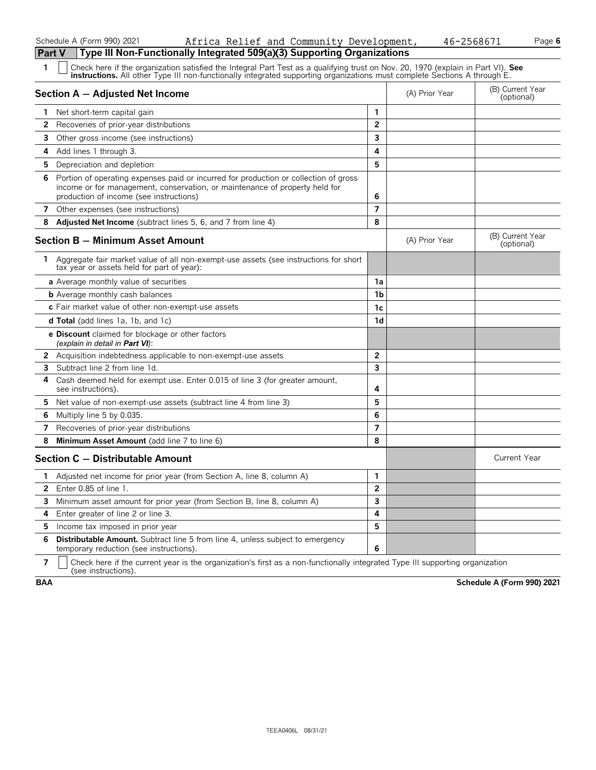Schedule A (Form 990) 2021 Africa Relief and Community Development, 46-2568671

## Part V Type III Non-Functionally Integrated 509(a)(3) Supporting Organizations

**1** ☐ Check here if the organization satisfied the Integral Part Test as a qualifying trust on Nov. 20, 1970 (explain in Part VI). **See instructions.** All other Type III non-functionally integrated supporting organizations must complete Sections A through E.

| Section A — Adjusted Net Income | | (A) Prior Year | (B) Current Year (optional) |
|---|---|---|---|
| 1 Net short-term capital gain | 1 | | |
| 2 Recoveries of prior-year distributions | 2 | | |
| 3 Other gross income (see instructions) | 3 | | |
| 4 Add lines 1 through 3. | 4 | | |
| 5 Depreciation and depletion | 5 | | |
| 6 Portion of operating expenses paid or incurred for production or collection of gross income or for management, conservation, or maintenance of property held for production of income (see instructions) | 6 | | |
| 7 Other expenses (see instructions) | 7 | | |
| 8 **Adjusted Net Income** (subtract lines 5, 6, and 7 from line 4) | 8 | | |

| Section B — Minimum Asset Amount | | (A) Prior Year | (B) Current Year (optional) |
|---|---|---|---|
| 1 Aggregate fair market value of all non-exempt-use assets (see instructions for short tax year or assets held for part of year): | | | |
| **a** Average monthly value of securities | 1a | | |
| **b** Average monthly cash balances | 1b | | |
| **c** Fair market value of other non-exempt-use assets | 1c | | |
| **d Total** (add lines 1a, 1b, and 1c) | 1d | | |
| **e Discount** claimed for blockage or other factors *(explain in detail in **Part VI**)*: | | | |
| 2 Acquisition indebtedness applicable to non-exempt-use assets | 2 | | |
| 3 Subtract line 2 from line 1d. | 3 | | |
| 4 Cash deemed held for exempt use. Enter 0.015 of line 3 (for greater amount, see instructions). | 4 | | |
| 5 Net value of non-exempt-use assets (subtract line 4 from line 3) | 5 | | |
| 6 Multiply line 5 by 0.035. | 6 | | |
| 7 Recoveries of prior-year distributions | 7 | | |
| 8 **Minimum Asset Amount** (add line 7 to line 6) | 8 | | |

| Section C — Distributable Amount | | | Current Year |
|---|---|---|---|
| 1 Adjusted net income for prior year (from Section A, line 8, column A) | 1 | | |
| 2 Enter 0.85 of line 1. | 2 | | |
| 3 Minimum asset amount for prior year (from Section B, line 8, column A) | 3 | | |
| 4 Enter greater of line 2 or line 3. | 4 | | |
| 5 Income tax imposed in prior year | 5 | | |
| 6 **Distributable Amount.** Subtract line 5 from line 4, unless subject to emergency temporary reduction (see instructions). | 6 | | |

**7** ☐ Check here if the current year is the organization's first as a non-functionally integrated Type III supporting organization (see instructions).

**BAA** **Schedule A (Form 990) 2021**

TEEA0406L 08/31/21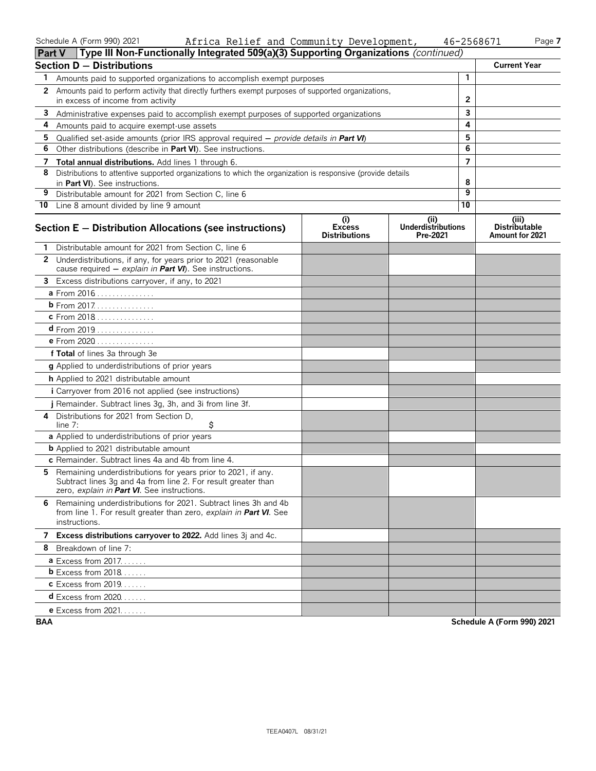Schedule A (Form 990) 2021 Africa Relief and Community Development, 46-2568671

## Part V Type III Non-Functionally Integrated 509(a)(3) Supporting Organizations *(continued)*

| **Section D — Distributions** | | **Current Year** |
|---|---|---|
| 1 Amounts paid to supported organizations to accomplish exempt purposes | 1 | |
| 2 Amounts paid to perform activity that directly furthers exempt purposes of supported organizations, in excess of income from activity | 2 | |
| 3 Administrative expenses paid to accomplish exempt purposes of supported organizations | 3 | |
| 4 Amounts paid to acquire exempt-use assets | 4 | |
| 5 Qualified set-aside amounts (prior IRS approval required — *provide details in **Part VI***) | 5 | |
| 6 Other distributions (describe in **Part VI**). See instructions. | 6 | |
| 7 **Total annual distributions.** Add lines 1 through 6. | 7 | |
| 8 Distributions to attentive supported organizations to which the organization is responsive (provide details in **Part VI**). See instructions. | 8 | |
| 9 Distributable amount for 2021 from Section C, line 6 | 9 | |
| 10 Line 8 amount divided by line 9 amount | 10 | |

| **Section E — Distribution Allocations (see instructions)** | (i) Excess Distributions | (ii) Underdistributions Pre-2021 | (iii) Distributable Amount for 2021 |
|---|---|---|---|
| 1 Distributable amount for 2021 from Section C, line 6 | | | |
| 2 Underdistributions, if any, for years prior to 2021 (reasonable cause required — *explain in **Part VI***). See instructions. | | | |
| 3 Excess distributions carryover, if any, to 2021 | | | |
| a From 2016 | | | |
| b From 2017 | | | |
| c From 2018 | | | |
| d From 2019 | | | |
| e From 2020 | | | |
| f **Total** of lines 3a through 3e | | | |
| g Applied to underdistributions of prior years | | | |
| h Applied to 2021 distributable amount | | | |
| i Carryover from 2016 not applied (see instructions) | | | |
| j Remainder. Subtract lines 3g, 3h, and 3i from line 3f. | | | |
| 4 Distributions for 2021 from Section D, line 7: $ | | | |
| a Applied to underdistributions of prior years | | | |
| b Applied to 2021 distributable amount | | | |
| c Remainder. Subtract lines 4a and 4b from line 4. | | | |
| 5 Remaining underdistributions for years prior to 2021, if any. Subtract lines 3g and 4a from line 2. For result greater than zero, *explain in **Part VI***. See instructions. | | | |
| 6 Remaining underdistributions for 2021. Subtract lines 3h and 4b from line 1. For result greater than zero, *explain in **Part VI***. See instructions. | | | |
| 7 **Excess distributions carryover to 2022.** Add lines 3j and 4c. | | | |
| 8 Breakdown of line 7: | | | |
| a Excess from 2017 | | | |
| b Excess from 2018 | | | |
| c Excess from 2019 | | | |
| d Excess from 2020 | | | |
| e Excess from 2021 | | | |

BAA Schedule A (Form 990) 2021

TEEA0407L 08/31/21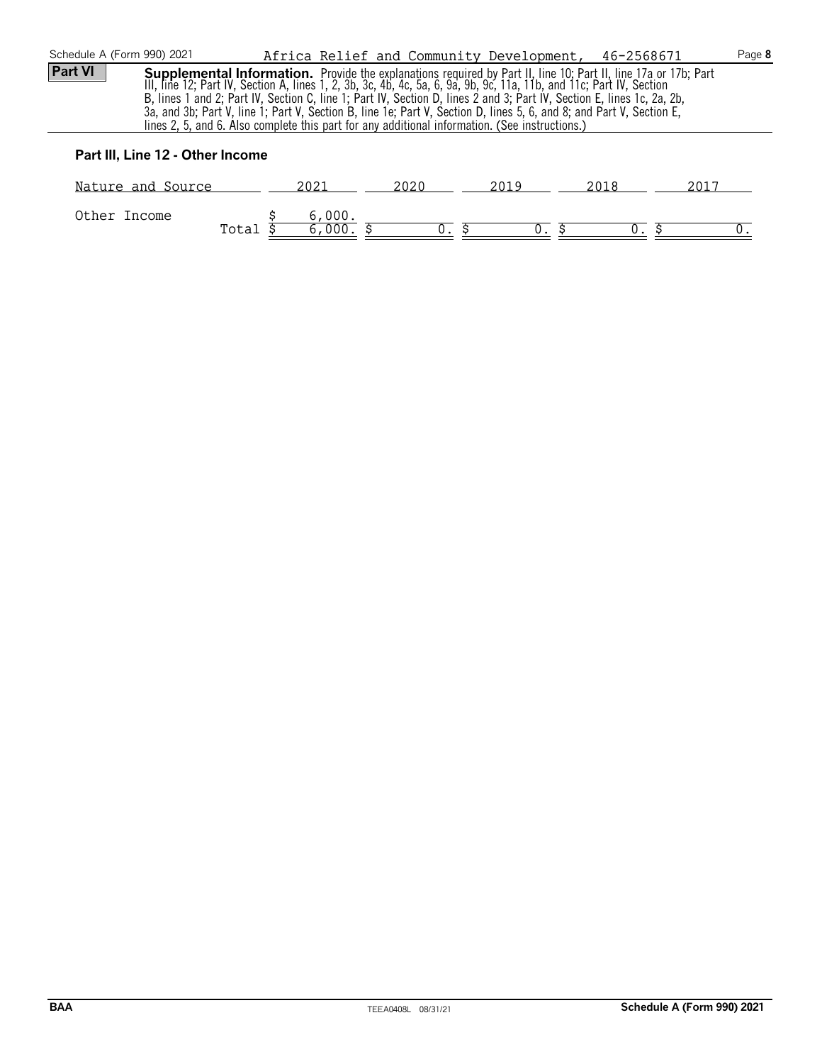Africa Relief and Community Development, 46-2568671

**Part VI** **Supplemental Information.** Provide the explanations required by Part II, line 10; Part II, line 17a or 17b; Part III, line 12; Part IV, Section A, lines 1, 2, 3b, 3c, 4b, 4c, 5a, 6, 9a, 9b, 9c, 11a, 11b, and 11c; Part IV, Section B, lines 1 and 2; Part IV, Section C, line 1; Part IV, Section D, lines 2 and 3; Part IV, Section E, lines 1c, 2a, 2b, 3a, and 3b; Part V, line 1; Part V, Section B, line 1e; Part V, Section D, lines 5, 6, and 8; and Part V, Section E, lines 2, 5, and 6. Also complete this part for any additional information. (See instructions.)

### Part III, Line 12 - Other Income

| Nature and Source | 2021 | 2020 | 2019 | 2018 | 2017 |
|---|---|---|---|---|---|
| Other Income | $ 6,000. | | | | |
| Total | $ 6,000. | $ 0. | $ 0. | $ 0. | $ 0. |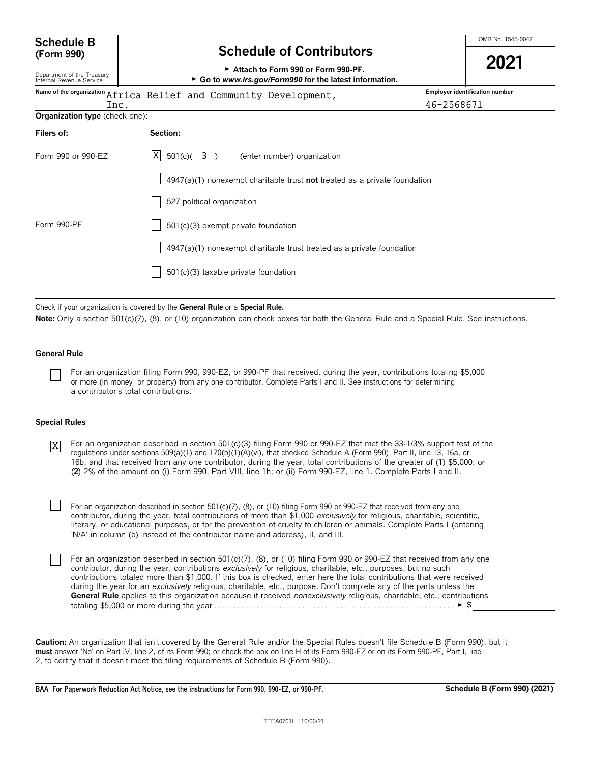# Schedule B (Form 990)

Department of the Treasury
Internal Revenue Service

## Schedule of Contributors

► Attach to Form 990 or Form 990-PF.
► Go to *www.irs.gov/Form990* for the latest information.

OMB No. 1545-0047

**2021**

| Name of the organization | Employer identification number |
|---|---|
| Africa Relief and Community Development, Inc. | 46-2568671 |

**Organization type** (check one):

| Filers of: | Section: |
|---|---|
| Form 990 or 990-EZ | [X] 501(c)( 3 ) (enter number) organization |
| | [ ] 4947(a)(1) nonexempt charitable trust **not** treated as a private foundation |
| | [ ] 527 political organization |
| Form 990-PF | [ ] 501(c)(3) exempt private foundation |
| | [ ] 4947(a)(1) nonexempt charitable trust treated as a private foundation |
| | [ ] 501(c)(3) taxable private foundation |

Check if your organization is covered by the **General Rule** or a **Special Rule.**

**Note:** Only a section 501(c)(7), (8), or (10) organization can check boxes for both the General Rule and a Special Rule. See instructions.

**General Rule**

[ ] For an organization filing Form 990, 990-EZ, or 990-PF that received, during the year, contributions totaling $5,000 or more (in money or property) from any one contributor. Complete Parts I and II. See instructions for determining a contributor's total contributions.

**Special Rules**

[X] For an organization described in section 501(c)(3) filing Form 990 or 990-EZ that met the 33-1/3% support test of the regulations under sections 509(a)(1) and 170(b)(1)(A)(vi), that checked Schedule A (Form 990), Part II, line 13, 16a, or 16b, and that received from any one contributor, during the year, total contributions of the greater of (**1**) $5,000; or (**2**) 2% of the amount on (i) Form 990, Part VIII, line 1h; or (ii) Form 990-EZ, line 1. Complete Parts I and II.

[ ] For an organization described in section 501(c)(7), (8), or (10) filing Form 990 or 990-EZ that received from any one contributor, during the year, total contributions of more than $1,000 *exclusively* for religious, charitable, scientific, literary, or educational purposes, or for the prevention of cruelty to children or animals. Complete Parts I (entering 'N/A' in column (b) instead of the contributor name and address), II, and III.

[ ] For an organization described in section 501(c)(7), (8), or (10) filing Form 990 or 990-EZ that received from any one contributor, during the year, contributions *exclusively* for religious, charitable, etc., purposes, but no such contributions totaled more than $1,000. If this box is checked, enter here the total contributions that were received during the year for an *exclusively* religious, charitable, etc., purpose. Don't complete any of the parts unless the **General Rule** applies to this organization because it received *nonexclusively* religious, charitable, etc., contributions totaling $5,000 or more during the year . . . . . . . . . . . . . . . . . . . . . . . . . . . . . . . . . . . . . . . . . . . . . . . . ► $

**Caution:** An organization that isn't covered by the General Rule and/or the Special Rules doesn't file Schedule B (Form 990), but it **must** answer 'No' on Part IV, line 2, of its Form 990; or check the box on line H of its Form 990-EZ or on its Form 990-PF, Part I, line 2, to certify that it doesn't meet the filing requirements of Schedule B (Form 990).

**BAA For Paperwork Reduction Act Notice, see the instructions for Form 990, 990-EZ, or 990-PF.** **Schedule B (Form 990) (2021)**

TEEA0701L 10/06/21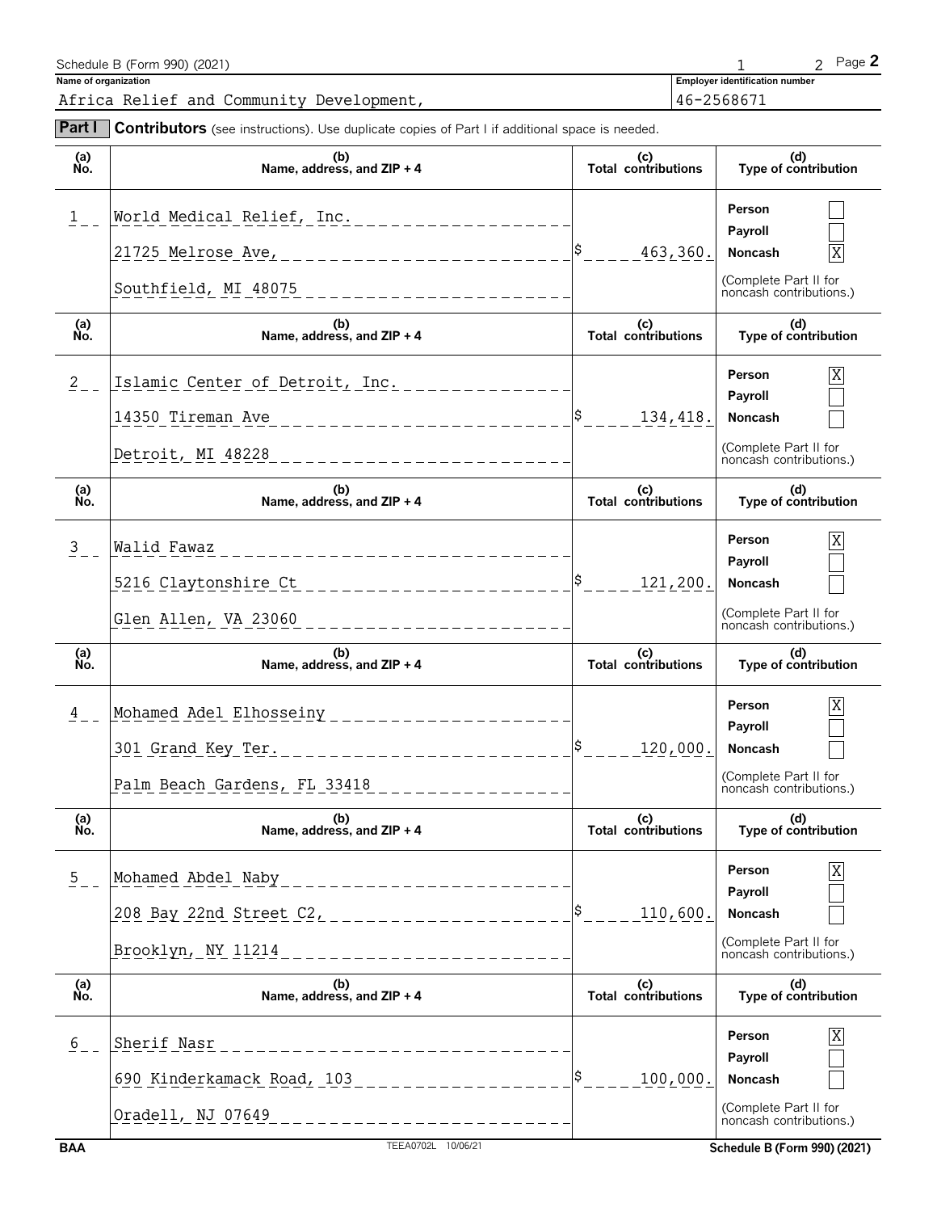Schedule B (Form 990) (2021) Page **2**

**Name of organization**
Africa Relief and Community Development,

**Employer identification number**
46-2568671

**Part I** **Contributors** (see instructions). Use duplicate copies of Part I if additional space is needed.

| (a) No. | (b) Name, address, and ZIP + 4 | (c) Total contributions | (d) Type of contribution |
|---|---|---|---|
| 1 | World Medical Relief, Inc.<br>21725 Melrose Ave,<br>Southfield, MI 48075 | $ 463,360. | Person [ ]<br>Payroll [ ]<br>Noncash [X]<br>(Complete Part II for noncash contributions.) |
| 2 | Islamic Center of Detroit, Inc.<br>14350 Tireman Ave<br>Detroit, MI 48228 | $ 134,418. | Person [X]<br>Payroll [ ]<br>Noncash [ ]<br>(Complete Part II for noncash contributions.) |
| 3 | Walid Fawaz<br>5216 Claytonshire Ct<br>Glen Allen, VA 23060 | $ 121,200. | Person [X]<br>Payroll [ ]<br>Noncash [ ]<br>(Complete Part II for noncash contributions.) |
| 4 | Mohamed Adel Elhosseiny<br>301 Grand Key Ter.<br>Palm Beach Gardens, FL 33418 | $ 120,000. | Person [X]<br>Payroll [ ]<br>Noncash [ ]<br>(Complete Part II for noncash contributions.) |
| 5 | Mohamed Abdel Naby<br>208 Bay 22nd Street C2,<br>Brooklyn, NY 11214 | $ 110,600. | Person [X]<br>Payroll [ ]<br>Noncash [ ]<br>(Complete Part II for noncash contributions.) |
| 6 | Sherif Nasr<br>690 Kinderkamack Road, 103<br>Oradell, NJ 07649 | $ 100,000. | Person [X]<br>Payroll [ ]<br>Noncash [ ]<br>(Complete Part II for noncash contributions.) |

BAA TEEA0702L 10/06/21 Schedule B (Form 990) (2021)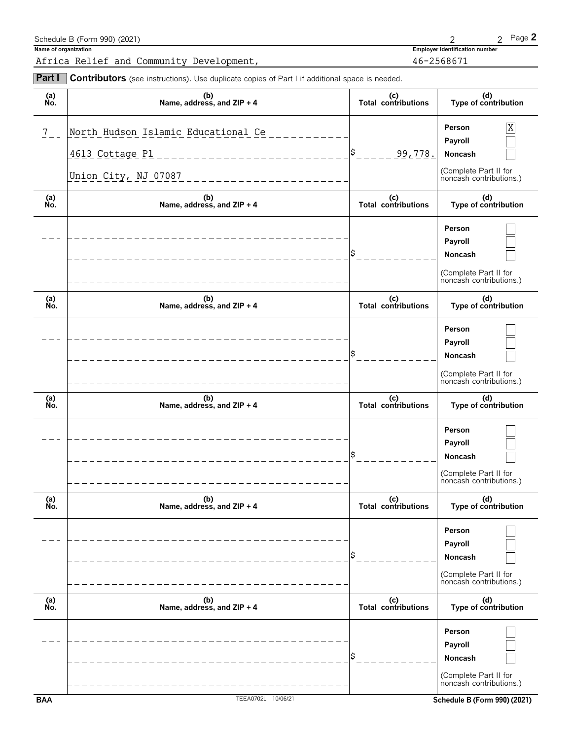Schedule B (Form 990) (2021)

**Name of organization**
Africa Relief and Community Development,

**Employer identification number**
46-2568671

**Part I** **Contributors** (see instructions). Use duplicate copies of Part I if additional space is needed.

| (a) No. | (b) Name, address, and ZIP + 4 | (c) Total contributions | (d) Type of contribution |
|---|---|---|---|
| 7 | North Hudson Islamic Educational Ce<br>4613 Cottage Pl<br>Union City, NJ 07087 | $ 99,778. | Person [X]<br>Payroll [ ]<br>Noncash [ ]<br>(Complete Part II for noncash contributions.) |
| | | $ | Person [ ]<br>Payroll [ ]<br>Noncash [ ]<br>(Complete Part II for noncash contributions.) |
| | | $ | Person [ ]<br>Payroll [ ]<br>Noncash [ ]<br>(Complete Part II for noncash contributions.) |
| | | $ | Person [ ]<br>Payroll [ ]<br>Noncash [ ]<br>(Complete Part II for noncash contributions.) |
| | | $ | Person [ ]<br>Payroll [ ]<br>Noncash [ ]<br>(Complete Part II for noncash contributions.) |
| | | $ | Person [ ]<br>Payroll [ ]<br>Noncash [ ]<br>(Complete Part II for noncash contributions.) |

BAA TEEA0702L 10/06/21 Schedule B (Form 990) (2021)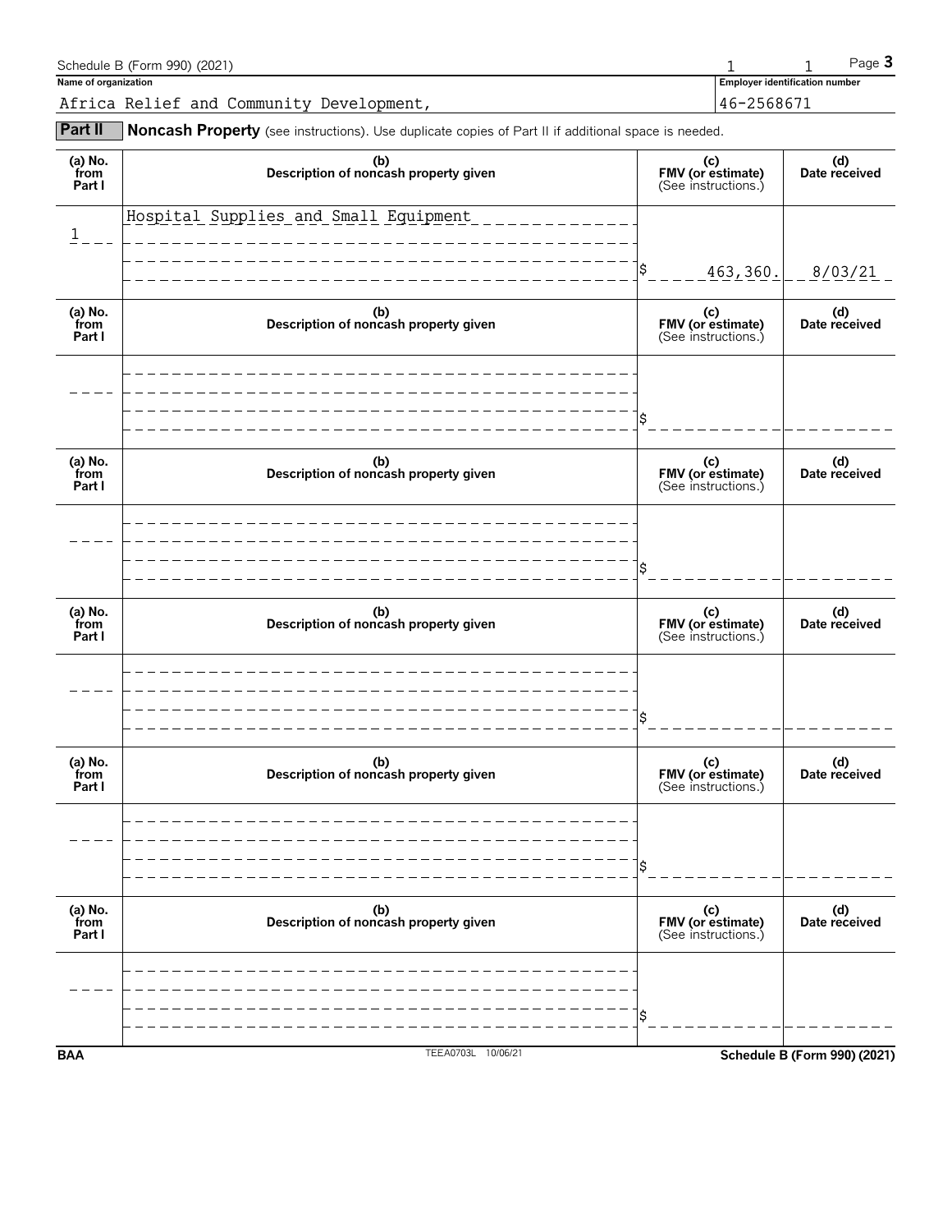Schedule B (Form 990) (2021) Page **3**

**Name of organization**

Africa Relief and Community Development,

**Employer identification number**

46-2568671

**Part II** **Noncash Property** (see instructions). Use duplicate copies of Part II if additional space is needed.

| (a) No. from Part I | (b) Description of noncash property given | (c) FMV (or estimate) (See instructions.) | (d) Date received |
|---|---|---|---|
| 1 | Hospital Supplies and Small Equipment | $ 463,360. | 8/03/21 |

| (a) No. from Part I | (b) Description of noncash property given | (c) FMV (or estimate) (See instructions.) | (d) Date received |
|---|---|---|---|
| | | $ | |

| (a) No. from Part I | (b) Description of noncash property given | (c) FMV (or estimate) (See instructions.) | (d) Date received |
|---|---|---|---|
| | | $ | |

| (a) No. from Part I | (b) Description of noncash property given | (c) FMV (or estimate) (See instructions.) | (d) Date received |
|---|---|---|---|
| | | $ | |

| (a) No. from Part I | (b) Description of noncash property given | (c) FMV (or estimate) (See instructions.) | (d) Date received |
|---|---|---|---|
| | | $ | |

| (a) No. from Part I | (b) Description of noncash property given | (c) FMV (or estimate) (See instructions.) | (d) Date received |
|---|---|---|---|
| | | $ | |

BAA TEEA0703L 10/06/21 **Schedule B (Form 990) (2021)**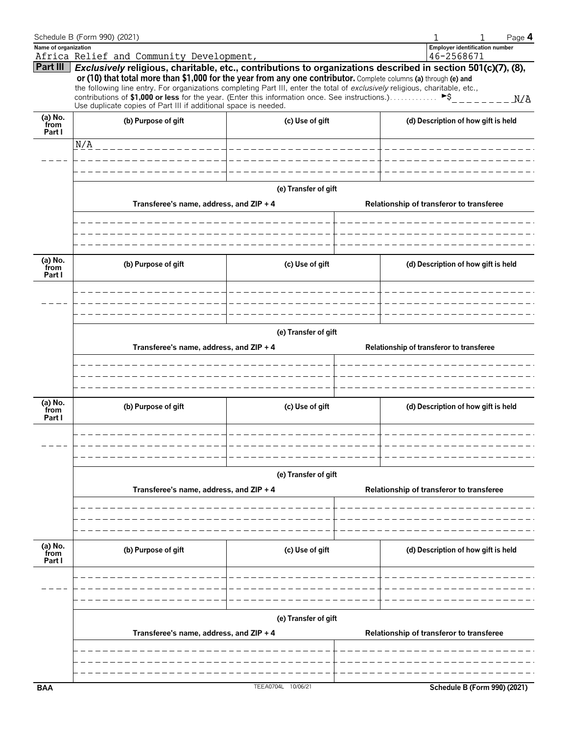Schedule B (Form 990) (2021) 1 1 Page **4**

**Name of organization**
Africa Relief and Community Development,

**Employer identification number**
46-2568671

**Part III** ***Exclusively*** **religious, charitable, etc., contributions to organizations described in section 501(c)(7), (8), or (10) that total more than $1,000 for the year from any one contributor.** Complete columns **(a)** through **(e)** and the following line entry. For organizations completing Part III, enter the total of *exclusively* religious, charitable, etc., contributions of **$1,000 or less** for the year. (Enter this information once. See instructions.) ► $ N/A

Use duplicate copies of Part III if additional space is needed.

| (a) No. from Part I | (b) Purpose of gift | (c) Use of gift | (d) Description of how gift is held |
|---|---|---|---|
| | N/A | | |

**(e) Transfer of gift**

| Transferee's name, address, and ZIP + 4 | Relationship of transferor to transferee |
|---|---|
| | |

| (a) No. from Part I | (b) Purpose of gift | (c) Use of gift | (d) Description of how gift is held |
|---|---|---|---|
| | | | |

**(e) Transfer of gift**

| Transferee's name, address, and ZIP + 4 | Relationship of transferor to transferee |
|---|---|
| | |

| (a) No. from Part I | (b) Purpose of gift | (c) Use of gift | (d) Description of how gift is held |
|---|---|---|---|
| | | | |

**(e) Transfer of gift**

| Transferee's name, address, and ZIP + 4 | Relationship of transferor to transferee |
|---|---|
| | |

| (a) No. from Part I | (b) Purpose of gift | (c) Use of gift | (d) Description of how gift is held |
|---|---|---|---|
| | | | |

**(e) Transfer of gift**

| Transferee's name, address, and ZIP + 4 | Relationship of transferor to transferee |
|---|---|
| | |

BAA TEEA0704L 10/06/21 **Schedule B (Form 990) (2021)**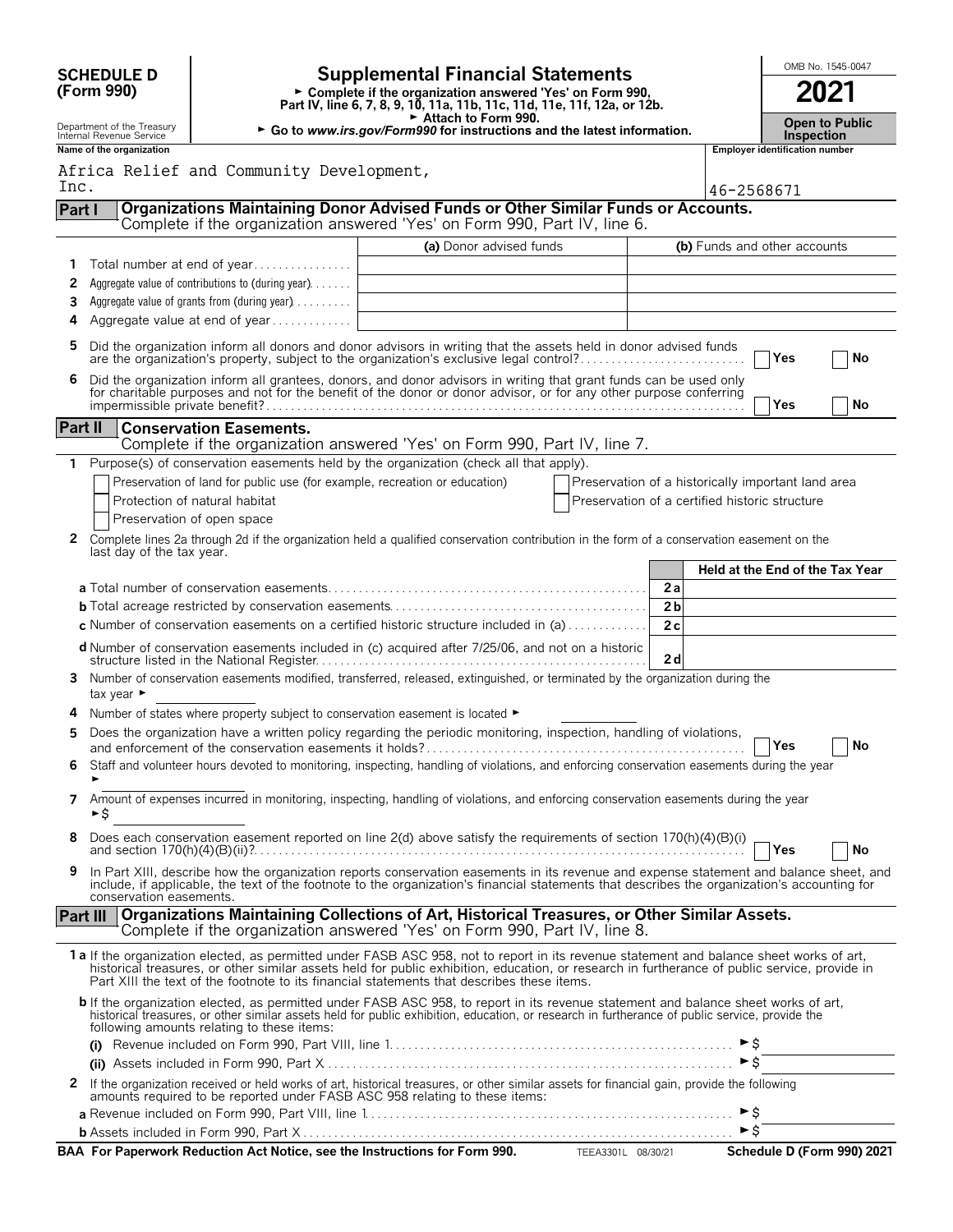**SCHEDULE D (Form 990)**

Department of the Treasury
Internal Revenue Service

# Supplemental Financial Statements

► Complete if the organization answered 'Yes' on Form 990, Part IV, line 6, 7, 8, 9, 10, 11a, 11b, 11c, 11d, 11e, 11f, 12a, or 12b.
► Attach to Form 990.
► Go to *www.irs.gov/Form990* for instructions and the latest information.

OMB No. 1545-0047

**2021**

**Open to Public Inspection**

**Name of the organization**

Africa Relief and Community Development, Inc.

**Employer identification number**

46-2568671

## Part I — Organizations Maintaining Donor Advised Funds or Other Similar Funds or Accounts.

Complete if the organization answered 'Yes' on Form 990, Part IV, line 6.

| | | (a) Donor advised funds | (b) Funds and other accounts |
|---|---|---|---|
| 1 | Total number at end of year | | |
| 2 | Aggregate value of contributions to (during year) | | |
| 3 | Aggregate value of grants from (during year) | | |
| 4 | Aggregate value at end of year | | |

5 Did the organization inform all donors and donor advisors in writing that the assets held in donor advised funds are the organization's property, subject to the organization's exclusive legal control? ☐ Yes ☐ No

6 Did the organization inform all grantees, donors, and donor advisors in writing that grant funds can be used only for charitable purposes and not for the benefit of the donor or donor advisor, or for any other purpose conferring impermissible private benefit? ☐ Yes ☐ No

## Part II — Conservation Easements.

Complete if the organization answered 'Yes' on Form 990, Part IV, line 7.

1 Purpose(s) of conservation easements held by the organization (check all that apply).

☐ Preservation of land for public use (for example, recreation or education)
☐ Protection of natural habitat
☐ Preservation of open space
☐ Preservation of a historically important land area
☐ Preservation of a certified historic structure

2 Complete lines 2a through 2d if the organization held a qualified conservation contribution in the form of a conservation easement on the last day of the tax year.

| | | Held at the End of the Tax Year |
|---|---|---|
| **a** Total number of conservation easements | 2a | |
| **b** Total acreage restricted by conservation easements | 2b | |
| **c** Number of conservation easements on a certified historic structure included in (a) | 2c | |
| **d** Number of conservation easements included in (c) acquired after 7/25/06, and not on a historic structure listed in the National Register | 2d | |

3 Number of conservation easements modified, transferred, released, extinguished, or terminated by the organization during the tax year ►

4 Number of states where property subject to conservation easement is located ►

5 Does the organization have a written policy regarding the periodic monitoring, inspection, handling of violations, and enforcement of the conservation easements it holds? ☐ Yes ☐ No

6 Staff and volunteer hours devoted to monitoring, inspecting, handling of violations, and enforcing conservation easements during the year ►

7 Amount of expenses incurred in monitoring, inspecting, handling of violations, and enforcing conservation easements during the year ►$

8 Does each conservation easement reported on line 2(d) above satisfy the requirements of section 170(h)(4)(B)(i) and section 170(h)(4)(B)(ii)? ☐ Yes ☐ No

9 In Part XIII, describe how the organization reports conservation easements in its revenue and expense statement and balance sheet, and include, if applicable, the text of the footnote to the organization's financial statements that describes the organization's accounting for conservation easements.

## Part III — Organizations Maintaining Collections of Art, Historical Treasures, or Other Similar Assets.

Complete if the organization answered 'Yes' on Form 990, Part IV, line 8.

**1a** If the organization elected, as permitted under FASB ASC 958, not to report in its revenue statement and balance sheet works of art, historical treasures, or other similar assets held for public exhibition, education, or research in furtherance of public service, provide in Part XIII the text of the footnote to its financial statements that describes these items.

**b** If the organization elected, as permitted under FASB ASC 958, to report in its revenue statement and balance sheet works of art, historical treasures, or other similar assets held for public exhibition, education, or research in furtherance of public service, provide the following amounts relating to these items:

**(i)** Revenue included on Form 990, Part VIII, line 1 ►$

**(ii)** Assets included in Form 990, Part X ►$

2 If the organization received or held works of art, historical treasures, or other similar assets for financial gain, provide the following amounts required to be reported under FASB ASC 958 relating to these items:

**a** Revenue included on Form 990, Part VIII, line 1 ►$

**b** Assets included in Form 990, Part X ►$

**BAA For Paperwork Reduction Act Notice, see the Instructions for Form 990.** TEEA3301L 08/30/21 **Schedule D (Form 990) 2021**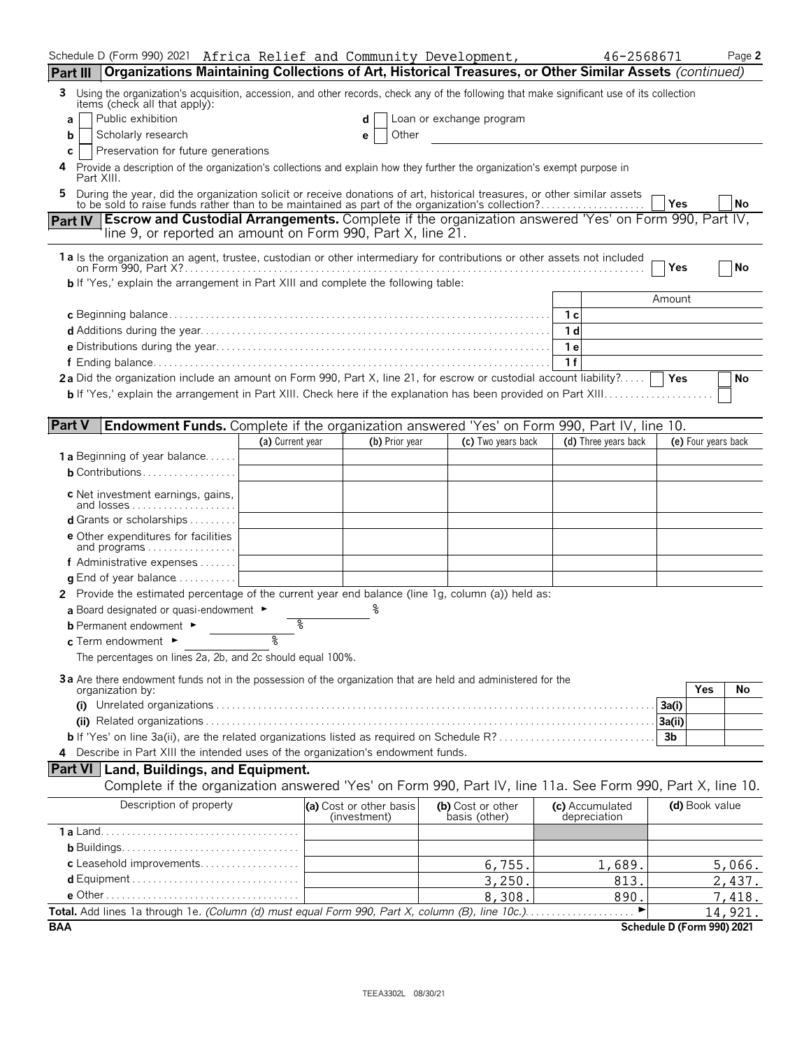Schedule D (Form 990) 2021 Africa Relief and Community Development, 46-2568671 Page 2

## Part III Organizations Maintaining Collections of Art, Historical Treasures, or Other Similar Assets *(continued)*

**3** Using the organization's acquisition, accession, and other records, check any of the following that make significant use of its collection items (check all that apply):

- **a** ☐ Public exhibition
- **b** ☐ Scholarly research
- **c** ☐ Preservation for future generations
- **d** ☐ Loan or exchange program
- **e** ☐ Other

**4** Provide a description of the organization's collections and explain how they further the organization's exempt purpose in Part XIII.

**5** During the year, did the organization solicit or receive donations of art, historical treasures, or other similar assets to be sold to raise funds rather than to be maintained as part of the organization's collection? ☐ Yes ☐ No

## Part IV Escrow and Custodial Arrangements. Complete if the organization answered 'Yes' on Form 990, Part IV, line 9, or reported an amount on Form 990, Part X, line 21.

**1a** Is the organization an agent, trustee, custodian or other intermediary for contributions or other assets not included on Form 990, Part X? ☐ Yes ☐ No

**b** If 'Yes,' explain the arrangement in Part XIII and complete the following table:

| | | Amount |
|---|---|---|
| **c** Beginning balance | 1c | |
| **d** Additions during the year | 1d | |
| **e** Distributions during the year | 1e | |
| **f** Ending balance | 1f | |

**2a** Did the organization include an amount on Form 990, Part X, line 21, for escrow or custodial account liability? ☐ Yes ☐ No

**b** If 'Yes,' explain the arrangement in Part XIII. Check here if the explanation has been provided on Part XIII ☐

## Part V Endowment Funds. Complete if the organization answered 'Yes' on Form 990, Part IV, line 10.

| | (a) Current year | (b) Prior year | (c) Two years back | (d) Three years back | (e) Four years back |
|---|---|---|---|---|---|
| **1a** Beginning of year balance | | | | | |
| **b** Contributions | | | | | |
| **c** Net investment earnings, gains, and losses | | | | | |
| **d** Grants or scholarships | | | | | |
| **e** Other expenditures for facilities and programs | | | | | |
| **f** Administrative expenses | | | | | |
| **g** End of year balance | | | | | |

**2** Provide the estimated percentage of the current year end balance (line 1g, column (a)) held as:

**a** Board designated or quasi-endowment ► %

**b** Permanent endowment ► %

**c** Term endowment ► %

The percentages on lines 2a, 2b, and 2c should equal 100%.

**3a** Are there endowment funds not in the possession of the organization that are held and administered for the organization by:

| | | Yes | No |
|---|---|---|---|
| **(i)** Unrelated organizations | 3a(i) | | |
| **(ii)** Related organizations | 3a(ii) | | |
| **b** If 'Yes' on line 3a(ii), are the related organizations listed as required on Schedule R? | 3b | | |

**4** Describe in Part XIII the intended uses of the organization's endowment funds.

## Part VI Land, Buildings, and Equipment.

Complete if the organization answered 'Yes' on Form 990, Part IV, line 11a. See Form 990, Part X, line 10.

| Description of property | (a) Cost or other basis (investment) | (b) Cost or other basis (other) | (c) Accumulated depreciation | (d) Book value |
|---|---|---|---|---|
| **1a** Land | | | | |
| **b** Buildings | | | | |
| **c** Leasehold improvements | | 6,755. | 1,689. | 5,066. |
| **d** Equipment | | 3,250. | 813. | 2,437. |
| **e** Other | | 8,308. | 890. | 7,418. |
| **Total.** Add lines 1a through 1e. *(Column (d) must equal Form 990, Part X, column (B), line 10c.)* ► | | | | 14,921. |

BAA Schedule D (Form 990) 2021

TEEA3302L 08/30/21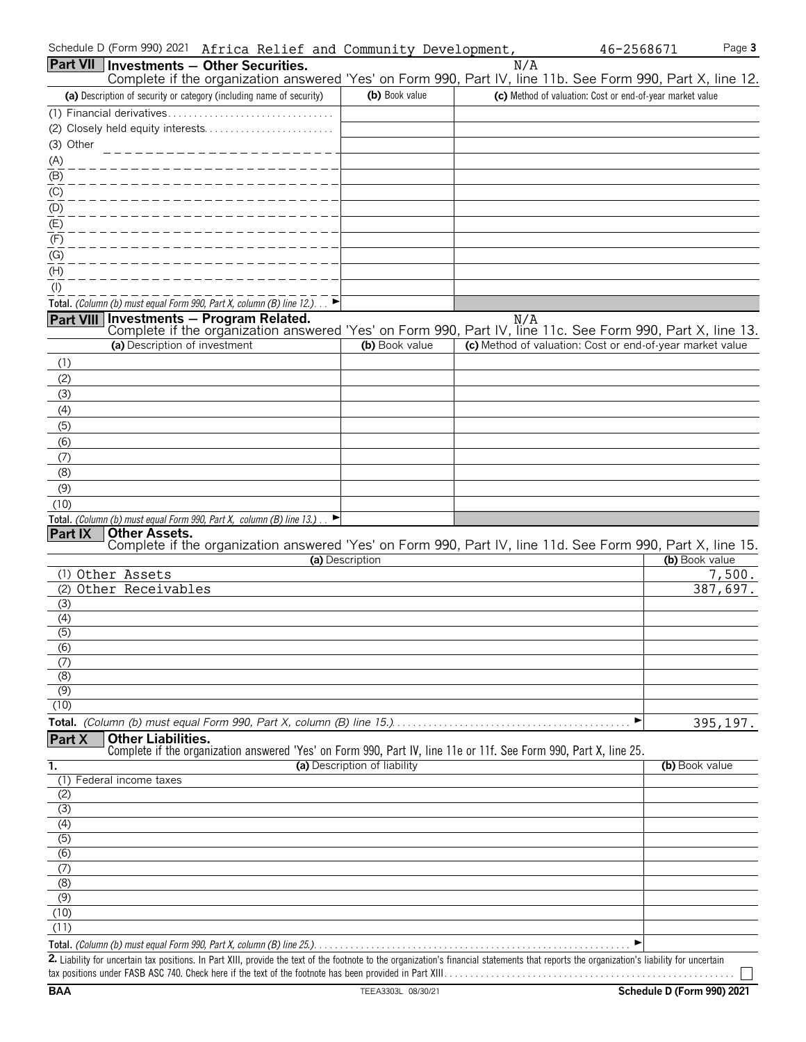Schedule D (Form 990) 2021 Africa Relief and Community Development, 46-2568671

## Part VII Investments — Other Securities.

N/A

Complete if the organization answered 'Yes' on Form 990, Part IV, line 11b. See Form 990, Part X, line 12.

| (a) Description of security or category (including name of security) | (b) Book value | (c) Method of valuation: Cost or end-of-year market value |
|---|---|---|
| (1) Financial derivatives | | |
| (2) Closely held equity interests | | |
| (3) Other | | |
| (A) | | |
| (B) | | |
| (C) | | |
| (D) | | |
| (E) | | |
| (F) | | |
| (G) | | |
| (H) | | |
| (I) | | |
| **Total.** *(Column (b) must equal Form 990, Part X, column (B) line 12.)* ► | | |

## Part VIII Investments — Program Related.

N/A

Complete if the organization answered 'Yes' on Form 990, Part IV, line 11c. See Form 990, Part X, line 13.

| (a) Description of investment | (b) Book value | (c) Method of valuation: Cost or end-of-year market value |
|---|---|---|
| (1) | | |
| (2) | | |
| (3) | | |
| (4) | | |
| (5) | | |
| (6) | | |
| (7) | | |
| (8) | | |
| (9) | | |
| (10) | | |
| **Total.** *(Column (b) must equal Form 990, Part X, column (B) line 13.)* ► | | |

## Part IX Other Assets.

Complete if the organization answered 'Yes' on Form 990, Part IV, line 11d. See Form 990, Part X, line 15.

| (a) Description | (b) Book value |
|---|---|
| (1) Other Assets | 7,500. |
| (2) Other Receivables | 387,697. |
| (3) | |
| (4) | |
| (5) | |
| (6) | |
| (7) | |
| (8) | |
| (9) | |
| (10) | |
| **Total.** *(Column (b) must equal Form 990, Part X, column (B) line 15.)* ► | 395,197. |

## Part X Other Liabilities.

Complete if the organization answered 'Yes' on Form 990, Part IV, line 11e or 11f. See Form 990, Part X, line 25.

| 1. (a) Description of liability | (b) Book value |
|---|---|
| (1) Federal income taxes | |
| (2) | |
| (3) | |
| (4) | |
| (5) | |
| (6) | |
| (7) | |
| (8) | |
| (9) | |
| (10) | |
| (11) | |
| **Total.** *(Column (b) must equal Form 990, Part X, column (B) line 25.)* ► | |

**2.** Liability for uncertain tax positions. In Part XIII, provide the text of the footnote to the organization's financial statements that reports the organization's liability for uncertain tax positions under FASB ASC 740. Check here if the text of the footnote has been provided in Part XIII ☐

BAA TEEA3303L 08/30/21 Schedule D (Form 990) 2021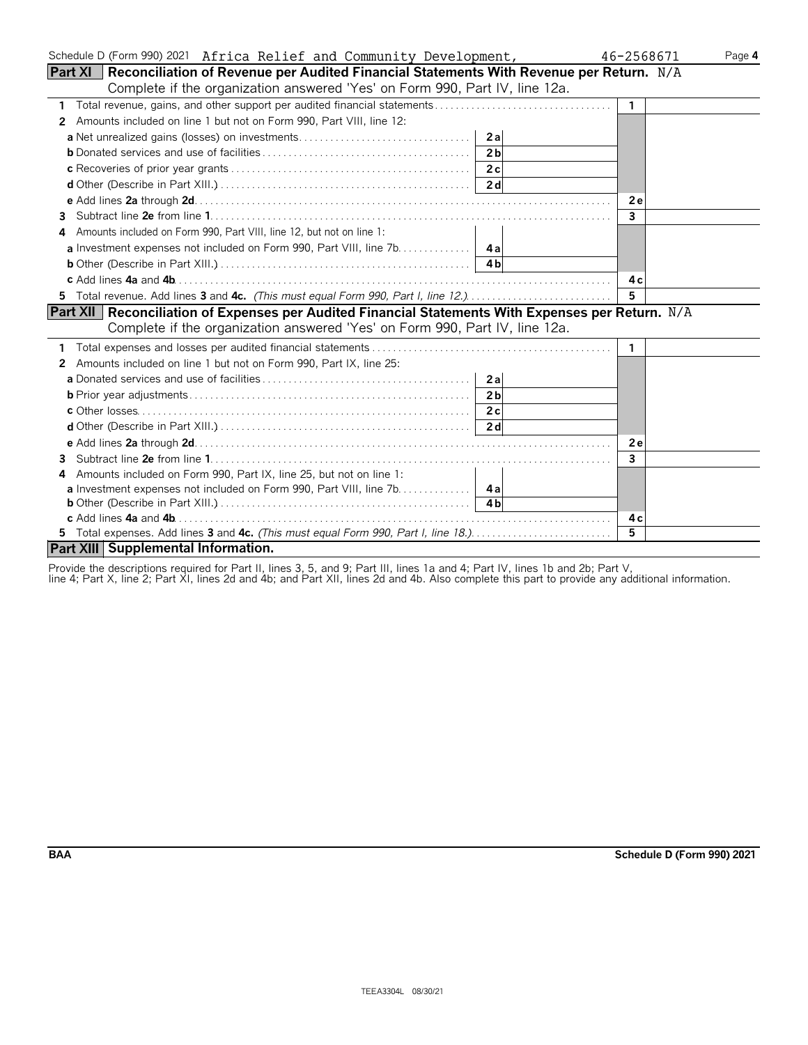Schedule D (Form 990) 2021 Africa Relief and Community Development, 46-2568671

## Part XI Reconciliation of Revenue per Audited Financial Statements With Revenue per Return. N/A

Complete if the organization answered 'Yes' on Form 990, Part IV, line 12a.

| | | | | |
|---|---|---|---|---|
| **1** Total revenue, gains, and other support per audited financial statements | | | 1 | |
| **2** Amounts included on line 1 but not on Form 990, Part VIII, line 12: | | | | |
| **a** Net unrealized gains (losses) on investments | 2a | | | |
| **b** Donated services and use of facilities | 2b | | | |
| **c** Recoveries of prior year grants | 2c | | | |
| **d** Other (Describe in Part XIII.) | 2d | | | |
| **e** Add lines **2a** through **2d** | | | 2e | |
| **3** Subtract line **2e** from line **1** | | | 3 | |
| **4** Amounts included on Form 990, Part VIII, line 12, but not on line 1: | | | | |
| **a** Investment expenses not included on Form 990, Part VIII, line 7b | 4a | | | |
| **b** Other (Describe in Part XIII.) | 4b | | | |
| **c** Add lines **4a** and **4b** | | | 4c | |
| **5** Total revenue. Add lines **3** and **4c.** *(This must equal Form 990, Part I, line 12.)* | | | 5 | |

## Part XII Reconciliation of Expenses per Audited Financial Statements With Expenses per Return. N/A

Complete if the organization answered 'Yes' on Form 990, Part IV, line 12a.

| | | | | |
|---|---|---|---|---|
| **1** Total expenses and losses per audited financial statements | | | 1 | |
| **2** Amounts included on line 1 but not on Form 990, Part IX, line 25: | | | | |
| **a** Donated services and use of facilities | 2a | | | |
| **b** Prior year adjustments | 2b | | | |
| **c** Other losses | 2c | | | |
| **d** Other (Describe in Part XIII.) | 2d | | | |
| **e** Add lines **2a** through **2d** | | | 2e | |
| **3** Subtract line **2e** from line **1** | | | 3 | |
| **4** Amounts included on Form 990, Part IX, line 25, but not on line 1: | | | | |
| **a** Investment expenses not included on Form 990, Part VIII, line 7b | 4a | | | |
| **b** Other (Describe in Part XIII.) | 4b | | | |
| **c** Add lines **4a** and **4b** | | | 4c | |
| **5** Total expenses. Add lines **3** and **4c.** *(This must equal Form 990, Part I, line 18.)* | | | 5 | |

## Part XIII Supplemental Information.

Provide the descriptions required for Part II, lines 3, 5, and 9; Part III, lines 1a and 4; Part IV, lines 1b and 2b; Part V, line 4; Part X, line 2; Part XI, lines 2d and 4b; and Part XII, lines 2d and 4b. Also complete this part to provide any additional information.

BAA Schedule D (Form 990) 2021

TEEA3304L 08/30/21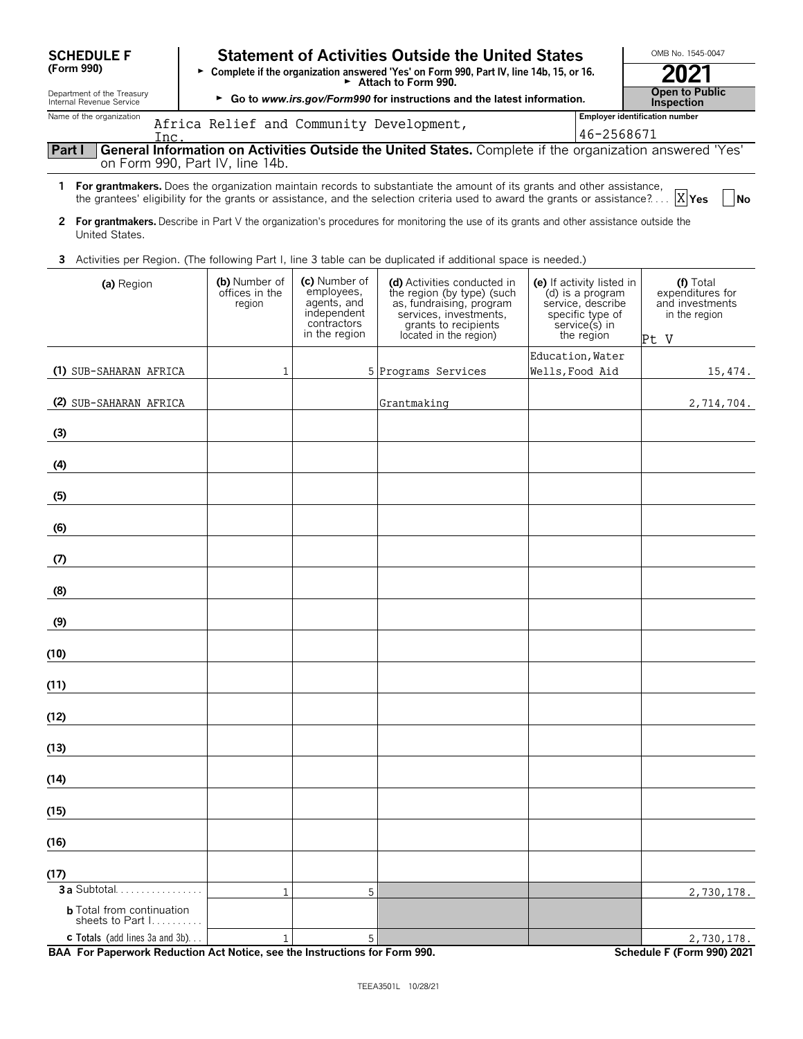**SCHEDULE F**
**(Form 990)**

Department of the Treasury
Internal Revenue Service

# Statement of Activities Outside the United States

► Complete if the organization answered 'Yes' on Form 990, Part IV, line 14b, 15, or 16.
► Attach to Form 990.
► Go to *www.irs.gov/Form990* for instructions and the latest information.

OMB No. 1545-0047

**2021**

**Open to Public Inspection**

Name of the organization: Africa Relief and Community Development, Inc.

Employer identification number: 46-2568671

## Part I General Information on Activities Outside the United States. Complete if the organization answered 'Yes' on Form 990, Part IV, line 14b.

**1 For grantmakers.** Does the organization maintain records to substantiate the amount of its grants and other assistance, the grantees' eligibility for the grants or assistance, and the selection criteria used to award the grants or assistance? .... [X] **Yes** [ ] **No**

**2 For grantmakers.** Describe in Part V the organization's procedures for monitoring the use of its grants and other assistance outside the United States.

**3** Activities per Region. (The following Part I, line 3 table can be duplicated if additional space is needed.)

| (a) Region | (b) Number of offices in the region | (c) Number of employees, agents, and independent contractors in the region | (d) Activities conducted in the region (by type) (such as, fundraising, program services, investments, grants to recipients located in the region) | (e) If activity listed in (d) is a program service, describe specific type of service(s) in the region | (f) Total expenditures for and investments in the region Pt V |
|---|---|---|---|---|---|
| (1) SUB-SAHARAN AFRICA | 1 | 5 | Programs Services | Education, Water Wells, Food Aid | 15,474. |
| (2) SUB-SAHARAN AFRICA | | | Grantmaking | | 2,714,704. |
| (3) | | | | | |
| (4) | | | | | |
| (5) | | | | | |
| (6) | | | | | |
| (7) | | | | | |
| (8) | | | | | |
| (9) | | | | | |
| (10) | | | | | |
| (11) | | | | | |
| (12) | | | | | |
| (13) | | | | | |
| (14) | | | | | |
| (15) | | | | | |
| (16) | | | | | |
| (17) | | | | | |
| **3a** Subtotal | 1 | 5 | | | 2,730,178. |
| **b** Total from continuation sheets to Part I | | | | | |
| **c Totals** (add lines 3a and 3b) | 1 | 5 | | | 2,730,178. |

**BAA For Paperwork Reduction Act Notice, see the Instructions for Form 990.** **Schedule F (Form 990) 2021**

TEEA3501L 10/28/21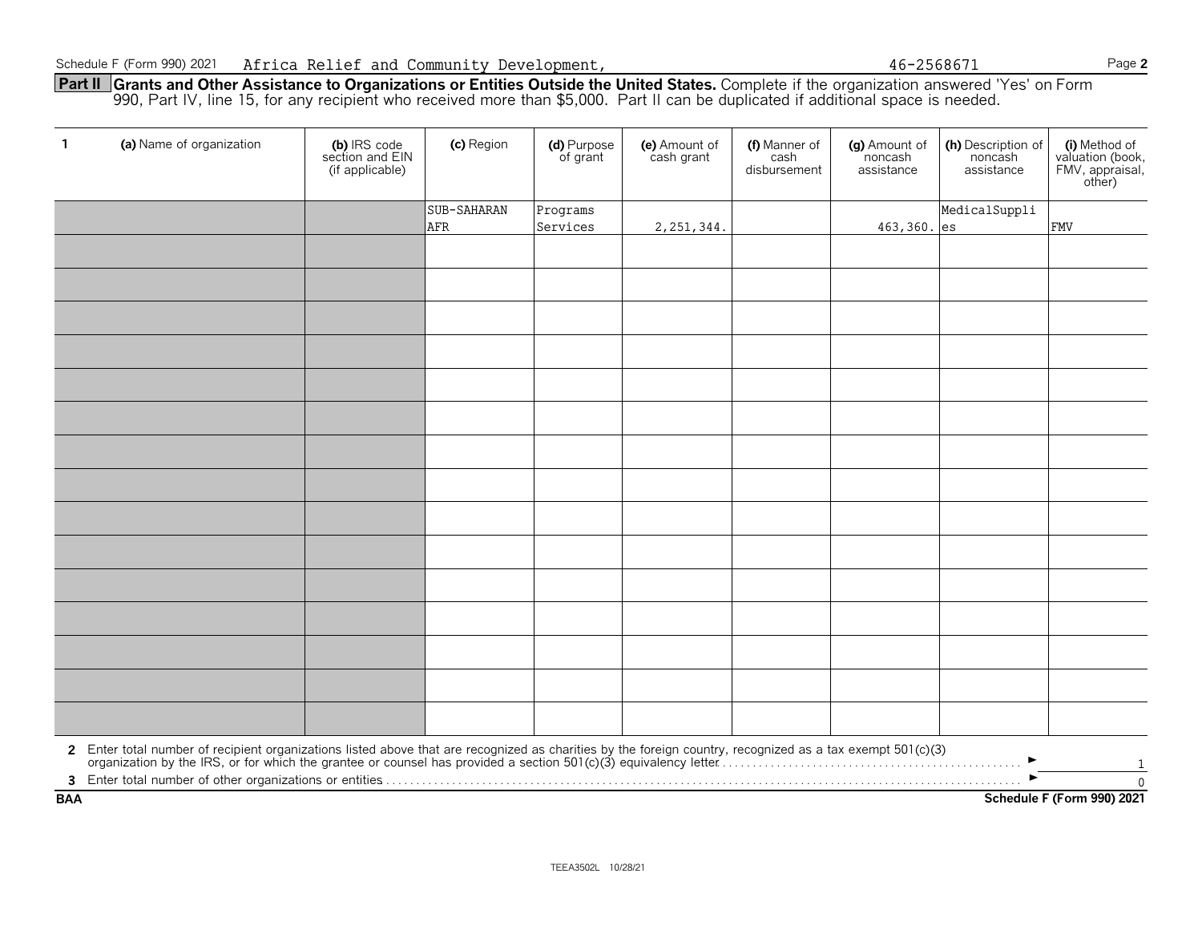Schedule F (Form 990) 2021 Africa Relief and Community Development, 46-2568671

**Part II Grants and Other Assistance to Organizations or Entities Outside the United States.** Complete if the organization answered 'Yes' on Form 990, Part IV, line 15, for any recipient who received more than $5,000. Part II can be duplicated if additional space is needed.

| 1 (a) Name of organization | (b) IRS code section and EIN (if applicable) | (c) Region | (d) Purpose of grant | (e) Amount of cash grant | (f) Manner of cash disbursement | (g) Amount of noncash assistance | (h) Description of noncash assistance | (i) Method of valuation (book, FMV, appraisal, other) |
|---|---|---|---|---|---|---|---|---|
| | | SUB-SAHARAN AFR | Programs Services | 2,251,344. | | 463,360. | MedicalSupplies | FMV |
| | | | | | | | | |
| | | | | | | | | |
| | | | | | | | | |
| | | | | | | | | |
| | | | | | | | | |
| | | | | | | | | |
| | | | | | | | | |
| | | | | | | | | |
| | | | | | | | | |
| | | | | | | | | |
| | | | | | | | | |
| | | | | | | | | |
| | | | | | | | | |
| | | | | | | | | |
| | | | | | | | | |

**2** Enter total number of recipient organizations listed above that are recognized as charities by the foreign country, recognized as a tax exempt 501(c)(3) organization by the IRS, or for which the grantee or counsel has provided a section 501(c)(3) equivalency letter ► 1

**3** Enter total number of other organizations or entities ► 0

BAA Schedule F (Form 990) 2021

TEEA3502L 10/28/21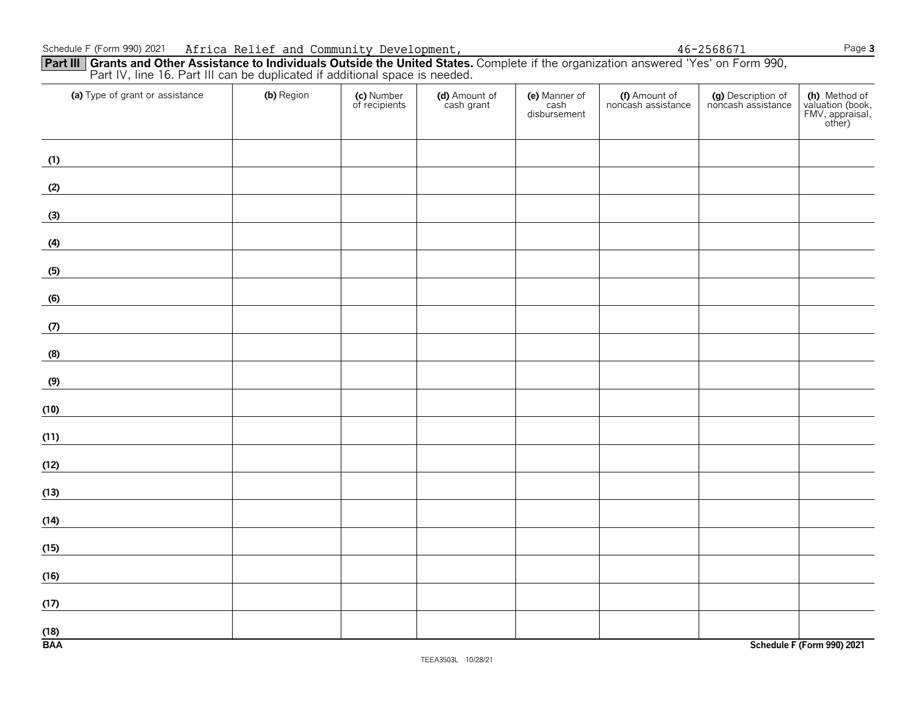Schedule F (Form 990) 2021 Africa Relief and Community Development, 46-2568671

**Part III** **Grants and Other Assistance to Individuals Outside the United States.** Complete if the organization answered 'Yes' on Form 990, Part IV, line 16. Part III can be duplicated if additional space is needed.

| (a) Type of grant or assistance | (b) Region | (c) Number of recipients | (d) Amount of cash grant | (e) Manner of cash disbursement | (f) Amount of noncash assistance | (g) Description of noncash assistance | (h) Method of valuation (book, FMV, appraisal, other) |
|---|---|---|---|---|---|---|---|
| (1) | | | | | | | |
| (2) | | | | | | | |
| (3) | | | | | | | |
| (4) | | | | | | | |
| (5) | | | | | | | |
| (6) | | | | | | | |
| (7) | | | | | | | |
| (8) | | | | | | | |
| (9) | | | | | | | |
| (10) | | | | | | | |
| (11) | | | | | | | |
| (12) | | | | | | | |
| (13) | | | | | | | |
| (14) | | | | | | | |
| (15) | | | | | | | |
| (16) | | | | | | | |
| (17) | | | | | | | |
| (18) | | | | | | | |

BAA Schedule F (Form 990) 2021

TEEA3503L 10/28/21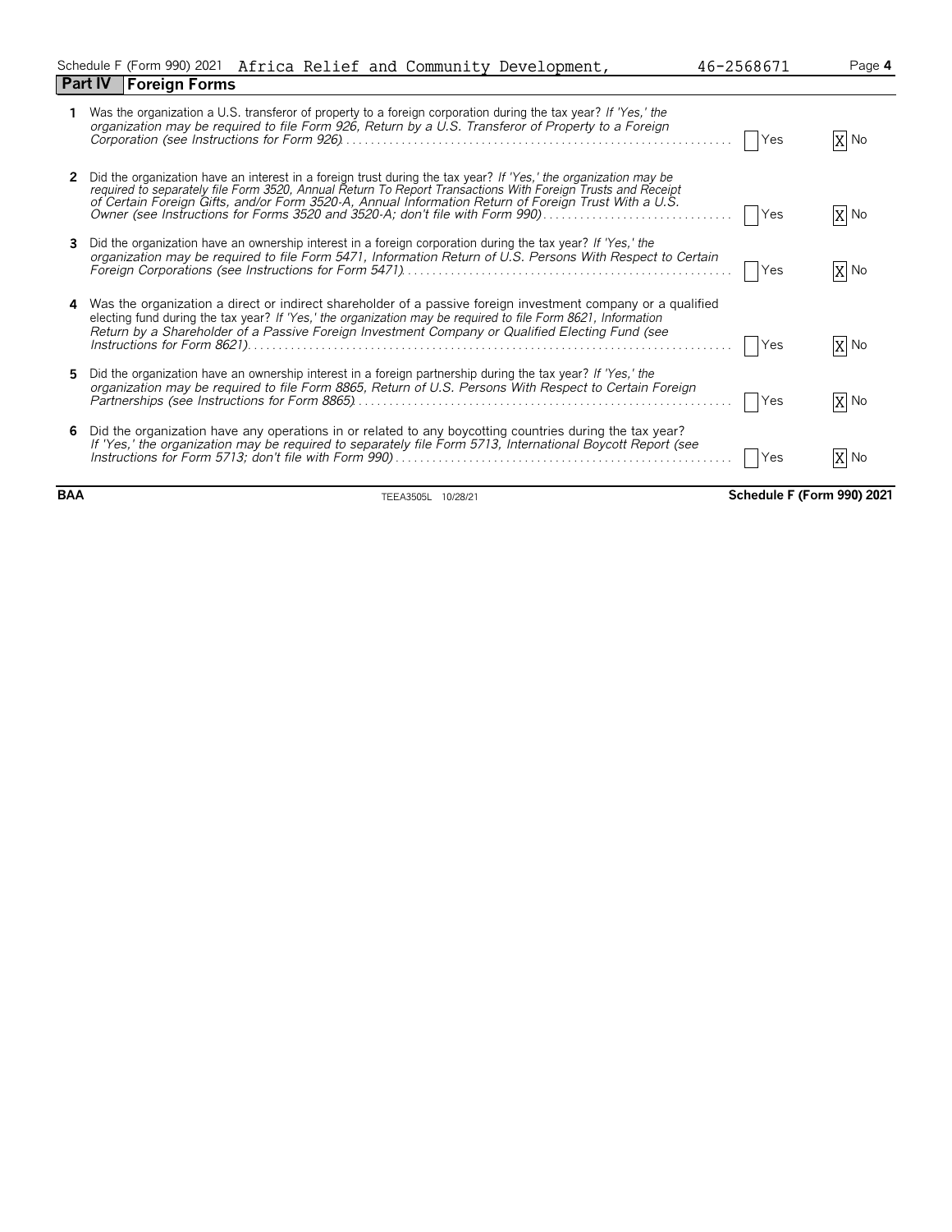Schedule F (Form 990) 2021 Africa Relief and Community Development, 46-2568671

## Part IV Foreign Forms

| | | Yes | No |
|---|---|---|---|
| **1** | Was the organization a U.S. transferor of property to a foreign corporation during the tax year? *If 'Yes,' the organization may be required to file Form 926, Return by a U.S. Transferor of Property to a Foreign Corporation (see Instructions for Form 926)* | | X |
| **2** | Did the organization have an interest in a foreign trust during the tax year? *If 'Yes,' the organization may be required to separately file Form 3520, Annual Return To Report Transactions With Foreign Trusts and Receipt of Certain Foreign Gifts, and/or Form 3520-A, Annual Information Return of Foreign Trust With a U.S. Owner (see Instructions for Forms 3520 and 3520-A; don't file with Form 990)* | | X |
| **3** | Did the organization have an ownership interest in a foreign corporation during the tax year? *If 'Yes,' the organization may be required to file Form 5471, Information Return of U.S. Persons With Respect to Certain Foreign Corporations (see Instructions for Form 5471)* | | X |
| **4** | Was the organization a direct or indirect shareholder of a passive foreign investment company or a qualified electing fund during the tax year? *If 'Yes,' the organization may be required to file Form 8621, Information Return by a Shareholder of a Passive Foreign Investment Company or Qualified Electing Fund (see Instructions for Form 8621)* | | X |
| **5** | Did the organization have an ownership interest in a foreign partnership during the tax year? *If 'Yes,' the organization may be required to file Form 8865, Return of U.S. Persons With Respect to Certain Foreign Partnerships (see Instructions for Form 8865)* | | X |
| **6** | Did the organization have any operations in or related to any boycotting countries during the tax year? *If 'Yes,' the organization may be required to separately file Form 5713, International Boycott Report (see Instructions for Form 5713; don't file with Form 990)* | | X |

BAA TEEA3505L 10/28/21 Schedule F (Form 990) 2021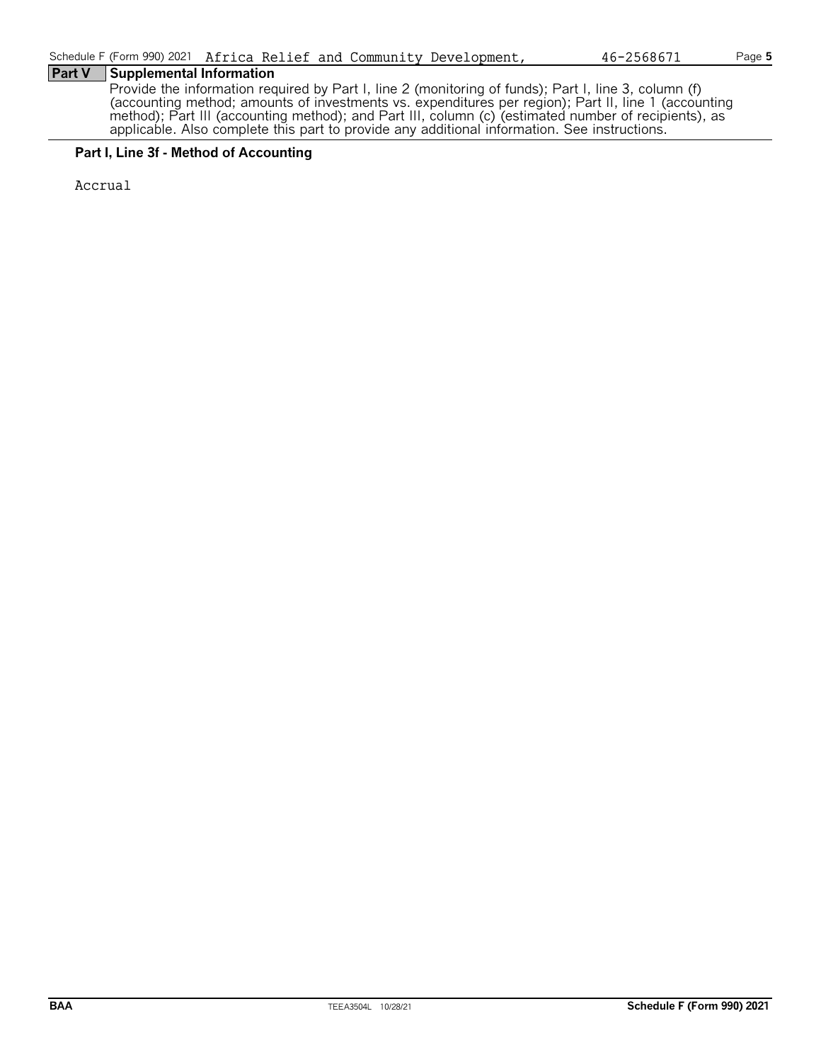## Part V Supplemental Information

Provide the information required by Part I, line 2 (monitoring of funds); Part I, line 3, column (f) (accounting method; amounts of investments vs. expenditures per region); Part II, line 1 (accounting method); Part III (accounting method); and Part III, column (c) (estimated number of recipients), as applicable. Also complete this part to provide any additional information. See instructions.

**Part I, Line 3f - Method of Accounting**

Accrual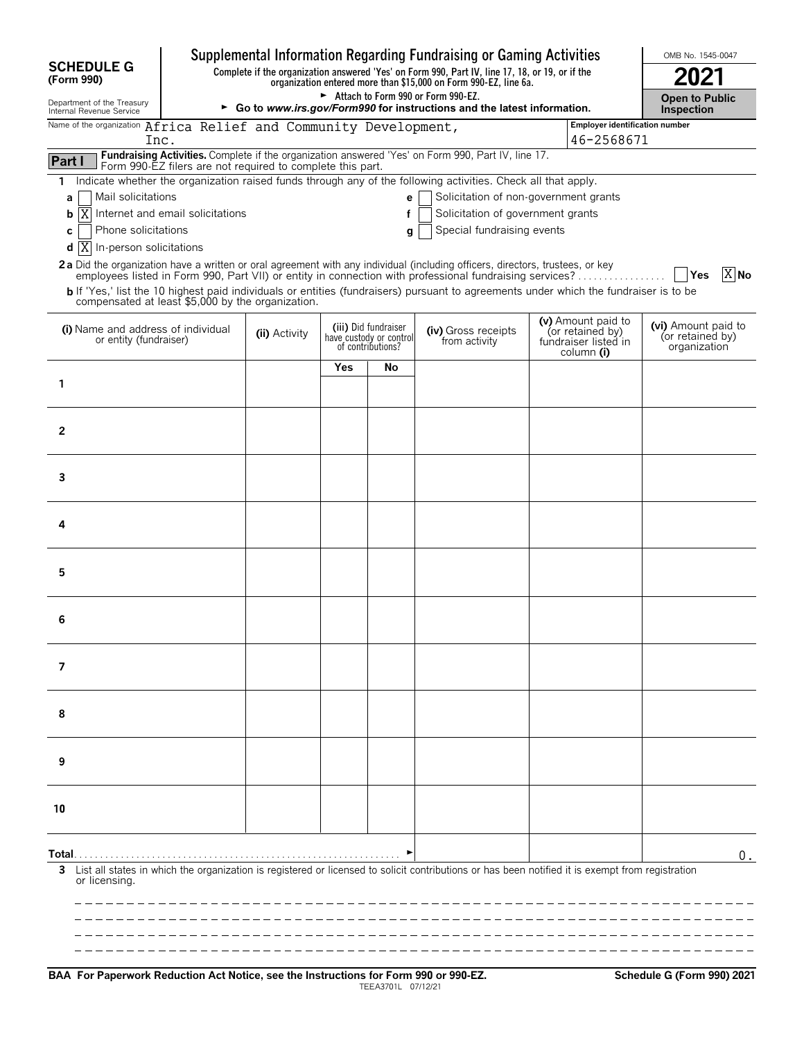# SCHEDULE G (Form 990)

Department of the Treasury
Internal Revenue Service

## Supplemental Information Regarding Fundraising or Gaming Activities

**Complete if the organization answered 'Yes' on Form 990, Part IV, line 17, 18, or 19, or if the organization entered more than $15,000 on Form 990-EZ, line 6a.**

► Attach to Form 990 or Form 990-EZ.

► **Go to *www.irs.gov/Form990* for instructions and the latest information.**

OMB No. 1545-0047

**2021**

**Open to Public Inspection**

Name of the organization: Africa Relief and Community Development, Inc.

Employer identification number: 46-2568671

**Part I** **Fundraising Activities.** Complete if the organization answered 'Yes' on Form 990, Part IV, line 17. Form 990-EZ filers are not required to complete this part.

1 Indicate whether the organization raised funds through any of the following activities. Check all that apply.

- a [ ] Mail solicitations
- b [X] Internet and email solicitations
- c [ ] Phone solicitations
- d [X] In-person solicitations
- e [ ] Solicitation of non-government grants
- f [ ] Solicitation of government grants
- g [ ] Special fundraising events

**2a** Did the organization have a written or oral agreement with any individual (including officers, directors, trustees, or key employees listed in Form 990, Part VII) or entity in connection with professional fundraising services? [ ] Yes [X] No

**b** If 'Yes,' list the 10 highest paid individuals or entities (fundraisers) pursuant to agreements under which the fundraiser is to be compensated at least $5,000 by the organization.

| | (i) Name and address of individual or entity (fundraiser) | (ii) Activity | (iii) Did fundraiser have custody or control of contributions? Yes | No | (iv) Gross receipts from activity | (v) Amount paid to (or retained by) fundraiser listed in column (i) | (vi) Amount paid to (or retained by) organization |
|---|---|---|---|---|---|---|---|
| 1 | | | | | | | |
| 2 | | | | | | | |
| 3 | | | | | | | |
| 4 | | | | | | | |
| 5 | | | | | | | |
| 6 | | | | | | | |
| 7 | | | | | | | |
| 8 | | | | | | | |
| 9 | | | | | | | |
| 10 | | | | | | | |
| **Total** ► | | | | | | | 0. |

3 List all states in which the organization is registered or licensed to solicit contributions or has been notified it is exempt from registration or licensing.

**BAA For Paperwork Reduction Act Notice, see the Instructions for Form 990 or 990-EZ.** TEEA3701L 07/12/21 **Schedule G (Form 990) 2021**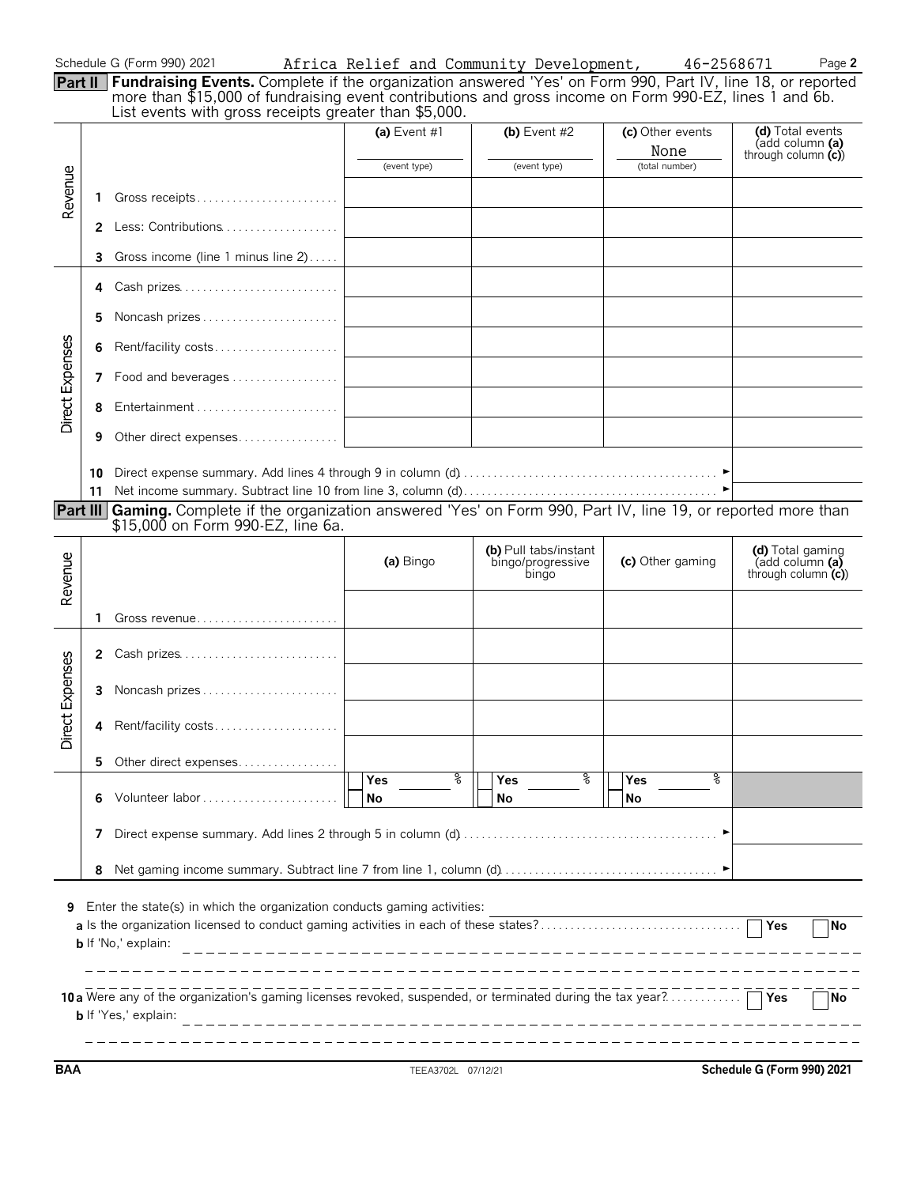Schedule G (Form 990) 2021 Africa Relief and Community Development, 46-2568671 Page 2

**Part II** **Fundraising Events.** Complete if the organization answered 'Yes' on Form 990, Part IV, line 18, or reported more than $15,000 of fundraising event contributions and gross income on Form 990-EZ, lines 1 and 6b. List events with gross receipts greater than $5,000.

| | | (a) Event #1 (event type) | (b) Event #2 (event type) | (c) Other events None (total number) | (d) Total events (add column (a) through column (c)) |
|---|---|---|---|---|---|
| Revenue | 1 Gross receipts | | | | |
| | 2 Less: Contributions | | | | |
| | 3 Gross income (line 1 minus line 2) | | | | |
| Direct Expenses | 4 Cash prizes | | | | |
| | 5 Noncash prizes | | | | |
| | 6 Rent/facility costs | | | | |
| | 7 Food and beverages | | | | |
| | 8 Entertainment | | | | |
| | 9 Other direct expenses | | | | |
| | 10 Direct expense summary. Add lines 4 through 9 in column (d) | | | | |
| | 11 Net income summary. Subtract line 10 from line 3, column (d) | | | | |

**Part III** **Gaming.** Complete if the organization answered 'Yes' on Form 990, Part IV, line 19, or reported more than $15,000 on Form 990-EZ, line 6a.

| | | (a) Bingo | (b) Pull tabs/instant bingo/progressive bingo | (c) Other gaming | (d) Total gaming (add column (a) through column (c)) |
|---|---|---|---|---|---|
| Revenue | 1 Gross revenue | | | | |
| Direct Expenses | 2 Cash prizes | | | | |
| | 3 Noncash prizes | | | | |
| | 4 Rent/facility costs | | | | |
| | 5 Other direct expenses | | | | |
| | 6 Volunteer labor | Yes % No | Yes % No | Yes % No | |
| | 7 Direct expense summary. Add lines 2 through 5 in column (d) | | | | |
| | 8 Net gaming income summary. Subtract line 7 from line 1, column (d) | | | | |

9 Enter the state(s) in which the organization conducts gaming activities:

a Is the organization licensed to conduct gaming activities in each of these states? Yes No

b If 'No,' explain:

10a Were any of the organization's gaming licenses revoked, suspended, or terminated during the tax year? Yes No

b If 'Yes,' explain:

BAA TEEA3702L 07/12/21 Schedule G (Form 990) 2021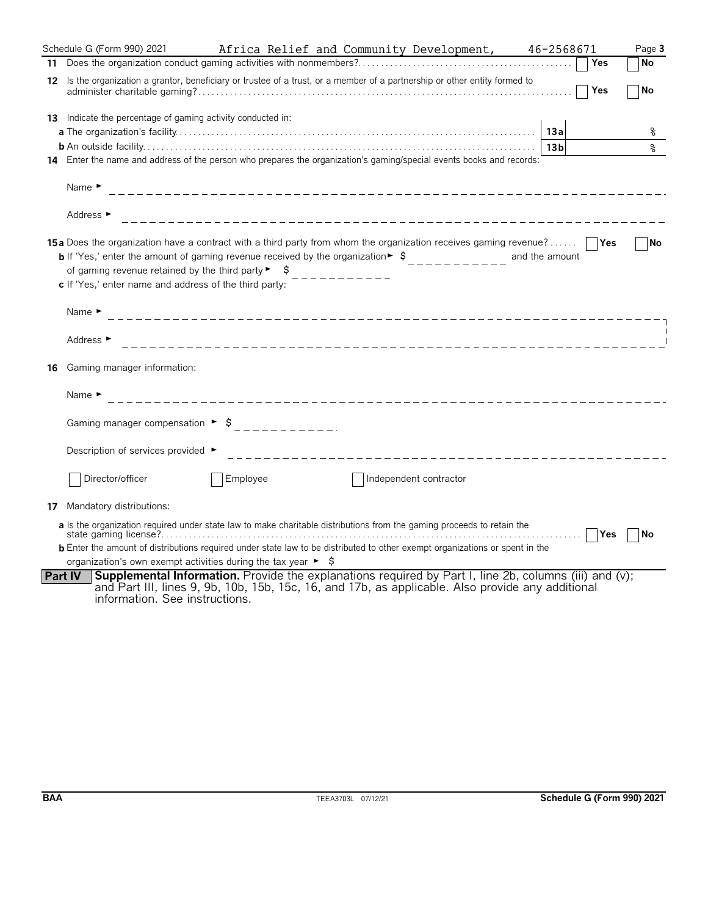Schedule G (Form 990) 2021 Africa Relief and Community Development, 46-2568671 Page **3**

**11** Does the organization conduct gaming activities with nonmembers? . . . . . . . . . . ☐ Yes ☐ No

**12** Is the organization a grantor, beneficiary or trustee of a trust, or a member of a partnership or other entity formed to administer charitable gaming? . . . . . . . . . . ☐ Yes ☐ No

**13** Indicate the percentage of gaming activity conducted in:

**a** The organization's facility . . . . . . . . . . **13a** %

**b** An outside facility . . . . . . . . . . **13b** %

**14** Enter the name and address of the person who prepares the organization's gaming/special events books and records:

Name ►

Address ►

**15a** Does the organization have a contract with a third party from whom the organization receives gaming revenue? . . . . . . ☐ Yes ☐ No

**b** If 'Yes,' enter the amount of gaming revenue received by the organization ► $ __________ and the amount of gaming revenue retained by the third party ► $ __________

**c** If 'Yes,' enter name and address of the third party:

Name ►

Address ►

**16** Gaming manager information:

Name ►

Gaming manager compensation ► $ __________

Description of services provided ►

☐ Director/officer ☐ Employee ☐ Independent contractor

**17** Mandatory distributions:

**a** Is the organization required under state law to make charitable distributions from the gaming proceeds to retain the state gaming license? . . . . . . . . . . ☐ Yes ☐ No

**b** Enter the amount of distributions required under state law to be distributed to other exempt organizations or spent in the organization's own exempt activities during the tax year ► $

**Part IV** **Supplemental Information.** Provide the explanations required by Part I, line 2b, columns (iii) and (v); and Part III, lines 9, 9b, 10b, 15b, 15c, 16, and 17b, as applicable. Also provide any additional information. See instructions.

BAA TEEA3703L 07/12/21 **Schedule G (Form 990) 2021**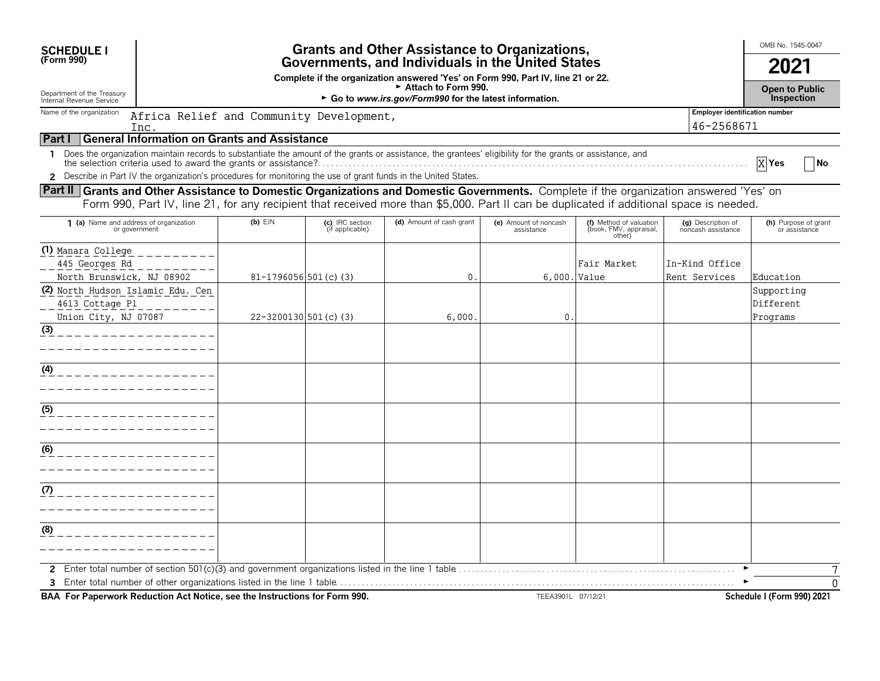**SCHEDULE I**
**(Form 990)**

Department of the Treasury
Internal Revenue Service

# Grants and Other Assistance to Organizations, Governments, and Individuals in the United States

**Complete if the organization answered 'Yes' on Form 990, Part IV, line 21 or 22.**
► **Attach to Form 990.**
► **Go to *www.irs.gov/Form990* for the latest information.**

OMB No. 1545-0047

**2021**

**Open to Public Inspection**

Name of the organization: Africa Relief and Community Development, Inc.

Employer identification number: 46-2568671

## Part I General Information on Grants and Assistance

1 Does the organization maintain records to substantiate the amount of the grants or assistance, the grantees' eligibility for the grants or assistance, and the selection criteria used to award the grants or assistance? [X] Yes [ ] No

2 Describe in Part IV the organization's procedures for monitoring the use of grant funds in the United States.

## Part II Grants and Other Assistance to Domestic Organizations and Domestic Governments.

Complete if the organization answered 'Yes' on Form 990, Part IV, line 21, for any recipient that received more than $5,000. Part II can be duplicated if additional space is needed.

| 1 (a) Name and address of organization or government | (b) EIN | (c) IRC section (if applicable) | (d) Amount of cash grant | (e) Amount of noncash assistance | (f) Method of valuation (book, FMV, appraisal, other) | (g) Description of noncash assistance | (h) Purpose of grant or assistance |
|---|---|---|---|---|---|---|---|
| (1) Manara College<br>445 Georges Rd<br>North Brunswick, NJ 08902 | 81-1796056 | 501(c)(3) | 0. | 6,000. | Fair Market Value | In-Kind Office Rent Services | Education |
| (2) North Hudson Islamic Edu. Cen<br>4613 Cottage Pl<br>Union City, NJ 07087 | 22-3200130 | 501(c)(3) | 6,000. | 0. | | | Supporting Different Programs |
| (3) | | | | | | | |
| (4) | | | | | | | |
| (5) | | | | | | | |
| (6) | | | | | | | |
| (7) | | | | | | | |
| (8) | | | | | | | |

2 Enter total number of section 501(c)(3) and government organizations listed in the line 1 table ► 7

3 Enter total number of other organizations listed in the line 1 table ► 0

**BAA For Paperwork Reduction Act Notice, see the Instructions for Form 990.** TEEA3901L 07/12/21 **Schedule I (Form 990) 2021**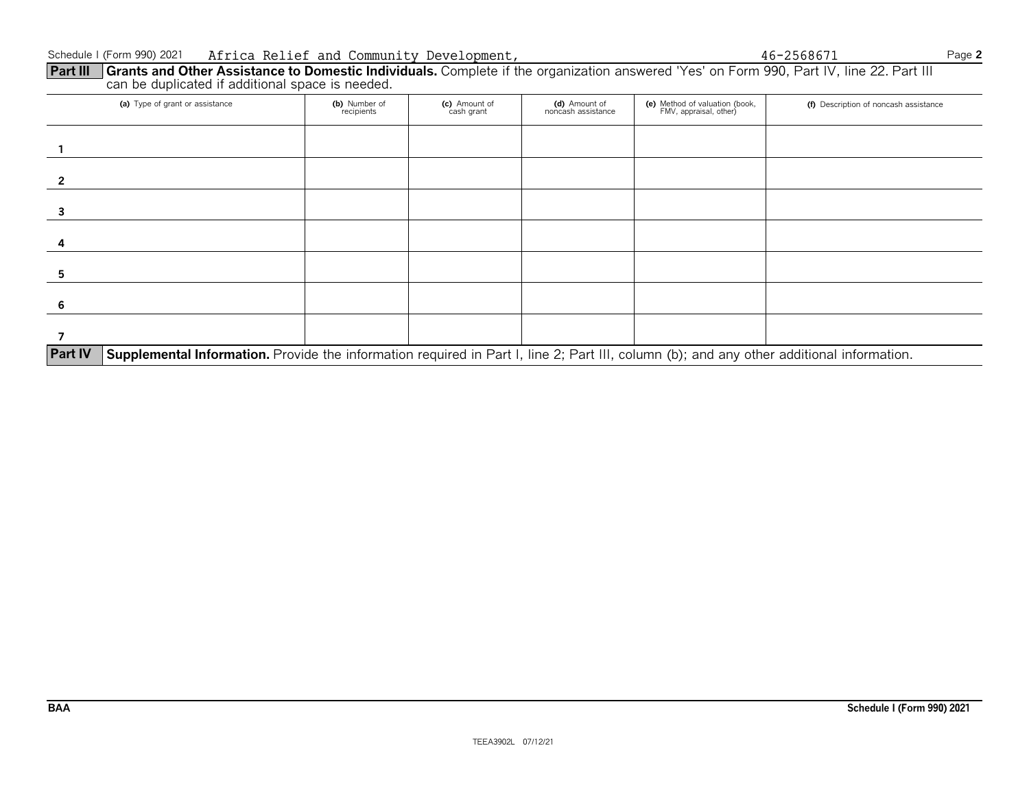Schedule I (Form 990) 2021 Africa Relief and Community Development, 46-2568671

**Part III Grants and Other Assistance to Domestic Individuals.** Complete if the organization answered 'Yes' on Form 990, Part IV, line 22. Part III can be duplicated if additional space is needed.

| (a) Type of grant or assistance | (b) Number of recipients | (c) Amount of cash grant | (d) Amount of noncash assistance | (e) Method of valuation (book, FMV, appraisal, other) | (f) Description of noncash assistance |
|---|---|---|---|---|---|
| 1 | | | | | |
| 2 | | | | | |
| 3 | | | | | |
| 4 | | | | | |
| 5 | | | | | |
| 6 | | | | | |
| 7 | | | | | |

**Part IV Supplemental Information.** Provide the information required in Part I, line 2; Part III, column (b); and any other additional information.

BAA Schedule I (Form 990) 2021

TEEA3902L 07/12/21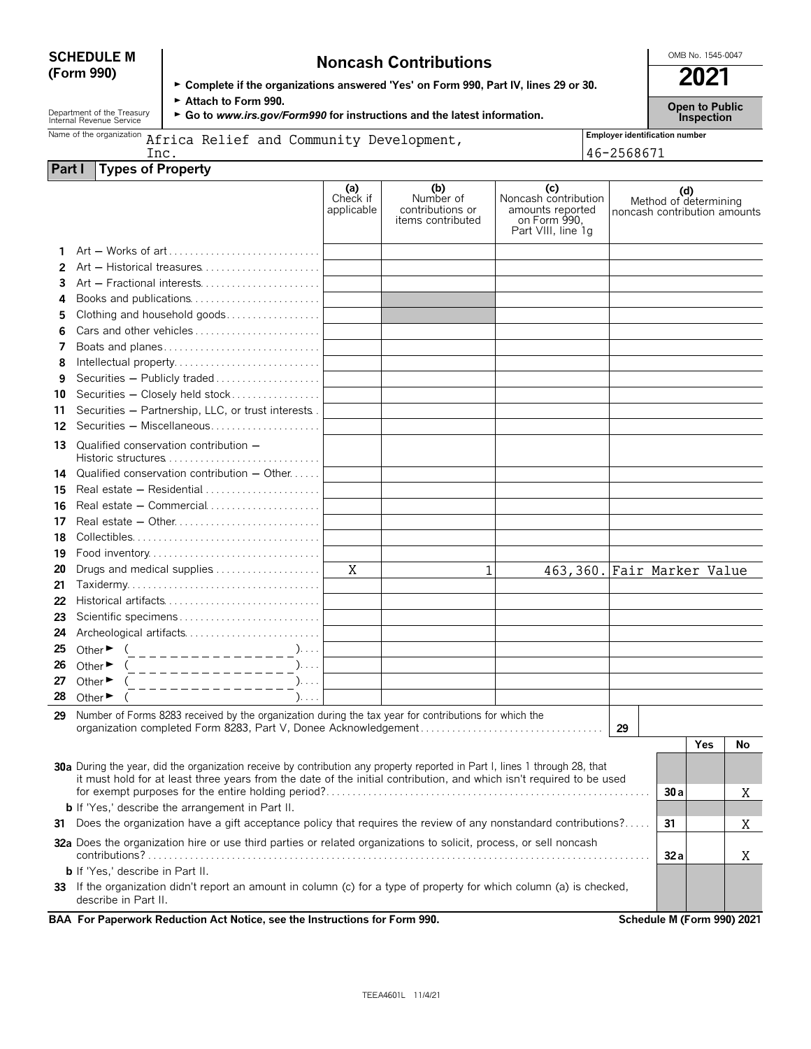**SCHEDULE M (Form 990)**

# Noncash Contributions

OMB No. 1545-0047

**2021**

**Open to Public Inspection**

► **Complete if the organizations answered 'Yes' on Form 990, Part IV, lines 29 or 30.**
► **Attach to Form 990.**
► **Go to *www.irs.gov/Form990* for instructions and the latest information.**

Department of the Treasury Internal Revenue Service

Name of the organization: Africa Relief and Community Development, Inc.

Employer identification number: 46-2568671

## Part I Types of Property

| | | (a) Check if applicable | (b) Number of contributions or items contributed | (c) Noncash contribution amounts reported on Form 990, Part VIII, line 1g | (d) Method of determining noncash contribution amounts |
|---|---|---|---|---|---|
| 1 | Art — Works of art | | | | |
| 2 | Art — Historical treasures | | | | |
| 3 | Art — Fractional interests | | | | |
| 4 | Books and publications | | | | |
| 5 | Clothing and household goods | | | | |
| 6 | Cars and other vehicles | | | | |
| 7 | Boats and planes | | | | |
| 8 | Intellectual property | | | | |
| 9 | Securities — Publicly traded | | | | |
| 10 | Securities — Closely held stock | | | | |
| 11 | Securities — Partnership, LLC, or trust interests | | | | |
| 12 | Securities — Miscellaneous | | | | |
| 13 | Qualified conservation contribution — Historic structures | | | | |
| 14 | Qualified conservation contribution — Other | | | | |
| 15 | Real estate — Residential | | | | |
| 16 | Real estate — Commercial | | | | |
| 17 | Real estate — Other | | | | |
| 18 | Collectibles | | | | |
| 19 | Food inventory | | | | |
| 20 | Drugs and medical supplies | X | 1 | 463,360. | Fair Marker Value |
| 21 | Taxidermy | | | | |
| 22 | Historical artifacts | | | | |
| 23 | Scientific specimens | | | | |
| 24 | Archeological artifacts | | | | |
| 25 | Other ► ( ) | | | | |
| 26 | Other ► ( ) | | | | |
| 27 | Other ► ( ) | | | | |
| 28 | Other ► ( ) | | | | |

**29** Number of Forms 8283 received by the organization during the tax year for contributions for which the organization completed Form 8283, Part V, Donee Acknowledgement ..... **29**

| | | | Yes | No |
|---|---|---|---|---|
| **30a** | During the year, did the organization receive by contribution any property reported in Part I, lines 1 through 28, that it must hold for at least three years from the date of the initial contribution, and which isn't required to be used for exempt purposes for the entire holding period? | 30a | | X |
| **b** | If 'Yes,' describe the arrangement in Part II. | | | |
| **31** | Does the organization have a gift acceptance policy that requires the review of any nonstandard contributions? | 31 | | X |
| **32a** | Does the organization hire or use third parties or related organizations to solicit, process, or sell noncash contributions? | 32a | | X |
| **b** | If 'Yes,' describe in Part II. | | | |
| **33** | If the organization didn't report an amount in column (c) for a type of property for which column (a) is checked, describe in Part II. | | | |

**BAA For Paperwork Reduction Act Notice, see the Instructions for Form 990.** **Schedule M (Form 990) 2021**

TEEA4601L 11/4/21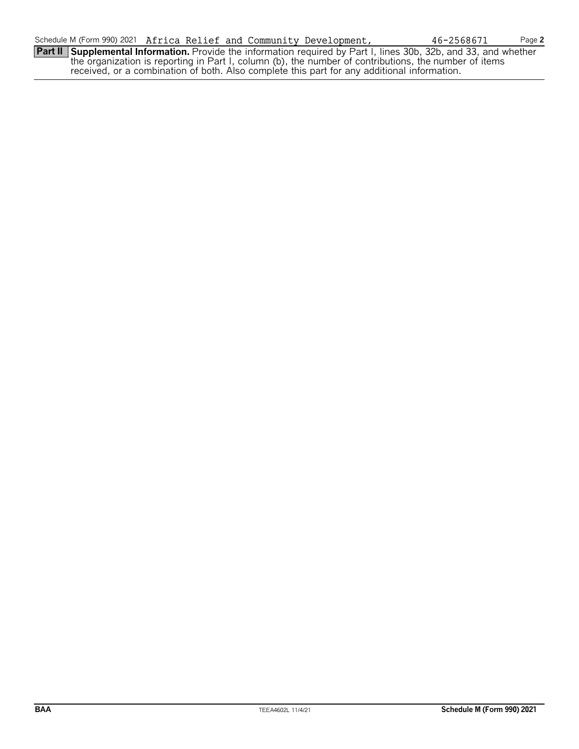Schedule M (Form 990) 2021 Africa Relief and Community Development, 46-2568671

**Part II** **Supplemental Information.** Provide the information required by Part I, lines 30b, 32b, and 33, and whether the organization is reporting in Part I, column (b), the number of contributions, the number of items received, or a combination of both. Also complete this part for any additional information.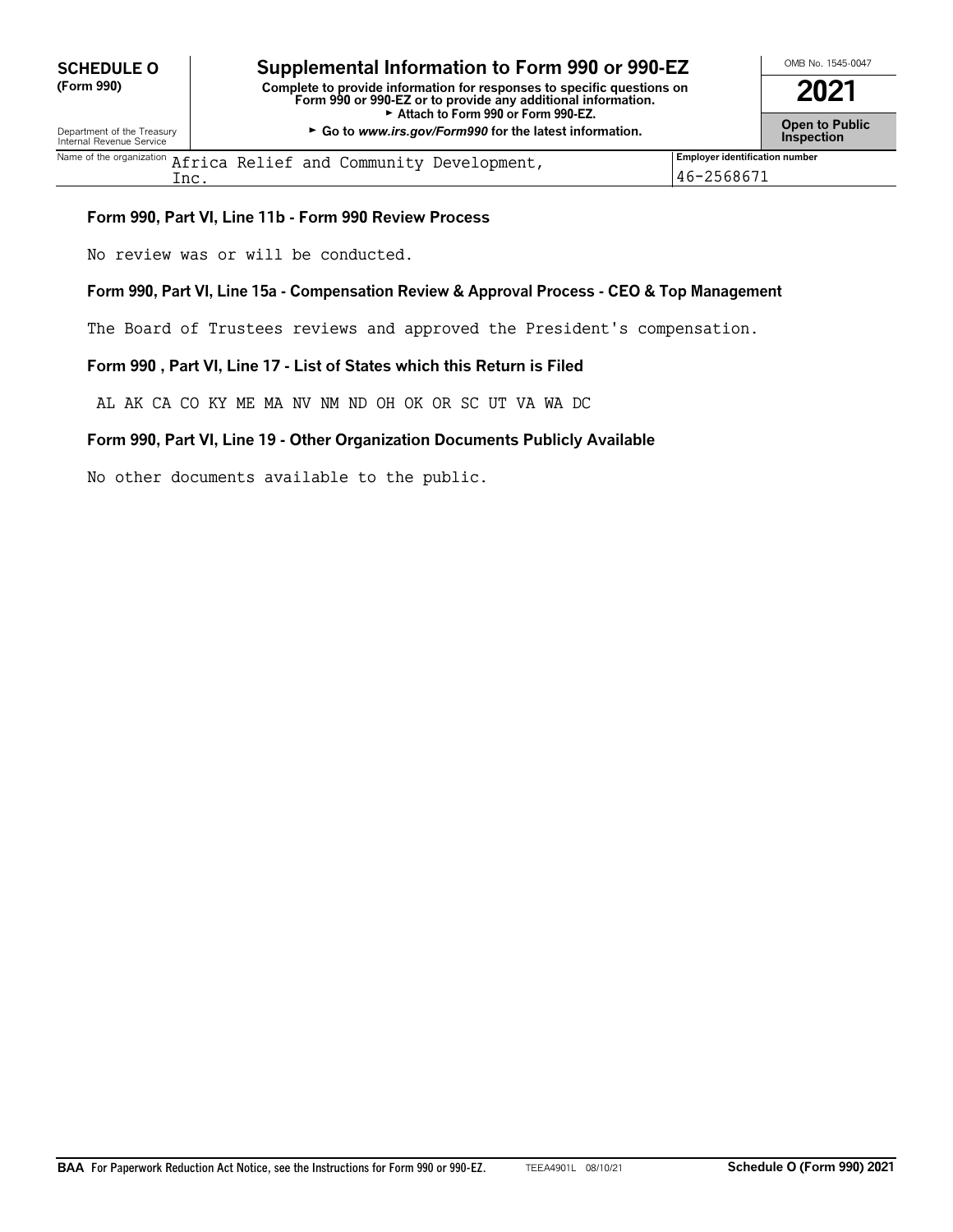**SCHEDULE O (Form 990)**

Department of the Treasury
Internal Revenue Service

# Supplemental Information to Form 990 or 990-EZ

**Complete to provide information for responses to specific questions on Form 990 or 990-EZ or to provide any additional information.**
**► Attach to Form 990 or Form 990-EZ.**
**► Go to *www.irs.gov/Form990* for the latest information.**

OMB No. 1545-0047

**2021**

**Open to Public Inspection**

| Name of the organization | Employer identification number |
|---|---|
| Africa Relief and Community Development, Inc. | 46-2568671 |

**Form 990, Part VI, Line 11b - Form 990 Review Process**

No review was or will be conducted.

**Form 990, Part VI, Line 15a - Compensation Review & Approval Process - CEO & Top Management**

The Board of Trustees reviews and approved the President's compensation.

**Form 990 , Part VI, Line 17 - List of States which this Return is Filed**

AL AK CA CO KY ME MA NV NM ND OH OK OR SC UT VA WA DC

**Form 990, Part VI, Line 19 - Other Organization Documents Publicly Available**

No other documents available to the public.

**BAA For Paperwork Reduction Act Notice, see the Instructions for Form 990 or 990-EZ.** TEEA4901L 08/10/21 **Schedule O (Form 990) 2021**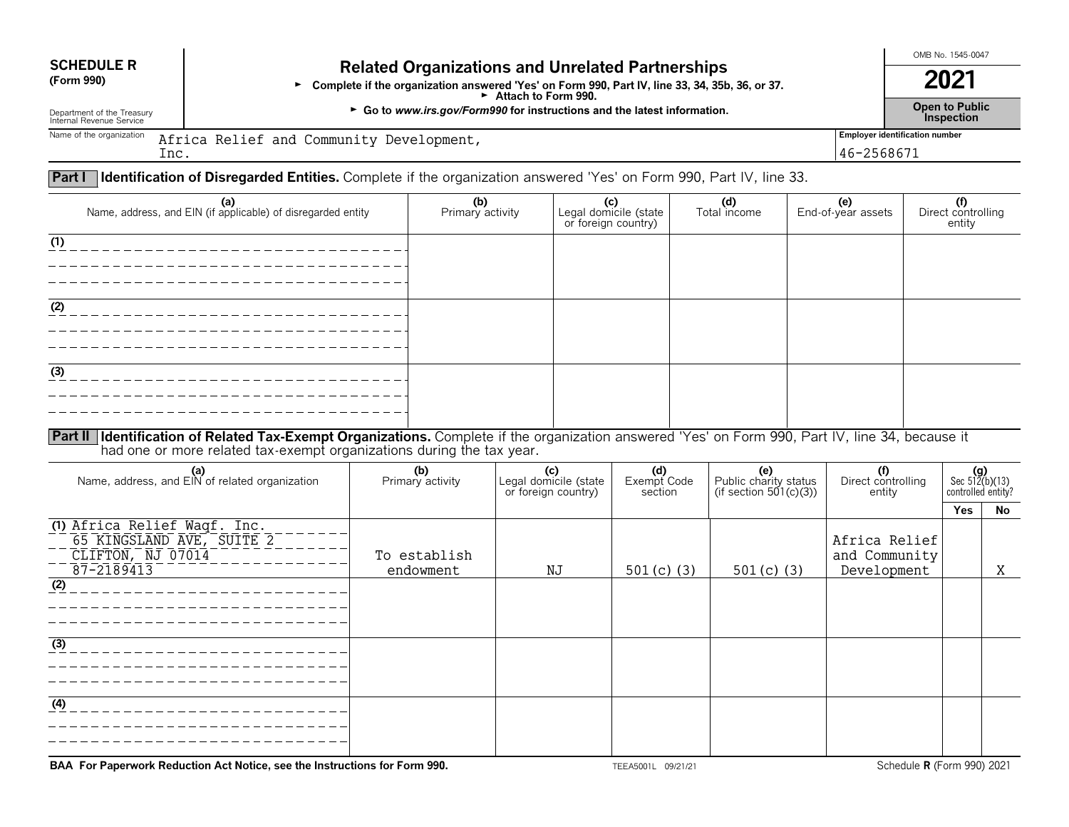**SCHEDULE R (Form 990)**

Department of the Treasury
Internal Revenue Service

# Related Organizations and Unrelated Partnerships

► Complete if the organization answered 'Yes' on Form 990, Part IV, line 33, 34, 35b, 36, or 37.
► Attach to Form 990.
► Go to *www.irs.gov/Form990* for instructions and the latest information.

OMB No. 1545-0047

**2021**

**Open to Public Inspection**

Name of the organization: Africa Relief and Community Development, Inc.

Employer identification number: 46-2568671

**Part I** **Identification of Disregarded Entities.** Complete if the organization answered 'Yes' on Form 990, Part IV, line 33.

| (a) Name, address, and EIN (if applicable) of disregarded entity | (b) Primary activity | (c) Legal domicile (state or foreign country) | (d) Total income | (e) End-of-year assets | (f) Direct controlling entity |
|---|---|---|---|---|---|
| (1) | | | | | |
| (2) | | | | | |
| (3) | | | | | |

**Part II** **Identification of Related Tax-Exempt Organizations.** Complete if the organization answered 'Yes' on Form 990, Part IV, line 34, because it had one or more related tax-exempt organizations during the tax year.

| (a) Name, address, and EIN of related organization | (b) Primary activity | (c) Legal domicile (state or foreign country) | (d) Exempt Code section | (e) Public charity status (if section 501(c)(3)) | (f) Direct controlling entity | (g) Sec 512(b)(13) controlled entity? Yes | No |
|---|---|---|---|---|---|---|---|
| (1) Africa Relief Waqf. Inc. 65 KINGSLAND AVE, SUITE 2 CLIFTON, NJ 07014 87-2189413 | To establish endowment | NJ | 501(c)(3) | 501(c)(3) | Africa Relief and Community Development | | X |
| (2) | | | | | | | |
| (3) | | | | | | | |
| (4) | | | | | | | |

**BAA For Paperwork Reduction Act Notice, see the Instructions for Form 990.** TEEA5001L 09/21/21 Schedule **R** (Form 990) 2021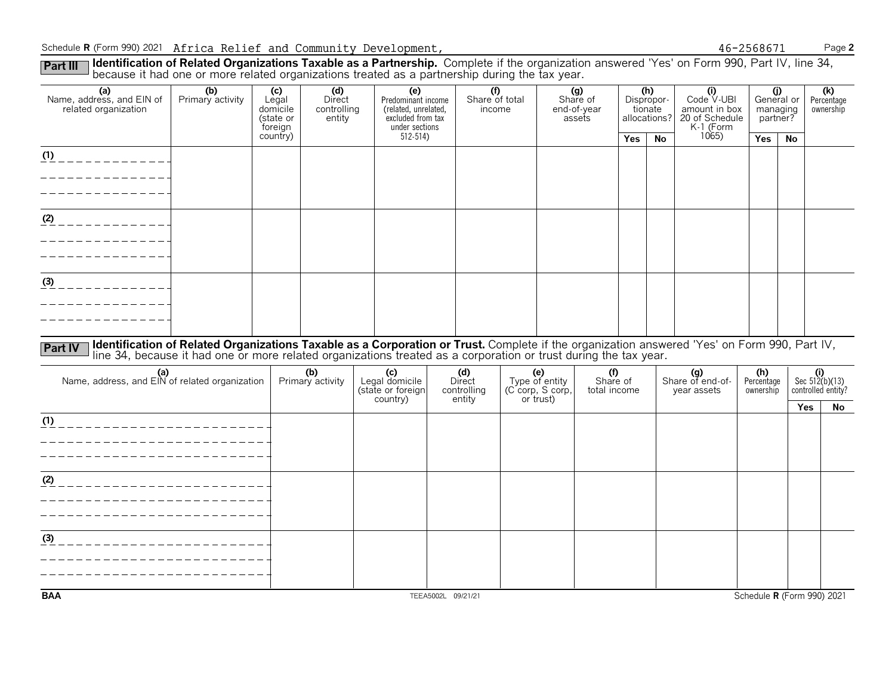Schedule R (Form 990) 2021 Africa Relief and Community Development, 46-2568671

**Part III** **Identification of Related Organizations Taxable as a Partnership.** Complete if the organization answered 'Yes' on Form 990, Part IV, line 34, because it had one or more related organizations treated as a partnership during the tax year.

| (a) Name, address, and EIN of related organization | (b) Primary activity | (c) Legal domicile (state or foreign country) | (d) Direct controlling entity | (e) Predominant income (related, unrelated, excluded from tax under sections 512-514) | (f) Share of total income | (g) Share of end-of-year assets | (h) Disproportionate allocations? | | (i) Code V-UBI amount in box 20 of Schedule K-1 (Form 1065) | (j) General or managing partner? | | (k) Percentage ownership |
|---|---|---|---|---|---|---|---|---|---|---|---|---|
| | | | | | | | Yes | No | | Yes | No | |
| (1) | | | | | | | | | | | | |
| (2) | | | | | | | | | | | | |
| (3) | | | | | | | | | | | | |

**Part IV** **Identification of Related Organizations Taxable as a Corporation or Trust.** Complete if the organization answered 'Yes' on Form 990, Part IV, line 34, because it had one or more related organizations treated as a corporation or trust during the tax year.

| (a) Name, address, and EIN of related organization | (b) Primary activity | (c) Legal domicile (state or foreign country) | (d) Direct controlling entity | (e) Type of entity (C corp, S corp, or trust) | (f) Share of total income | (g) Share of end-of-year assets | (h) Percentage ownership | (i) Sec 512(b)(13) controlled entity? | |
|---|---|---|---|---|---|---|---|---|---|
| | | | | | | | | Yes | No |
| (1) | | | | | | | | | |
| (2) | | | | | | | | | |
| (3) | | | | | | | | | |

BAA TEEA5002L 09/21/21 Schedule R (Form 990) 2021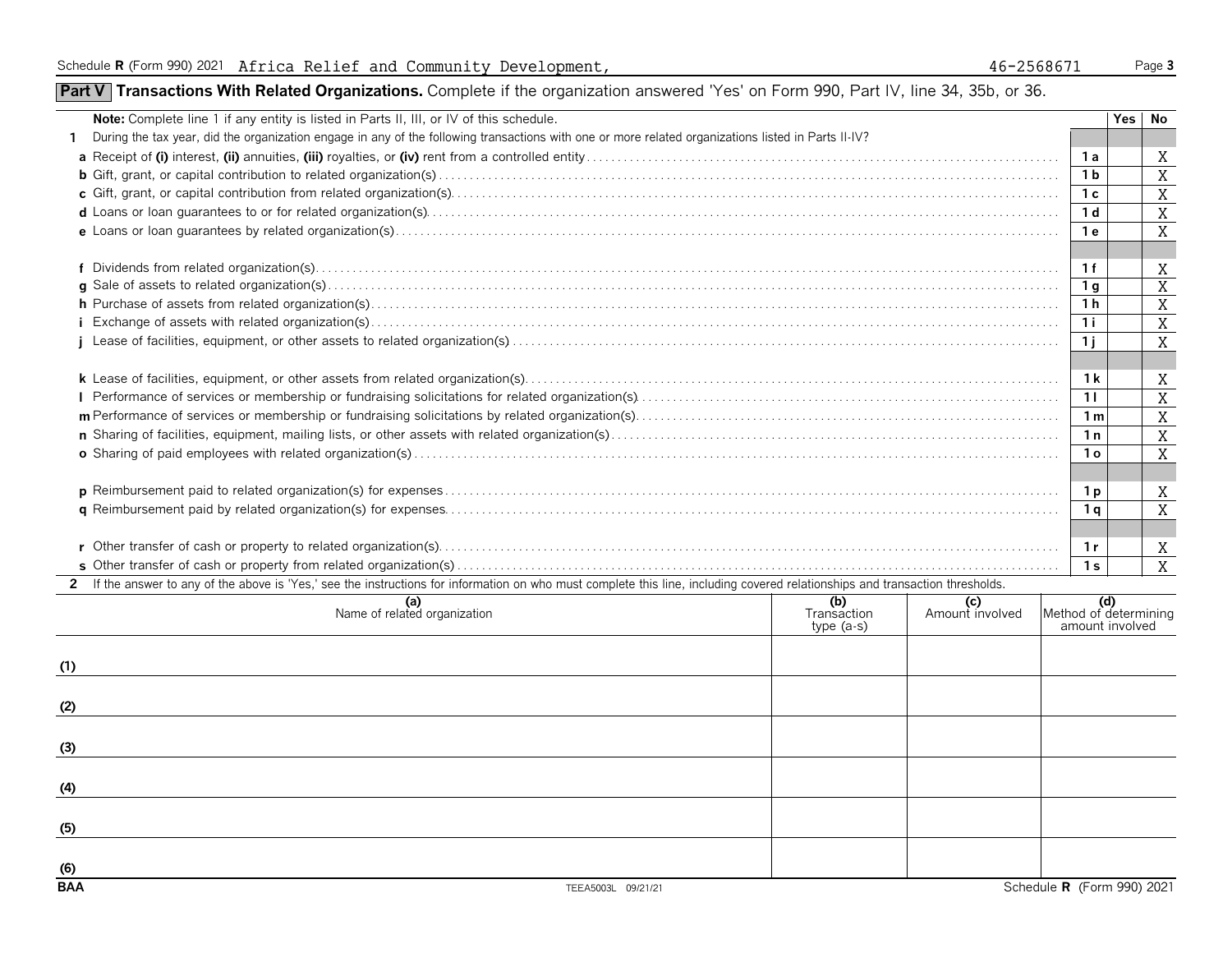Schedule **R** (Form 990) 2021 Africa Relief and Community Development, 46-2568671

## Part V Transactions With Related Organizations. Complete if the organization answered 'Yes' on Form 990, Part IV, line 34, 35b, or 36.

| **Note:** Complete line 1 if any entity is listed in Parts II, III, or IV of this schedule. | | Yes | No |
|---|---|---|---|
| **1** During the tax year, did the organization engage in any of the following transactions with one or more related organizations listed in Parts II-IV? | | | |
| **a** Receipt of **(i)** interest, **(ii)** annuities, **(iii)** royalties, or **(iv)** rent from a controlled entity | 1a | | X |
| **b** Gift, grant, or capital contribution to related organization(s) | 1b | | X |
| **c** Gift, grant, or capital contribution from related organization(s) | 1c | | X |
| **d** Loans or loan guarantees to or for related organization(s) | 1d | | X |
| **e** Loans or loan guarantees by related organization(s) | 1e | | X |
| **f** Dividends from related organization(s) | 1f | | X |
| **g** Sale of assets to related organization(s) | 1g | | X |
| **h** Purchase of assets from related organization(s) | 1h | | X |
| **i** Exchange of assets with related organization(s) | 1i | | X |
| **j** Lease of facilities, equipment, or other assets to related organization(s) | 1j | | X |
| **k** Lease of facilities, equipment, or other assets from related organization(s) | 1k | | X |
| **l** Performance of services or membership or fundraising solicitations for related organization(s) | 1l | | X |
| **m** Performance of services or membership or fundraising solicitations by related organization(s) | 1m | | X |
| **n** Sharing of facilities, equipment, mailing lists, or other assets with related organization(s) | 1n | | X |
| **o** Sharing of paid employees with related organization(s) | 1o | | X |
| **p** Reimbursement paid to related organization(s) for expenses | 1p | | X |
| **q** Reimbursement paid by related organization(s) for expenses | 1q | | X |
| **r** Other transfer of cash or property to related organization(s) | 1r | | X |
| **s** Other transfer of cash or property from related organization(s) | 1s | | X |

**2** If the answer to any of the above is 'Yes,' see the instructions for information on who must complete this line, including covered relationships and transaction thresholds.

| | (a) Name of related organization | (b) Transaction type (a-s) | (c) Amount involved | (d) Method of determining amount involved |
|---|---|---|---|---|
| (1) | | | | |
| (2) | | | | |
| (3) | | | | |
| (4) | | | | |
| (5) | | | | |
| (6) | | | | |

BAA TEEA5003L 09/21/21 Schedule **R** (Form 990) 2021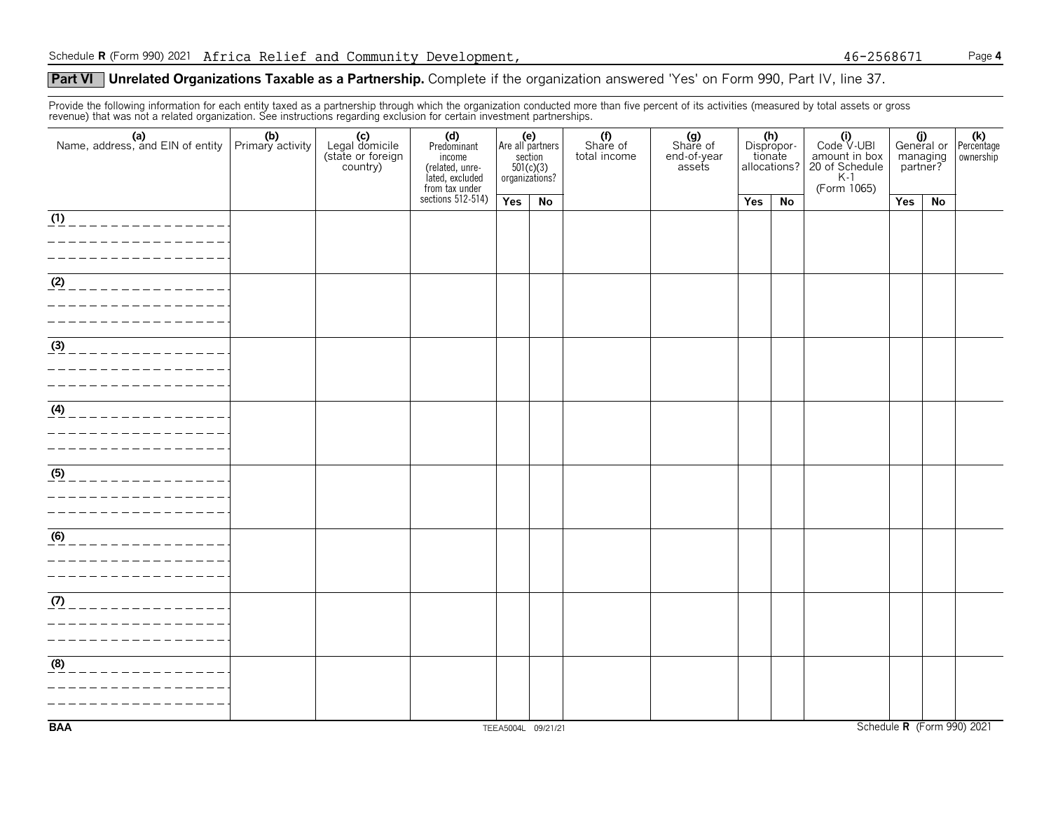Schedule **R** (Form 990) 2021 Africa Relief and Community Development, 46-2568671 Page **4**

## Part VI Unrelated Organizations Taxable as a Partnership. Complete if the organization answered 'Yes' on Form 990, Part IV, line 37.

Provide the following information for each entity taxed as a partnership through which the organization conducted more than five percent of its activities (measured by total assets or gross revenue) that was not a related organization. See instructions regarding exclusion for certain investment partnerships.

| (a) Name, address, and EIN of entity | (b) Primary activity | (c) Legal domicile (state or foreign country) | (d) Predominant income (related, unrelated, excluded from tax under sections 512-514) | (e) Are all partners section 501(c)(3) organizations? | | (f) Share of total income | (g) Share of end-of-year assets | (h) Disproportionate allocations? | | (i) Code V-UBI amount in box 20 of Schedule K-1 (Form 1065) | (j) General or managing partner? | | (k) Percentage ownership |
|---|---|---|---|---|---|---|---|---|---|---|---|---|---|
| | | | | Yes | No | | | Yes | No | | Yes | No | |
| (1) | | | | | | | | | | | | | |
| (2) | | | | | | | | | | | | | |
| (3) | | | | | | | | | | | | | |
| (4) | | | | | | | | | | | | | |
| (5) | | | | | | | | | | | | | |
| (6) | | | | | | | | | | | | | |
| (7) | | | | | | | | | | | | | |
| (8) | | | | | | | | | | | | | |

BAA TEEA5004L 09/21/21 Schedule **R** (Form 990) 2021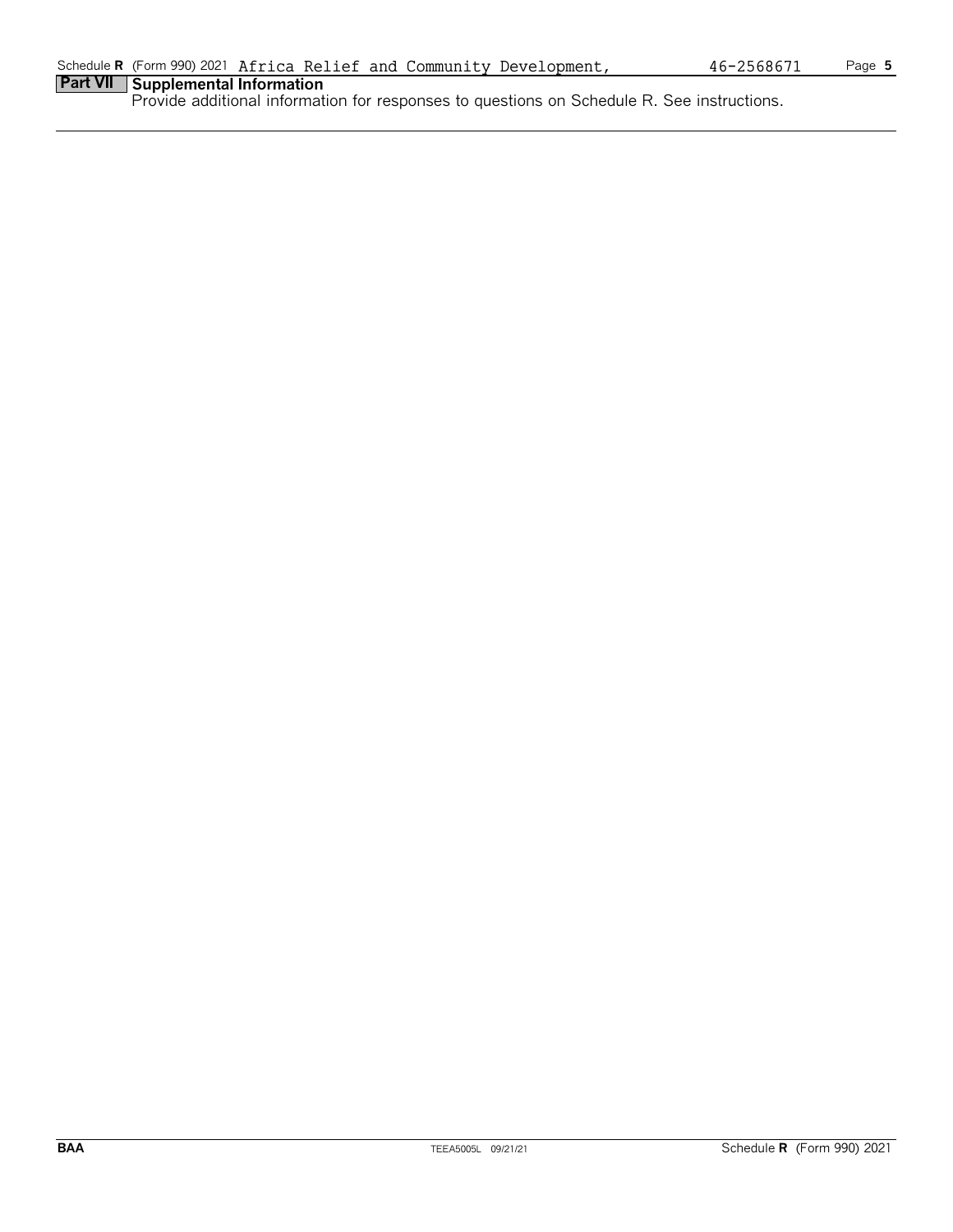Schedule R (Form 990) 2021 Africa Relief and Community Development, 46-2568671

## Part VII Supplemental Information

Provide additional information for responses to questions on Schedule R. See instructions.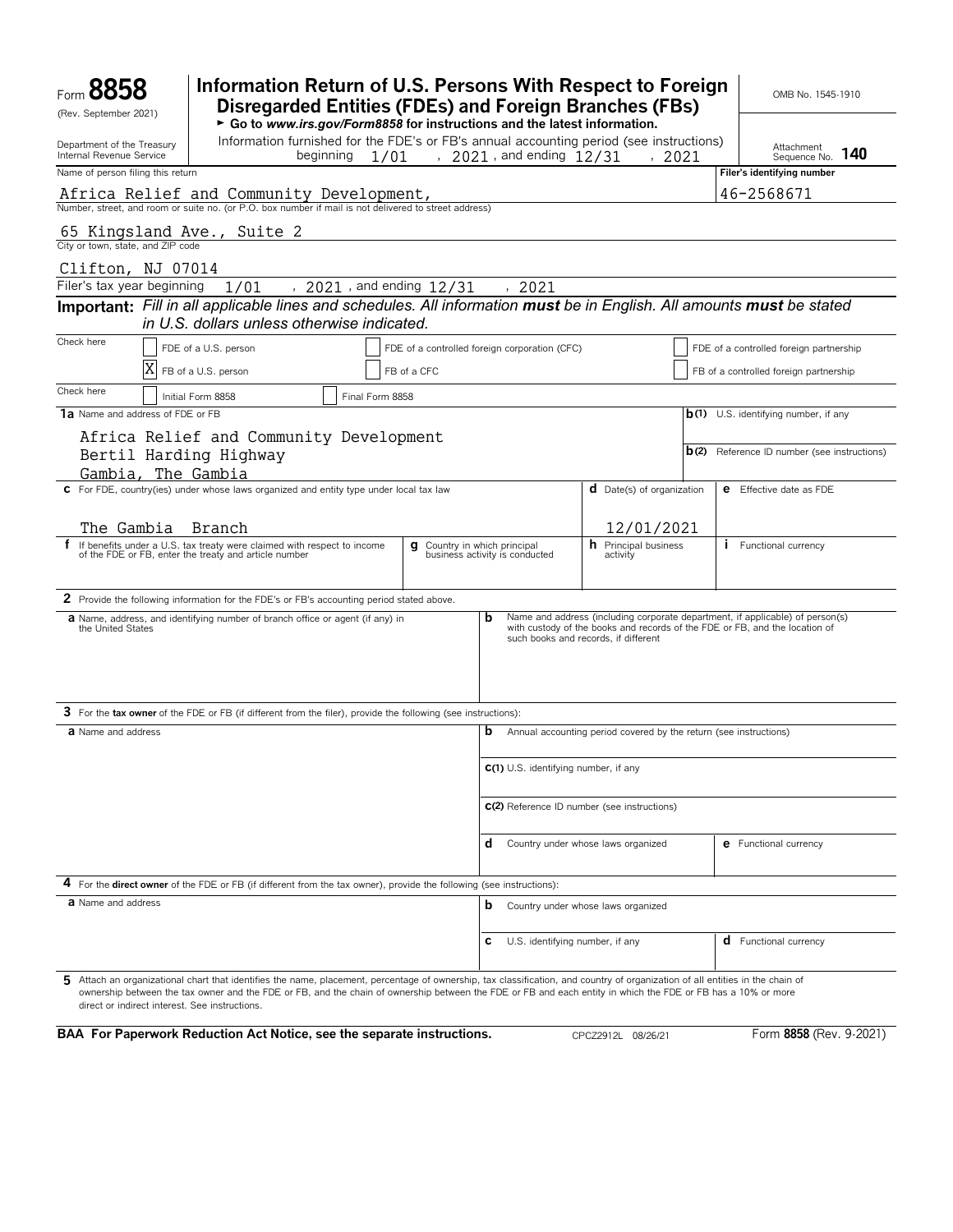Form **8858** (Rev. September 2021)

Department of the Treasury Internal Revenue Service

# Information Return of U.S. Persons With Respect to Foreign Disregarded Entities (FDEs) and Foreign Branches (FBs)

► Go to *www.irs.gov/Form8858* for instructions and the latest information.

Information furnished for the FDE's or FB's annual accounting period (see instructions) beginning 1/01 , 2021 , and ending 12/31 , 2021

OMB No. 1545-1910

Attachment Sequence No. **140**

| Name of person filing this return | Filer's identifying number |
|---|---|
| Africa Relief and Community Development, | 46-2568671 |

Number, street, and room or suite no. (or P.O. box number if mail is not delivered to street address)
65 Kingsland Ave., Suite 2

City or town, state, and ZIP code
Clifton, NJ 07014

Filer's tax year beginning 1/01 , 2021 , and ending 12/31 , 2021

**Important:** *Fill in all applicable lines and schedules. All information **must** be in English. All amounts **must** be stated in U.S. dollars unless otherwise indicated.*

Check here
- [ ] FDE of a U.S. person
- [ ] FDE of a controlled foreign corporation (CFC)
- [ ] FDE of a controlled foreign partnership
- [X] FB of a U.S. person
- [ ] FB of a CFC
- [ ] FB of a controlled foreign partnership

Check here
- [ ] Initial Form 8858
- [ ] Final Form 8858

**1a** Name and address of FDE or FB
Africa Relief and Community Development
Bertil Harding Highway
Gambia, The Gambia

**b(1)** U.S. identifying number, if any

**b(2)** Reference ID number (see instructions)

| **c** For FDE, country(ies) under whose laws organized and entity type under local tax law | **d** Date(s) of organization | **e** Effective date as FDE |
|---|---|---|
| The Gambia Branch | 12/01/2021 | |

| **f** If benefits under a U.S. tax treaty were claimed with respect to income of the FDE or FB, enter the treaty and article number | **g** Country in which principal business activity is conducted | **h** Principal business activity | **i** Functional currency |
|---|---|---|---|
| | | | |

**2** Provide the following information for the FDE's or FB's accounting period stated above.

**a** Name, address, and identifying number of branch office or agent (if any) in the United States

**b** Name and address (including corporate department, if applicable) of person(s) with custody of the books and records of the FDE or FB, and the location of such books and records, if different

**3** For the **tax owner** of the FDE or FB (if different from the filer), provide the following (see instructions):

**a** Name and address

**b** Annual accounting period covered by the return (see instructions)

**c(1)** U.S. identifying number, if any

**c(2)** Reference ID number (see instructions)

**d** Country under whose laws organized

**e** Functional currency

**4** For the **direct owner** of the FDE or FB (if different from the tax owner), provide the following (see instructions):

**a** Name and address

**b** Country under whose laws organized

**c** U.S. identifying number, if any

**d** Functional currency

**5** Attach an organizational chart that identifies the name, placement, percentage of ownership, tax classification, and country of organization of all entities in the chain of ownership between the tax owner and the FDE or FB, and the chain of ownership between the FDE or FB and each entity in which the FDE or FB has a 10% or more direct or indirect interest. See instructions.

**BAA For Paperwork Reduction Act Notice, see the separate instructions.** CPCZ2912L 08/26/21 Form **8858** (Rev. 9-2021)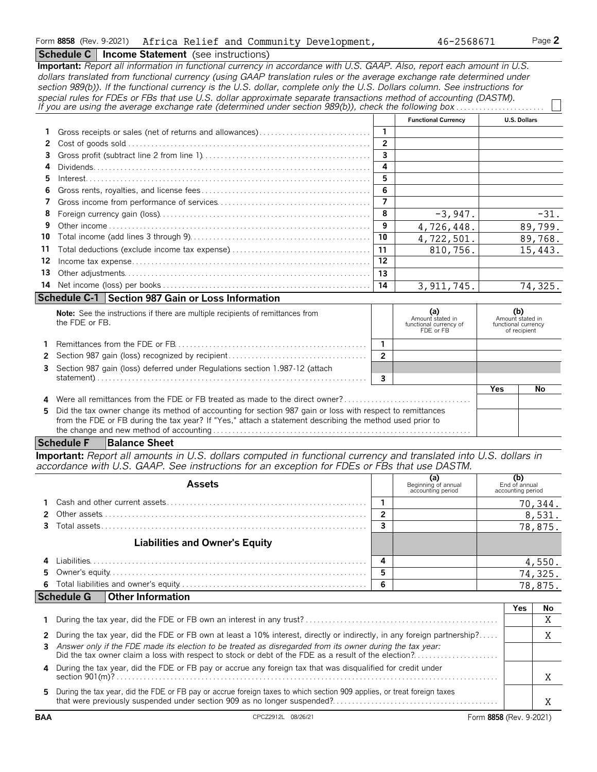Form 8858 (Rev. 9-2021) Africa Relief and Community Development, 46-2568671 Page 2

## Schedule C Income Statement (see instructions)

**Important:** *Report all information in functional currency in accordance with U.S. GAAP. Also, report each amount in U.S. dollars translated from functional currency (using GAAP translation rules or the average exchange rate determined under section 989(b)). If the functional currency is the U.S. dollar, complete only the U.S. Dollars column. See instructions for special rules for FDEs or FBs that use U.S. dollar approximate separate transactions method of accounting (DASTM).*
*If you are using the average exchange rate (determined under section 989(b)), check the following box* ☐

| | | | Functional Currency | U.S. Dollars |
|---|---|---|---|---|
| 1 | Gross receipts or sales (net of returns and allowances) | 1 | | |
| 2 | Cost of goods sold | 2 | | |
| 3 | Gross profit (subtract line 2 from line 1) | 3 | | |
| 4 | Dividends | 4 | | |
| 5 | Interest | 5 | | |
| 6 | Gross rents, royalties, and license fees | 6 | | |
| 7 | Gross income from performance of services | 7 | | |
| 8 | Foreign currency gain (loss) | 8 | -3,947. | -31. |
| 9 | Other income | 9 | 4,726,448. | 89,799. |
| 10 | Total income (add lines 3 through 9) | 10 | 4,722,501. | 89,768. |
| 11 | Total deductions (exclude income tax expense) | 11 | 810,756. | 15,443. |
| 12 | Income tax expense | 12 | | |
| 13 | Other adjustments | 13 | | |
| 14 | Net income (loss) per books | 14 | 3,911,745. | 74,325. |

## Schedule C-1 Section 987 Gain or Loss Information

| | **Note:** See the instructions if there are multiple recipients of remittances from the FDE or FB. | | (a) Amount stated in functional currency of FDE or FB | (b) Amount stated in functional currency of recipient |
|---|---|---|---|---|
| 1 | Remittances from the FDE or FB | 1 | | |
| 2 | Section 987 gain (loss) recognized by recipient | 2 | | |
| 3 | Section 987 gain (loss) deferred under Regulations section 1.987-12 (attach statement) | 3 | | |

| | | Yes | No |
|---|---|---|---|
| 4 | Were all remittances from the FDE or FB treated as made to the direct owner? | | |
| 5 | Did the tax owner change its method of accounting for section 987 gain or loss with respect to remittances from the FDE or FB during the tax year? If "Yes," attach a statement describing the method used prior to the change and new method of accounting | | |

## Schedule F Balance Sheet

**Important:** *Report all amounts in U.S. dollars computed in functional currency and translated into U.S. dollars in accordance with U.S. GAAP. See instructions for an exception for FDEs or FBs that use DASTM.*

| | Assets | | (a) Beginning of annual accounting period | (b) End of annual accounting period |
|---|---|---|---|---|
| 1 | Cash and other current assets | 1 | | 70,344. |
| 2 | Other assets | 2 | | 8,531. |
| 3 | Total assets | 3 | | 78,875. |
| | **Liabilities and Owner's Equity** | | | |
| 4 | Liabilities | 4 | | 4,550. |
| 5 | Owner's equity | 5 | | 74,325. |
| 6 | Total liabilities and owner's equity | 6 | | 78,875. |

## Schedule G Other Information

| | | Yes | No |
|---|---|---|---|
| 1 | During the tax year, did the FDE or FB own an interest in any trust? | | X |
| 2 | During the tax year, did the FDE or FB own at least a 10% interest, directly or indirectly, in any foreign partnership? | | X |
| 3 | *Answer only if the FDE made its election to be treated as disregarded from its owner during the tax year:* Did the tax owner claim a loss with respect to stock or debt of the FDE as a result of the election? | | |
| 4 | During the tax year, did the FDE or FB pay or accrue any foreign tax that was disqualified for credit under section 901(m)? | | X |
| 5 | During the tax year, did the FDE or FB pay or accrue foreign taxes to which section 909 applies, or treat foreign taxes that were previously suspended under section 909 as no longer suspended? | | X |

BAA CPCZ2912L 08/26/21 Form 8858 (Rev. 9-2021)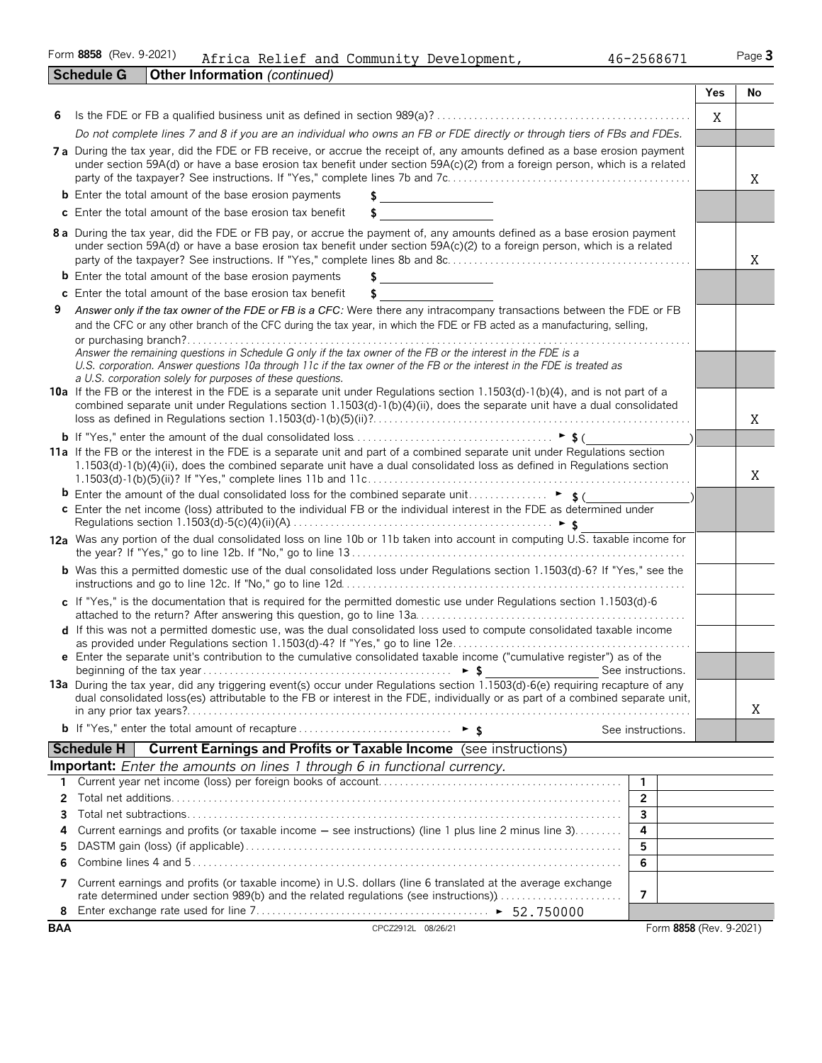Form **8858** (Rev. 9-2021) Africa Relief and Community Development, 46-2568671 Page **3**

## Schedule G — Other Information *(continued)*

| | | Yes | No |
|---|---|---|---|
| **6** | Is the FDE or FB a qualified business unit as defined in section 989(a)? | X | |
| | *Do not complete lines 7 and 8 if you are an individual who owns an FB or FDE directly or through tiers of FBs and FDEs.* | | |
| **7a** | During the tax year, did the FDE or FB receive, or accrue the receipt of, any amounts defined as a base erosion payment under section 59A(d) or have a base erosion tax benefit under section 59A(c)(2) from a foreign person, which is a related party of the taxpayer? See instructions. If "Yes," complete lines 7b and 7c. | | X |
| **b** | Enter the total amount of the base erosion payments $ | | |
| **c** | Enter the total amount of the base erosion tax benefit $ | | |
| **8a** | During the tax year, did the FDE or FB pay, or accrue the payment of, any amounts defined as a base erosion payment under section 59A(d) or have a base erosion tax benefit under section 59A(c)(2) to a foreign person, which is a related party of the taxpayer? See instructions. If "Yes," complete lines 8b and 8c. | | X |
| **b** | Enter the total amount of the base erosion payments $ | | |
| **c** | Enter the total amount of the base erosion tax benefit $ | | |
| **9** | *Answer only if the tax owner of the FDE or FB is a CFC:* Were there any intracompany transactions between the FDE or FB and the CFC or any other branch of the CFC during the tax year, in which the FDE or FB acted as a manufacturing, selling, or purchasing branch? | | |
| | *Answer the remaining questions in Schedule G only if the tax owner of the FB or the interest in the FDE is a U.S. corporation. Answer questions 10a through 11c if the tax owner of the FB or the interest in the FDE is treated as a U.S. corporation solely for purposes of these questions.* | | |
| **10a** | If the FB or the interest in the FDE is a separate unit under Regulations section 1.1503(d)-1(b)(4), and is not part of a combined separate unit under Regulations section 1.1503(d)-1(b)(4)(ii), does the separate unit have a dual consolidated loss as defined in Regulations section 1.1503(d)-1(b)(5)(ii)? | | X |
| **b** | If "Yes," enter the amount of the dual consolidated loss ► $ ( ) | | |
| **11a** | If the FB or the interest in the FDE is a separate unit and part of a combined separate unit under Regulations section 1.1503(d)-1(b)(4)(ii), does the combined separate unit have a dual consolidated loss as defined in Regulations section 1.1503(d)-1(b)(5)(ii)? If "Yes," complete lines 11b and 11c. | | X |
| **b** | Enter the amount of the dual consolidated loss for the combined separate unit ► $ ( ) | | |
| **c** | Enter the net income (loss) attributed to the individual FB or the individual interest in the FDE as determined under Regulations section 1.1503(d)-5(c)(4)(ii)(A) ► $ | | |
| **12a** | Was any portion of the dual consolidated loss on line 10b or 11b taken into account in computing U.S. taxable income for the year? If "Yes," go to line 12b. If "No," go to line 13 | | |
| **b** | Was this a permitted domestic use of the dual consolidated loss under Regulations section 1.1503(d)-6? If "Yes," see the instructions and go to line 12c. If "No," go to line 12d | | |
| **c** | If "Yes," is the documentation that is required for the permitted domestic use under Regulations section 1.1503(d)-6 attached to the return? After answering this question, go to line 13a | | |
| **d** | If this was not a permitted domestic use, was the dual consolidated loss used to compute consolidated taxable income as provided under Regulations section 1.1503(d)-4? If "Yes," go to line 12e | | |
| **e** | Enter the separate unit's contribution to the cumulative consolidated taxable income ("cumulative register") as of the beginning of the tax year ► $ See instructions. | | |
| **13a** | During the tax year, did any triggering event(s) occur under Regulations section 1.1503(d)-6(e) requiring recapture of any dual consolidated loss(es) attributable to the FB or interest in the FDE, individually or as part of a combined separate unit, in any prior tax years? | | X |
| **b** | If "Yes," enter the total amount of recapture ► $ See instructions. | | |

## Schedule H — Current Earnings and Profits or Taxable Income (see instructions)

**Important:** *Enter the amounts on lines 1 through 6 in functional currency.*

| | | | |
|---|---|---|---|
| **1** | Current year net income (loss) per foreign books of account | 1 | |
| **2** | Total net additions | 2 | |
| **3** | Total net subtractions | 3 | |
| **4** | Current earnings and profits (or taxable income — see instructions) (line 1 plus line 2 minus line 3) | 4 | |
| **5** | DASTM gain (loss) (if applicable) | 5 | |
| **6** | Combine lines 4 and 5 | 6 | |
| **7** | Current earnings and profits (or taxable income) in U.S. dollars (line 6 translated at the average exchange rate determined under section 989(b) and the related regulations (see instructions)) | 7 | |
| **8** | Enter exchange rate used for line 7 ► 52.750000 | | |

**BAA** CPCZ2912L 08/26/21 Form **8858** (Rev. 9-2021)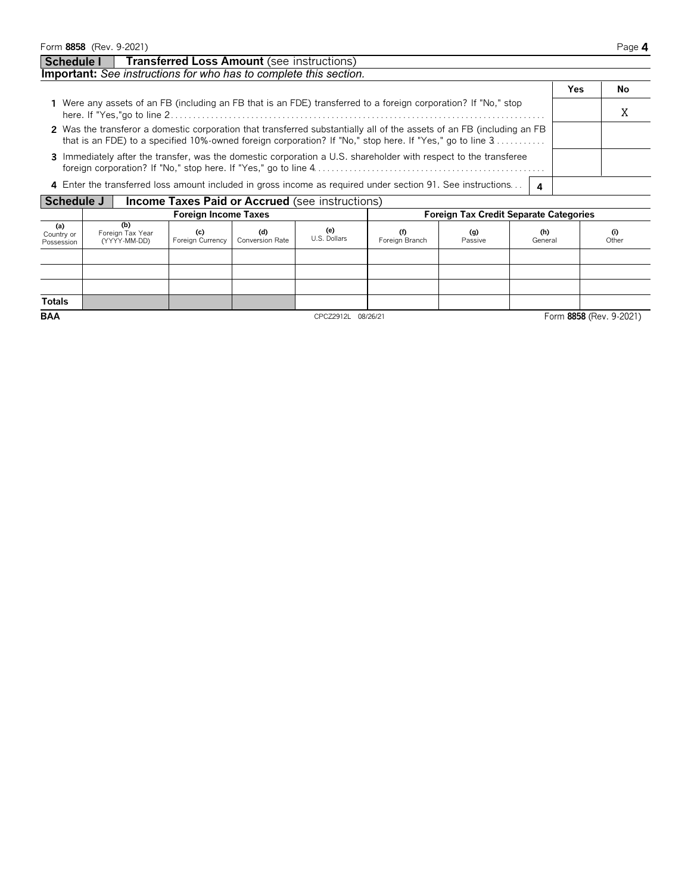## Schedule I — Transferred Loss Amount (see instructions)

**Important:** *See instructions for who has to complete this section.*

| | | Yes | No |
|---|---|---|---|
| 1 | Were any assets of an FB (including an FB that is an FDE) transferred to a foreign corporation? If "No," stop here. If "Yes,"go to line 2 | | X |
| 2 | Was the transferor a domestic corporation that transferred substantially all of the assets of an FB (including an FB that is an FDE) to a specified 10%-owned foreign corporation? If "No," stop here. If "Yes," go to line 3 | | |
| 3 | Immediately after the transfer, was the domestic corporation a U.S. shareholder with respect to the transferee foreign corporation? If "No," stop here. If "Yes," go to line 4 | | |
| 4 | Enter the transferred loss amount included in gross income as required under section 91. See instructions | 4 | |

## Schedule J — Income Taxes Paid or Accrued (see instructions)

| Foreign Income Taxes | | | | | Foreign Tax Credit Separate Categories | | | |
|---|---|---|---|---|---|---|---|---|
| (a) Country or Possession | (b) Foreign Tax Year (YYYY-MM-DD) | (c) Foreign Currency | (d) Conversion Rate | (e) U.S. Dollars | (f) Foreign Branch | (g) Passive | (h) General | (i) Other |
| | | | | | | | | |
| | | | | | | | | |
| | | | | | | | | |
| Totals | | | | | | | | |

BAA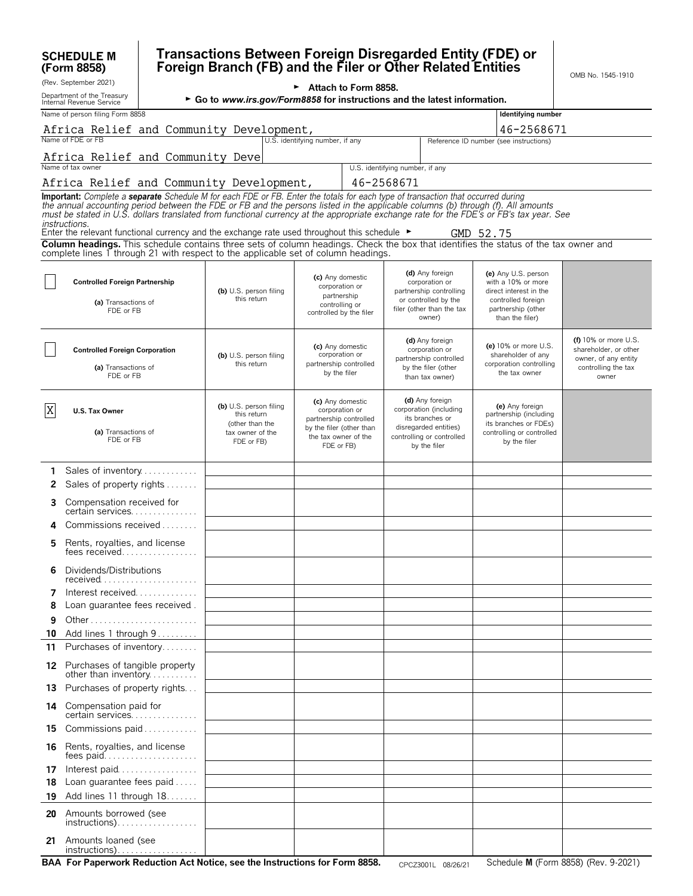**SCHEDULE M (Form 8858)**
(Rev. September 2021)
Department of the Treasury
Internal Revenue Service

# Transactions Between Foreign Disregarded Entity (FDE) or Foreign Branch (FB) and the Filer or Other Related Entities

► Attach to Form 8858.
► Go to *www.irs.gov/Form8858* for instructions and the latest information.

OMB No. 1545-1910

| Name of person filing Form 8858 | Identifying number |
|---|---|
| Africa Relief and Community Development, | 46-2568671 |

| Name of FDE or FB | U.S. identifying number, if any | Reference ID number (see instructions) |
|---|---|---|
| Africa Relief and Community Deve | | |

| Name of tax owner | U.S. identifying number, if any |
|---|---|
| Africa Relief and Community Development, | 46-2568671 |

**Important:** *Complete a **separate** Schedule M for each FDE or FB. Enter the totals for each type of transaction that occurred during the annual accounting period between the FDE or FB and the persons listed in the applicable columns (b) through (f). All amounts must be stated in U.S. dollars translated from functional currency at the appropriate exchange rate for the FDE's or FB's tax year. See instructions.*

Enter the relevant functional currency and the exchange rate used throughout this schedule ► GMD 52.75

**Column headings.** This schedule contains three sets of column headings. Check the box that identifies the status of the tax owner and complete lines 1 through 21 with respect to the applicable set of column headings.

| | | | | | |
|---|---|---|---|---|---|
| ☐ **Controlled Foreign Partnership** (a) Transactions of FDE or FB | (b) U.S. person filing this return | (c) Any domestic corporation or partnership controlling or controlled by the filer | (d) Any foreign corporation or partnership controlling or controlled by the filer (other than the tax owner) | (e) Any U.S. person with a 10% or more direct interest in the controlled foreign partnership (other than the filer) | |
| ☐ **Controlled Foreign Corporation** (a) Transactions of FDE or FB | (b) U.S. person filing this return | (c) Any domestic corporation or partnership controlled by the filer | (d) Any foreign corporation or partnership controlled by the filer (other than tax owner) | (e) 10% or more U.S. shareholder of any corporation controlling the tax owner | (f) 10% or more U.S. shareholder, or other owner, of any entity controlling the tax owner |
| ☒ **U.S. Tax Owner** (a) Transactions of FDE or FB | (b) U.S. person filing this return (other than the tax owner of the FDE or FB) | (c) Any domestic corporation or partnership controlled by the filer (other than the tax owner of the FDE or FB) | (d) Any foreign corporation (including its branches or disregarded entities) controlling or controlled by the filer | (e) Any foreign partnership (including its branches or FDEs) controlling or controlled by the filer | |
| **1** Sales of inventory | | | | | |
| **2** Sales of property rights | | | | | |
| **3** Compensation received for certain services | | | | | |
| **4** Commissions received | | | | | |
| **5** Rents, royalties, and license fees received | | | | | |
| **6** Dividends/Distributions received | | | | | |
| **7** Interest received | | | | | |
| **8** Loan guarantee fees received | | | | | |
| **9** Other | | | | | |
| **10** Add lines 1 through 9 | | | | | |
| **11** Purchases of inventory | | | | | |
| **12** Purchases of tangible property other than inventory | | | | | |
| **13** Purchases of property rights | | | | | |
| **14** Compensation paid for certain services | | | | | |
| **15** Commissions paid | | | | | |
| **16** Rents, royalties, and license fees paid | | | | | |
| **17** Interest paid | | | | | |
| **18** Loan guarantee fees paid | | | | | |
| **19** Add lines 11 through 18 | | | | | |
| **20** Amounts borrowed (see instructions) | | | | | |
| **21** Amounts loaned (see instructions) | | | | | |

**BAA For Paperwork Reduction Act Notice, see the Instructions for Form 8858.** CPCZ3001L 08/26/21 Schedule **M** (Form 8858) (Rev. 9-2021)